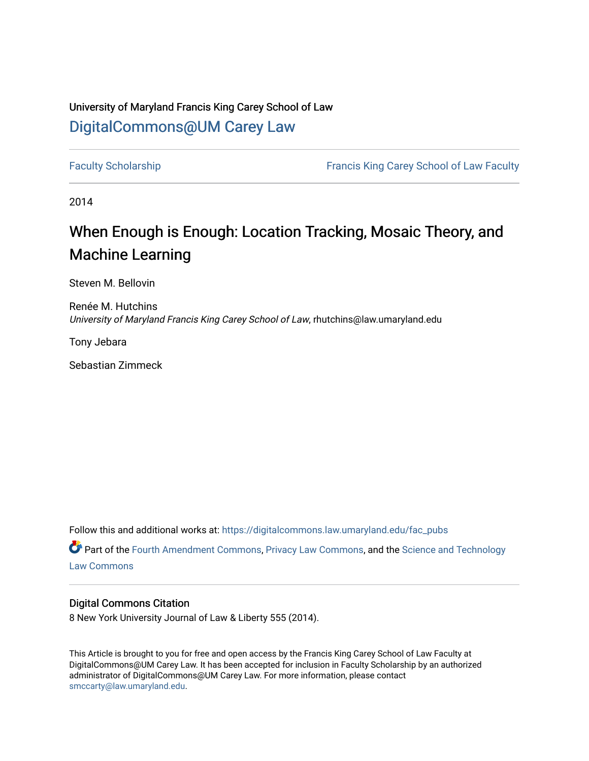University of Maryland Francis King Carey School of Law

DigitalCommons@UM Carey Law

Faculty Scholarship | Francis King Carey School of Law Faculty

2014

# When Enough is Enough: Location Tracking, Mosaic Theory, and Machine Learning

Steven M. Bellovin

Renée M. Hutchins
*University of Maryland Francis King Carey School of Law*, rhutchins@law.umaryland.edu

Tony Jebara

Sebastian Zimmeck

Follow this and additional works at: https://digitalcommons.law.umaryland.edu/fac_pubs

Part of the Fourth Amendment Commons, Privacy Law Commons, and the Science and Technology Law Commons

## Digital Commons Citation

8 New York University Journal of Law & Liberty 555 (2014).

This Article is brought to you for free and open access by the Francis King Carey School of Law Faculty at DigitalCommons@UM Carey Law. It has been accepted for inclusion in Faculty Scholarship by an authorized administrator of DigitalCommons@UM Carey Law. For more information, please contact smccarty@law.umaryland.edu.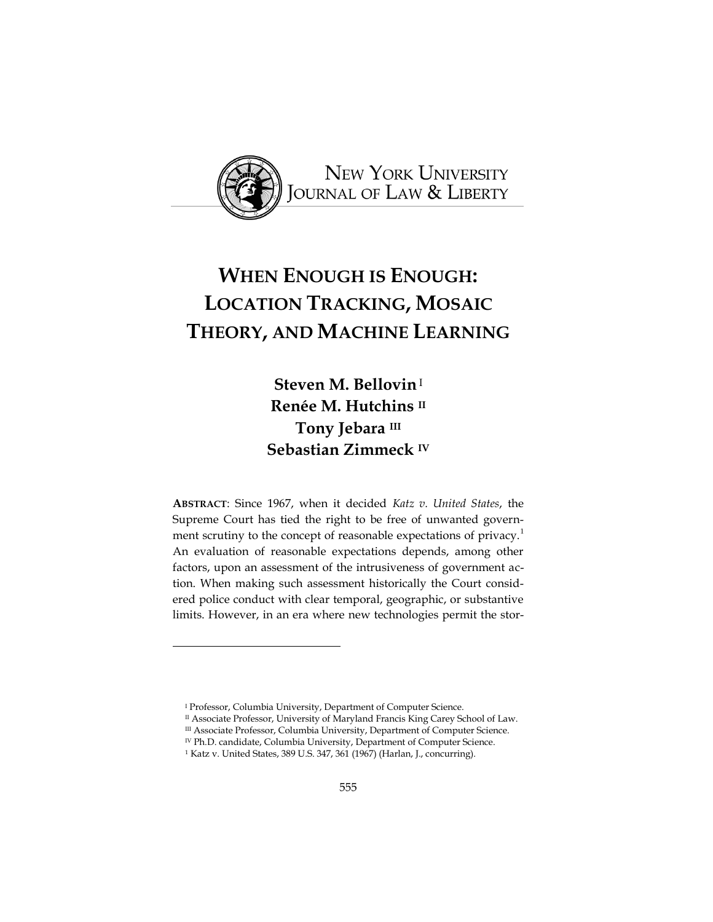NEW YORK UNIVERSITY JOURNAL OF LAW & LIBERTY

# WHEN ENOUGH IS ENOUGH: LOCATION TRACKING, MOSAIC THEORY, AND MACHINE LEARNING

**Steven M. Bellovin** [I]
**Renée M. Hutchins** [II]
**Tony Jebara** [III]
**Sebastian Zimmeck** [IV]

**ABSTRACT**: Since 1967, when it decided *Katz v. United States*, the Supreme Court has tied the right to be free of unwanted government scrutiny to the concept of reasonable expectations of privacy.[1] An evaluation of reasonable expectations depends, among other factors, upon an assessment of the intrusiveness of government action. When making such assessment historically the Court considered police conduct with clear temporal, geographic, or substantive limits. However, in an era where new technologies permit the stor-

---

[I] Professor, Columbia University, Department of Computer Science.

[II] Associate Professor, University of Maryland Francis King Carey School of Law.

[III] Associate Professor, Columbia University, Department of Computer Science.

[IV] Ph.D. candidate, Columbia University, Department of Computer Science.

[1] Katz v. United States, 389 U.S. 347, 361 (1967) (Harlan, J., concurring).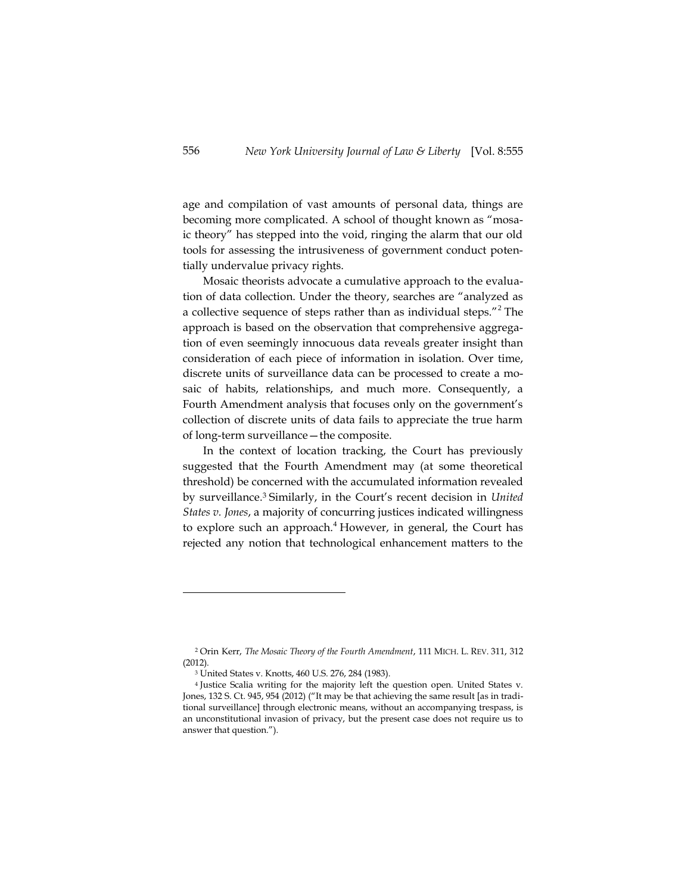age and compilation of vast amounts of personal data, things are becoming more complicated. A school of thought known as "mosaic theory" has stepped into the void, ringing the alarm that our old tools for assessing the intrusiveness of government conduct potentially undervalue privacy rights.

Mosaic theorists advocate a cumulative approach to the evaluation of data collection. Under the theory, searches are "analyzed as a collective sequence of steps rather than as individual steps."[2] The approach is based on the observation that comprehensive aggregation of even seemingly innocuous data reveals greater insight than consideration of each piece of information in isolation. Over time, discrete units of surveillance data can be processed to create a mosaic of habits, relationships, and much more. Consequently, a Fourth Amendment analysis that focuses only on the government's collection of discrete units of data fails to appreciate the true harm of long-term surveillance—the composite.

In the context of location tracking, the Court has previously suggested that the Fourth Amendment may (at some theoretical threshold) be concerned with the accumulated information revealed by surveillance.[3] Similarly, in the Court's recent decision in *United States v. Jones*, a majority of concurring justices indicated willingness to explore such an approach.[4] However, in general, the Court has rejected any notion that technological enhancement matters to the

---

[2] Orin Kerr, *The Mosaic Theory of the Fourth Amendment*, 111 MICH. L. REV. 311, 312 (2012).

[3] United States v. Knotts, 460 U.S. 276, 284 (1983).

[4] Justice Scalia writing for the majority left the question open. United States v. Jones, 132 S. Ct. 945, 954 (2012) ("It may be that achieving the same result [as in traditional surveillance] through electronic means, without an accompanying trespass, is an unconstitutional invasion of privacy, but the present case does not require us to answer that question.").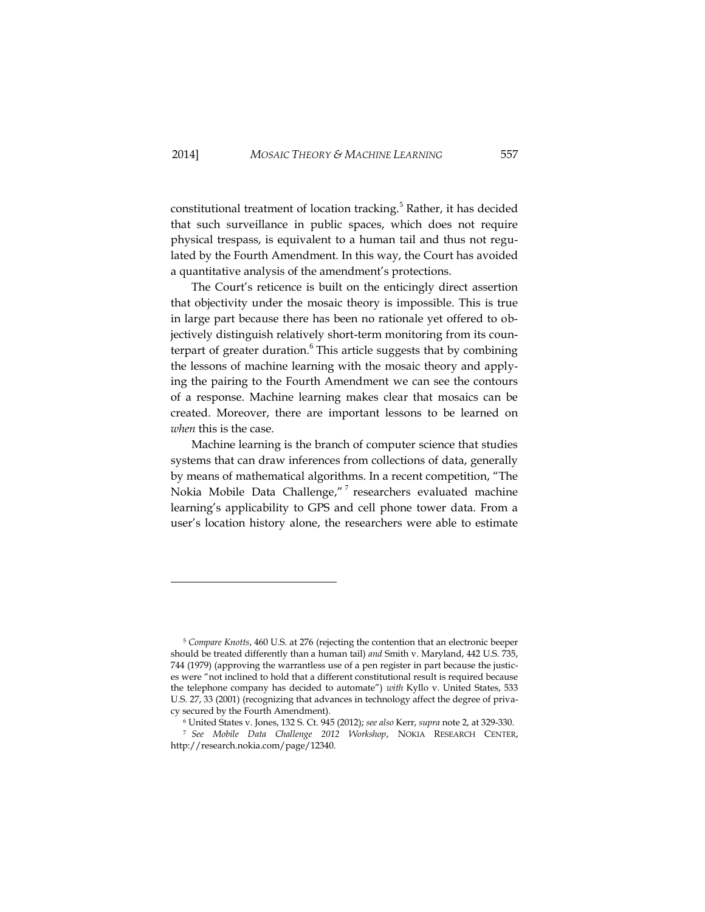constitutional treatment of location tracking.[5] Rather, it has decided that such surveillance in public spaces, which does not require physical trespass, is equivalent to a human tail and thus not regulated by the Fourth Amendment. In this way, the Court has avoided a quantitative analysis of the amendment's protections.

The Court's reticence is built on the enticingly direct assertion that objectivity under the mosaic theory is impossible. This is true in large part because there has been no rationale yet offered to objectively distinguish relatively short-term monitoring from its counterpart of greater duration.[6] This article suggests that by combining the lessons of machine learning with the mosaic theory and applying the pairing to the Fourth Amendment we can see the contours of a response. Machine learning makes clear that mosaics can be created. Moreover, there are important lessons to be learned on *when* this is the case.

Machine learning is the branch of computer science that studies systems that can draw inferences from collections of data, generally by means of mathematical algorithms. In a recent competition, "The Nokia Mobile Data Challenge,"[7] researchers evaluated machine learning's applicability to GPS and cell phone tower data. From a user's location history alone, the researchers were able to estimate

---

[5] *Compare Knotts*, 460 U.S. at 276 (rejecting the contention that an electronic beeper should be treated differently than a human tail) *and* Smith v. Maryland, 442 U.S. 735, 744 (1979) (approving the warrantless use of a pen register in part because the justices were "not inclined to hold that a different constitutional result is required because the telephone company has decided to automate") *with* Kyllo v. United States, 533 U.S. 27, 33 (2001) (recognizing that advances in technology affect the degree of privacy secured by the Fourth Amendment).

[6] United States v. Jones, 132 S. Ct. 945 (2012); *see also* Kerr, *supra* note 2, at 329-330.

[7] *See Mobile Data Challenge 2012 Workshop*, NOKIA RESEARCH CENTER, http://research.nokia.com/page/12340.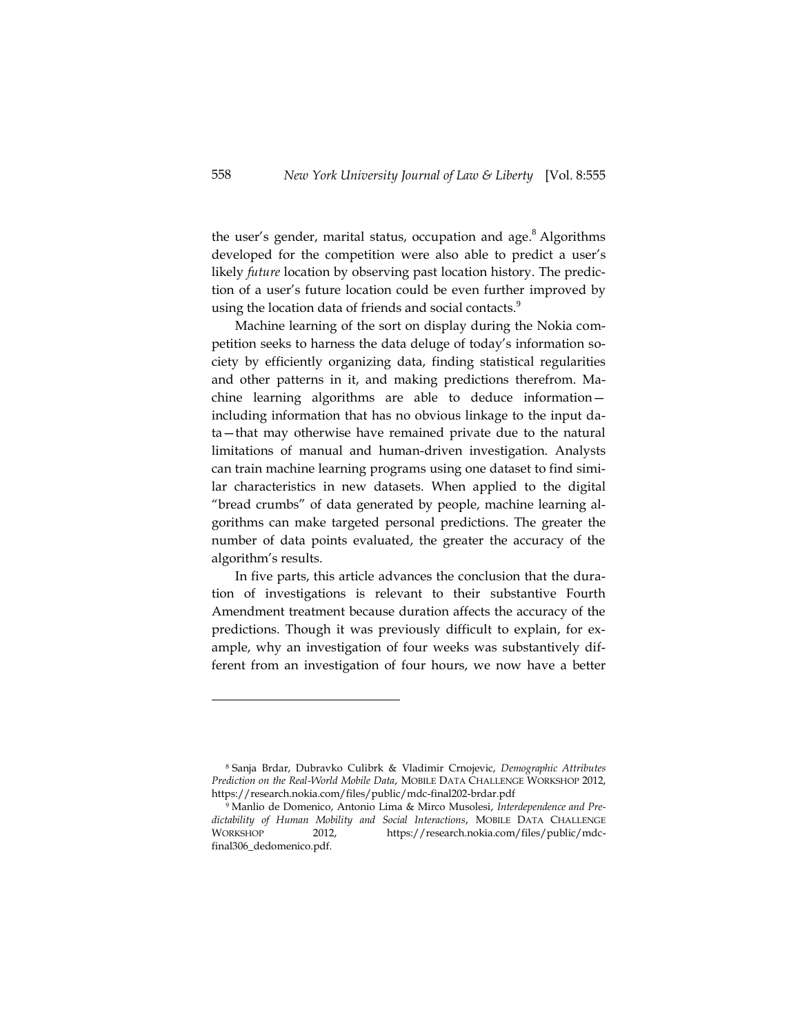the user's gender, marital status, occupation and age.[8] Algorithms developed for the competition were also able to predict a user's likely *future* location by observing past location history. The prediction of a user's future location could be even further improved by using the location data of friends and social contacts.[9]

Machine learning of the sort on display during the Nokia competition seeks to harness the data deluge of today's information society by efficiently organizing data, finding statistical regularities and other patterns in it, and making predictions therefrom. Machine learning algorithms are able to deduce information—including information that has no obvious linkage to the input data—that may otherwise have remained private due to the natural limitations of manual and human-driven investigation. Analysts can train machine learning programs using one dataset to find similar characteristics in new datasets. When applied to the digital "bread crumbs" of data generated by people, machine learning algorithms can make targeted personal predictions. The greater the number of data points evaluated, the greater the accuracy of the algorithm's results.

In five parts, this article advances the conclusion that the duration of investigations is relevant to their substantive Fourth Amendment treatment because duration affects the accuracy of the predictions. Though it was previously difficult to explain, for example, why an investigation of four weeks was substantively different from an investigation of four hours, we now have a better

---

[8] Sanja Brdar, Dubravko Culibrk & Vladimir Crnojevic, *Demographic Attributes Prediction on the Real-World Mobile Data*, MOBILE DATA CHALLENGE WORKSHOP 2012, https://research.nokia.com/files/public/mdc-final202-brdar.pdf

[9] Manlio de Domenico, Antonio Lima & Mirco Musolesi, *Interdependence and Predictability of Human Mobility and Social Interactions*, MOBILE DATA CHALLENGE WORKSHOP 2012, https://research.nokia.com/files/public/mdc-final306_dedomenico.pdf.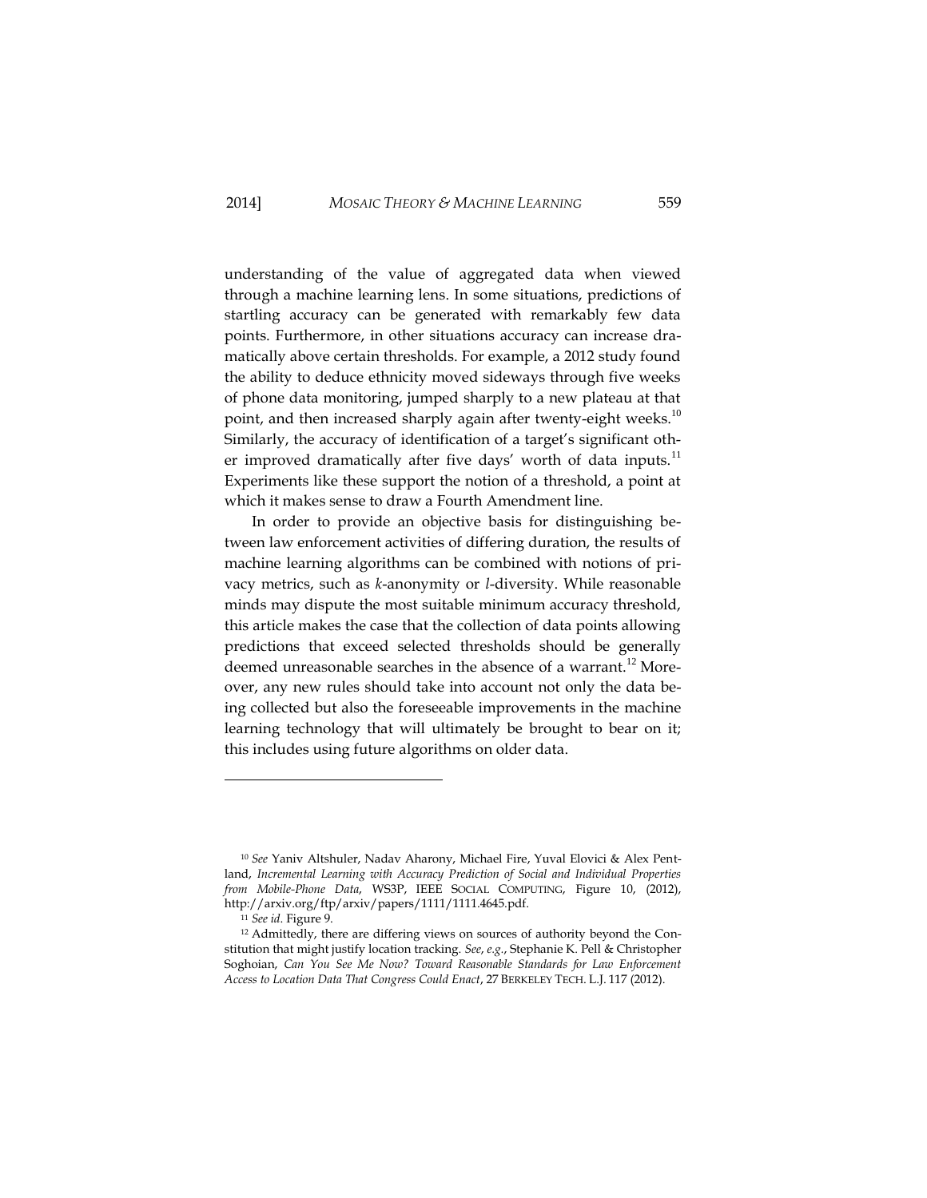understanding of the value of aggregated data when viewed through a machine learning lens. In some situations, predictions of startling accuracy can be generated with remarkably few data points. Furthermore, in other situations accuracy can increase dramatically above certain thresholds. For example, a 2012 study found the ability to deduce ethnicity moved sideways through five weeks of phone data monitoring, jumped sharply to a new plateau at that point, and then increased sharply again after twenty-eight weeks.[10] Similarly, the accuracy of identification of a target's significant other improved dramatically after five days' worth of data inputs.[11] Experiments like these support the notion of a threshold, a point at which it makes sense to draw a Fourth Amendment line.

In order to provide an objective basis for distinguishing between law enforcement activities of differing duration, the results of machine learning algorithms can be combined with notions of privacy metrics, such as *k*-anonymity or *l*-diversity. While reasonable minds may dispute the most suitable minimum accuracy threshold, this article makes the case that the collection of data points allowing predictions that exceed selected thresholds should be generally deemed unreasonable searches in the absence of a warrant.[12] Moreover, any new rules should take into account not only the data being collected but also the foreseeable improvements in the machine learning technology that will ultimately be brought to bear on it; this includes using future algorithms on older data.

---

[10] *See* Yaniv Altshuler, Nadav Aharony, Michael Fire, Yuval Elovici & Alex Pentland, *Incremental Learning with Accuracy Prediction of Social and Individual Properties from Mobile-Phone Data*, WS3P, IEEE SOCIAL COMPUTING, Figure 10, (2012), http://arxiv.org/ftp/arxiv/papers/1111/1111.4645.pdf.

[11] *See id.* Figure 9.

[12] Admittedly, there are differing views on sources of authority beyond the Constitution that might justify location tracking. *See, e.g.*, Stephanie K. Pell & Christopher Soghoian, *Can You See Me Now? Toward Reasonable Standards for Law Enforcement Access to Location Data That Congress Could Enact*, 27 BERKELEY TECH. L.J. 117 (2012).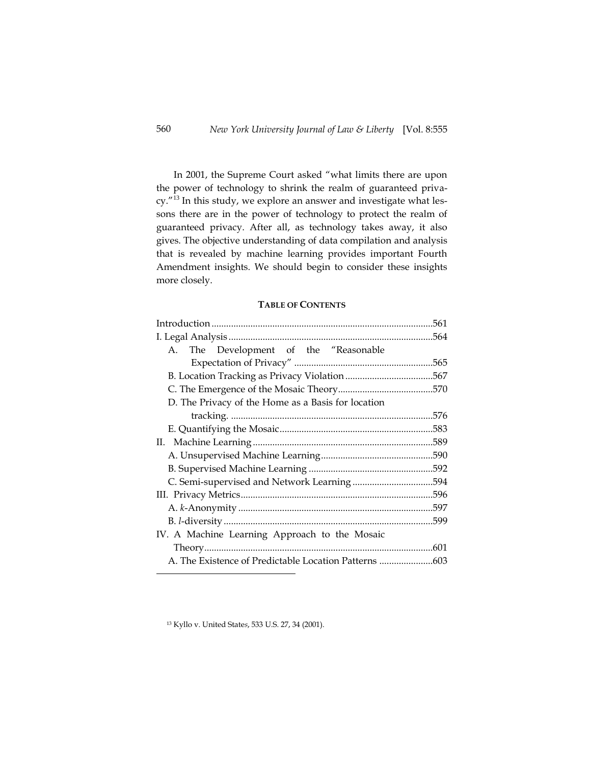In 2001, the Supreme Court asked "what limits there are upon the power of technology to shrink the realm of guaranteed privacy."[13] In this study, we explore an answer and investigate what lessons there are in the power of technology to protect the realm of guaranteed privacy. After all, as technology takes away, it also gives. The objective understanding of data compilation and analysis that is revealed by machine learning provides important Fourth Amendment insights. We should begin to consider these insights more closely.

**TABLE OF CONTENTS**

Introduction ..........................................................................................561
I. Legal Analysis ...................................................................................564
  A. The Development of the "Reasonable Expectation of Privacy" ........................................................565
  B. Location Tracking as Privacy Violation ....................................567
  C. The Emergence of the Mosaic Theory.......................................570
  D. The Privacy of the Home as a Basis for location tracking. ..................................................................................576
  E. Quantifying the Mosaic..............................................................583
II. Machine Learning .........................................................................589
  A. Unsupervised Machine Learning.............................................590
  B. Supervised Machine Learning ...................................................592
  C. Semi-supervised and Network Learning .................................594
III. Privacy Metrics..............................................................................596
  A. *k*-Anonymity ...............................................................................597
  B. *l*-diversity .....................................................................................599
IV. A Machine Learning Approach to the Mosaic Theory............................................................................................601
  A. The Existence of Predictable Location Patterns ......................603

---

[13] Kyllo v. United States, 533 U.S. 27, 34 (2001).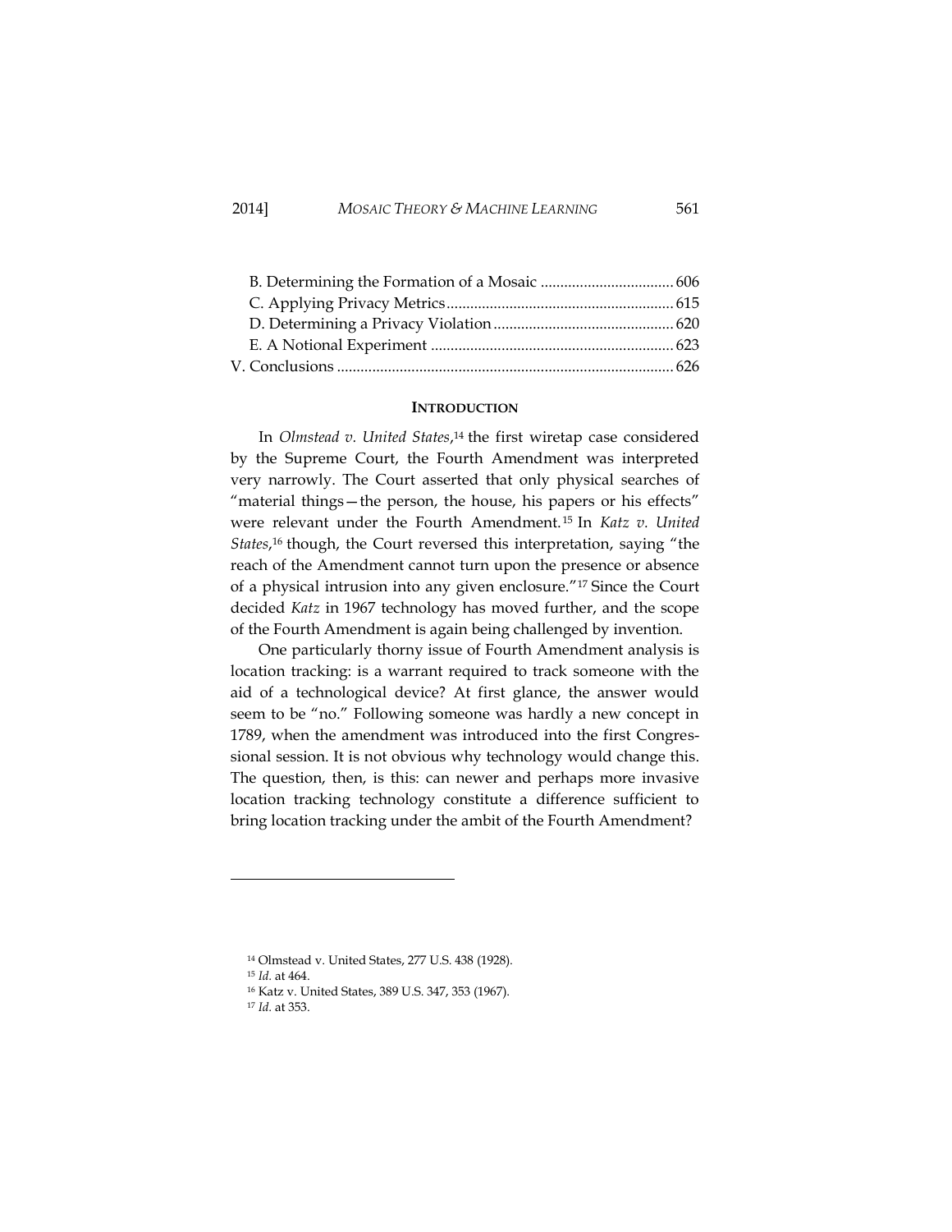B. Determining the Formation of a Mosaic ................................. 606
C. Applying Privacy Metrics......................................................... 615
D. Determining a Privacy Violation ............................................. 620
E. A Notional Experiment ............................................................. 623
V. Conclusions .................................................................................... 626

## INTRODUCTION

In *Olmstead v. United States*,[14] the first wiretap case considered by the Supreme Court, the Fourth Amendment was interpreted very narrowly. The Court asserted that only physical searches of "material things—the person, the house, his papers or his effects" were relevant under the Fourth Amendment.[15] In *Katz v. United States*,[16] though, the Court reversed this interpretation, saying "the reach of the Amendment cannot turn upon the presence or absence of a physical intrusion into any given enclosure."[17] Since the Court decided *Katz* in 1967 technology has moved further, and the scope of the Fourth Amendment is again being challenged by invention.

One particularly thorny issue of Fourth Amendment analysis is location tracking: is a warrant required to track someone with the aid of a technological device? At first glance, the answer would seem to be "no." Following someone was hardly a new concept in 1789, when the amendment was introduced into the first Congressional session. It is not obvious why technology would change this. The question, then, is this: can newer and perhaps more invasive location tracking technology constitute a difference sufficient to bring location tracking under the ambit of the Fourth Amendment?

---

[14] Olmstead v. United States, 277 U.S. 438 (1928).
[15] *Id.* at 464.
[16] Katz v. United States, 389 U.S. 347, 353 (1967).
[17] *Id.* at 353.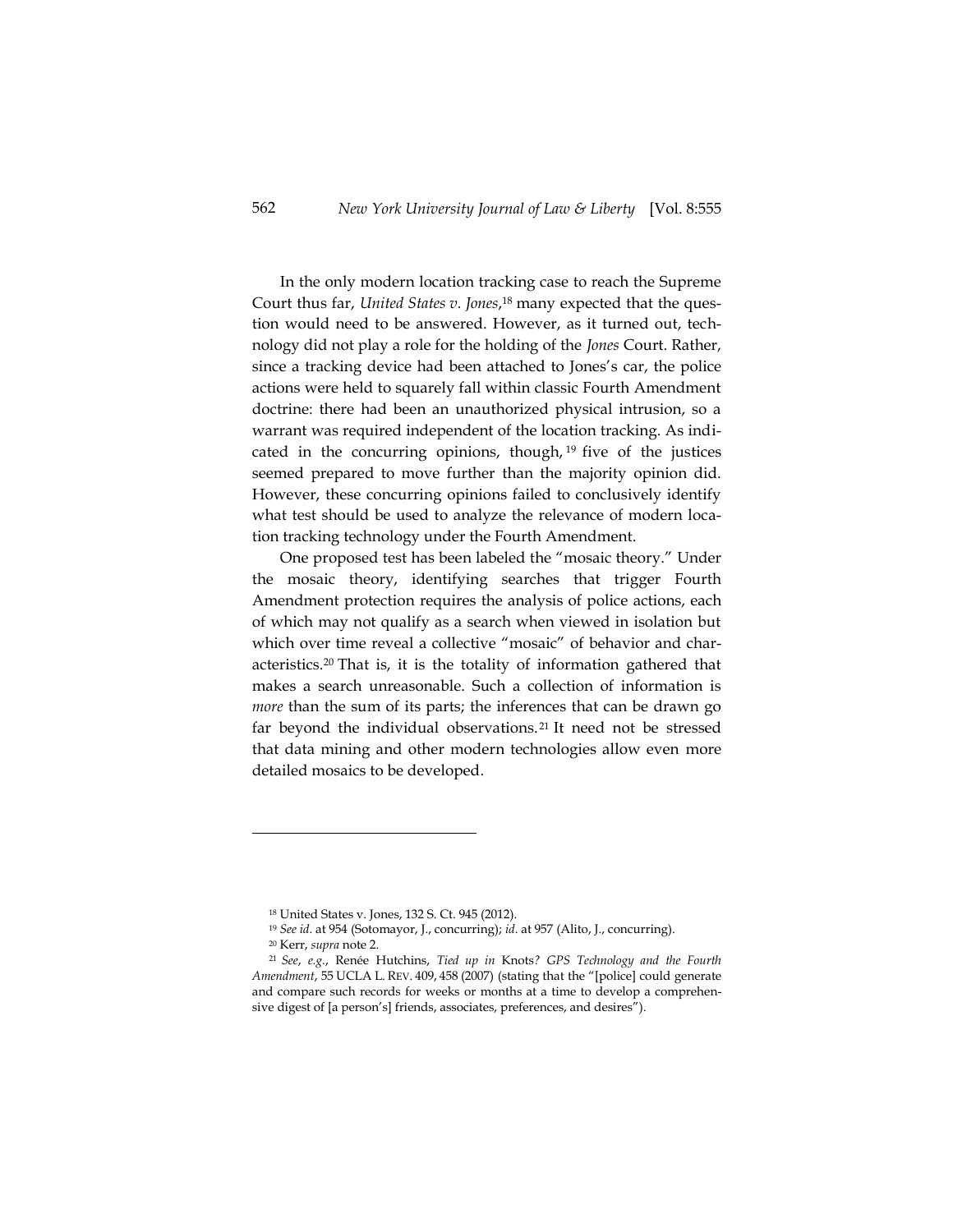In the only modern location tracking case to reach the Supreme Court thus far, *United States v. Jones*,[18] many expected that the question would need to be answered. However, as it turned out, technology did not play a role for the holding of the *Jones* Court. Rather, since a tracking device had been attached to Jones's car, the police actions were held to squarely fall within classic Fourth Amendment doctrine: there had been an unauthorized physical intrusion, so a warrant was required independent of the location tracking. As indicated in the concurring opinions, though,[19] five of the justices seemed prepared to move further than the majority opinion did. However, these concurring opinions failed to conclusively identify what test should be used to analyze the relevance of modern location tracking technology under the Fourth Amendment.

One proposed test has been labeled the "mosaic theory." Under the mosaic theory, identifying searches that trigger Fourth Amendment protection requires the analysis of police actions, each of which may not qualify as a search when viewed in isolation but which over time reveal a collective "mosaic" of behavior and characteristics.[20] That is, it is the totality of information gathered that makes a search unreasonable. Such a collection of information is *more* than the sum of its parts; the inferences that can be drawn go far beyond the individual observations.[21] It need not be stressed that data mining and other modern technologies allow even more detailed mosaics to be developed.

---

[18] United States v. Jones, 132 S. Ct. 945 (2012).

[19] *See id.* at 954 (Sotomayor, J., concurring); *id.* at 957 (Alito, J., concurring).

[20] Kerr, *supra* note 2.

[21] *See, e.g.*, Renée Hutchins, *Tied up in* Knots*? GPS Technology and the Fourth Amendment*, 55 UCLA L. REV. 409, 458 (2007) (stating that the "[police] could generate and compare such records for weeks or months at a time to develop a comprehensive digest of [a person's] friends, associates, preferences, and desires").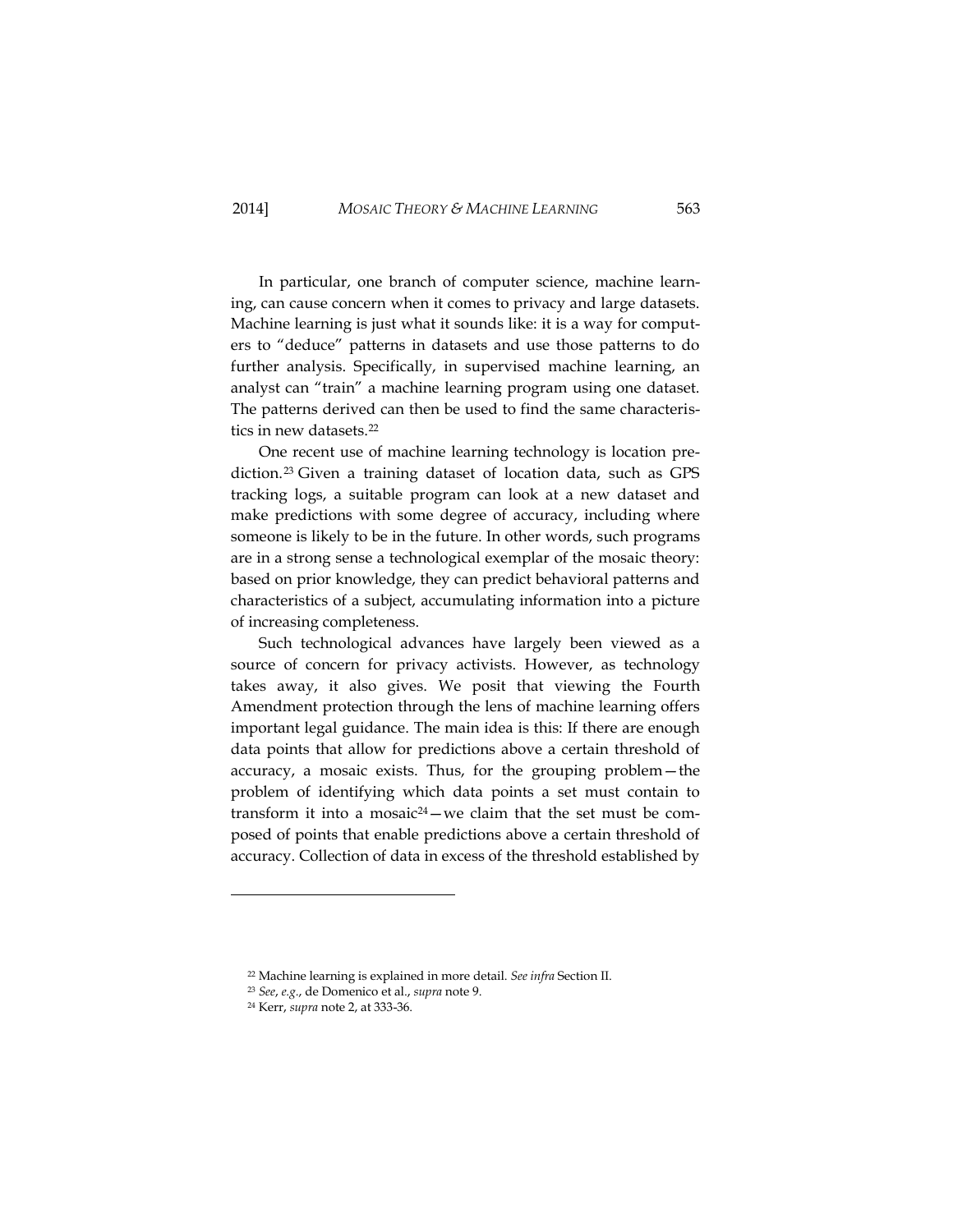In particular, one branch of computer science, machine learning, can cause concern when it comes to privacy and large datasets. Machine learning is just what it sounds like: it is a way for computers to "deduce" patterns in datasets and use those patterns to do further analysis. Specifically, in supervised machine learning, an analyst can "train" a machine learning program using one dataset. The patterns derived can then be used to find the same characteristics in new datasets.[22]

One recent use of machine learning technology is location prediction.[23] Given a training dataset of location data, such as GPS tracking logs, a suitable program can look at a new dataset and make predictions with some degree of accuracy, including where someone is likely to be in the future. In other words, such programs are in a strong sense a technological exemplar of the mosaic theory: based on prior knowledge, they can predict behavioral patterns and characteristics of a subject, accumulating information into a picture of increasing completeness.

Such technological advances have largely been viewed as a source of concern for privacy activists. However, as technology takes away, it also gives. We posit that viewing the Fourth Amendment protection through the lens of machine learning offers important legal guidance. The main idea is this: If there are enough data points that allow for predictions above a certain threshold of accuracy, a mosaic exists. Thus, for the grouping problem—the problem of identifying which data points a set must contain to transform it into a mosaic[24]—we claim that the set must be composed of points that enable predictions above a certain threshold of accuracy. Collection of data in excess of the threshold established by

---

[22] Machine learning is explained in more detail. *See infra* Section II.

[23] *See*, *e.g.*, de Domenico et al., *supra* note 9.

[24] Kerr, *supra* note 2, at 333-36.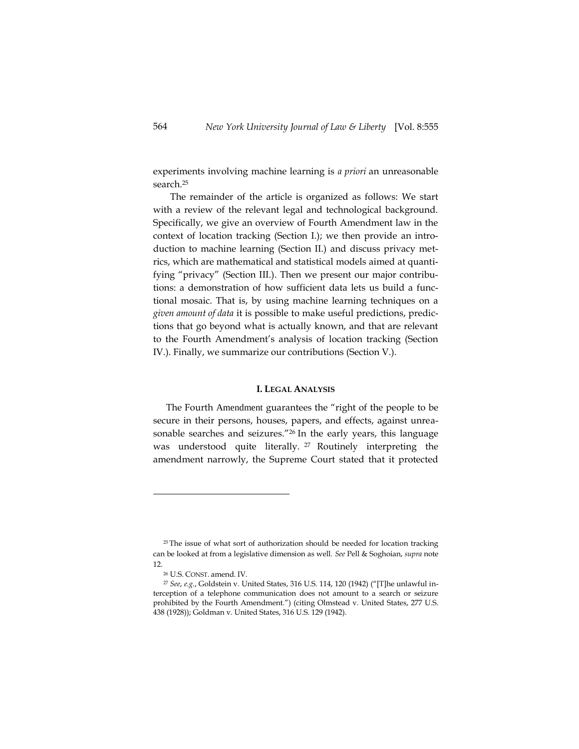experiments involving machine learning is *a priori* an unreasonable search.[25]

The remainder of the article is organized as follows: We start with a review of the relevant legal and technological background. Specifically, we give an overview of Fourth Amendment law in the context of location tracking (Section I.); we then provide an introduction to machine learning (Section II.) and discuss privacy metrics, which are mathematical and statistical models aimed at quantifying "privacy" (Section III.). Then we present our major contributions: a demonstration of how sufficient data lets us build a functional mosaic. That is, by using machine learning techniques on a *given amount of data* it is possible to make useful predictions, predictions that go beyond what is actually known, and that are relevant to the Fourth Amendment's analysis of location tracking (Section IV.). Finally, we summarize our contributions (Section V.).

## I. LEGAL ANALYSIS

The Fourth Amendment guarantees the "right of the people to be secure in their persons, houses, papers, and effects, against unreasonable searches and seizures."[26] In the early years, this language was understood quite literally.[27] Routinely interpreting the amendment narrowly, the Supreme Court stated that it protected

---

[25] The issue of what sort of authorization should be needed for location tracking can be looked at from a legislative dimension as well. *See* Pell & Soghoian, *supra* note 12.

[26] U.S. CONST. amend. IV.

[27] *See, e.g.*, Goldstein v. United States, 316 U.S. 114, 120 (1942) ("[T]he unlawful interception of a telephone communication does not amount to a search or seizure prohibited by the Fourth Amendment.") (citing Olmstead v. United States, 277 U.S. 438 (1928)); Goldman v. United States, 316 U.S. 129 (1942).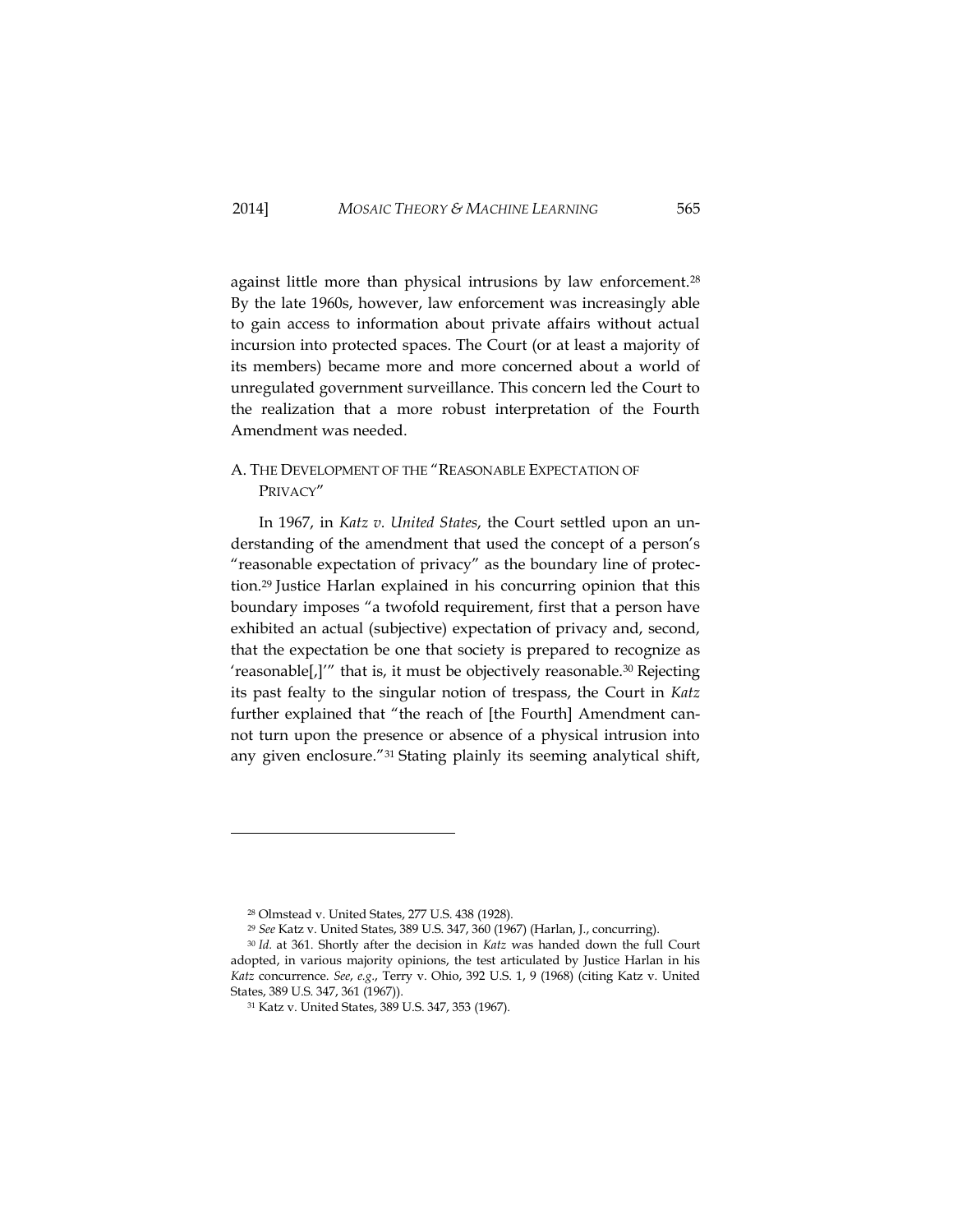against little more than physical intrusions by law enforcement.[28] By the late 1960s, however, law enforcement was increasingly able to gain access to information about private affairs without actual incursion into protected spaces. The Court (or at least a majority of its members) became more and more concerned about a world of unregulated government surveillance. This concern led the Court to the realization that a more robust interpretation of the Fourth Amendment was needed.

### A. THE DEVELOPMENT OF THE "REASONABLE EXPECTATION OF PRIVACY"

In 1967, in *Katz v. United States*, the Court settled upon an understanding of the amendment that used the concept of a person's "reasonable expectation of privacy" as the boundary line of protection.[29] Justice Harlan explained in his concurring opinion that this boundary imposes "a twofold requirement, first that a person have exhibited an actual (subjective) expectation of privacy and, second, that the expectation be one that society is prepared to recognize as 'reasonable[,]'" that is, it must be objectively reasonable.[30] Rejecting its past fealty to the singular notion of trespass, the Court in *Katz* further explained that "the reach of [the Fourth] Amendment cannot turn upon the presence or absence of a physical intrusion into any given enclosure."[31] Stating plainly its seeming analytical shift,

---

[28] Olmstead v. United States, 277 U.S. 438 (1928).

[29] *See* Katz v. United States, 389 U.S. 347, 360 (1967) (Harlan, J., concurring).

[30] *Id.* at 361. Shortly after the decision in *Katz* was handed down the full Court adopted, in various majority opinions, the test articulated by Justice Harlan in his *Katz* concurrence. *See*, *e.g.*, Terry v. Ohio, 392 U.S. 1, 9 (1968) (citing Katz v. United States, 389 U.S. 347, 361 (1967)).

[31] Katz v. United States, 389 U.S. 347, 353 (1967).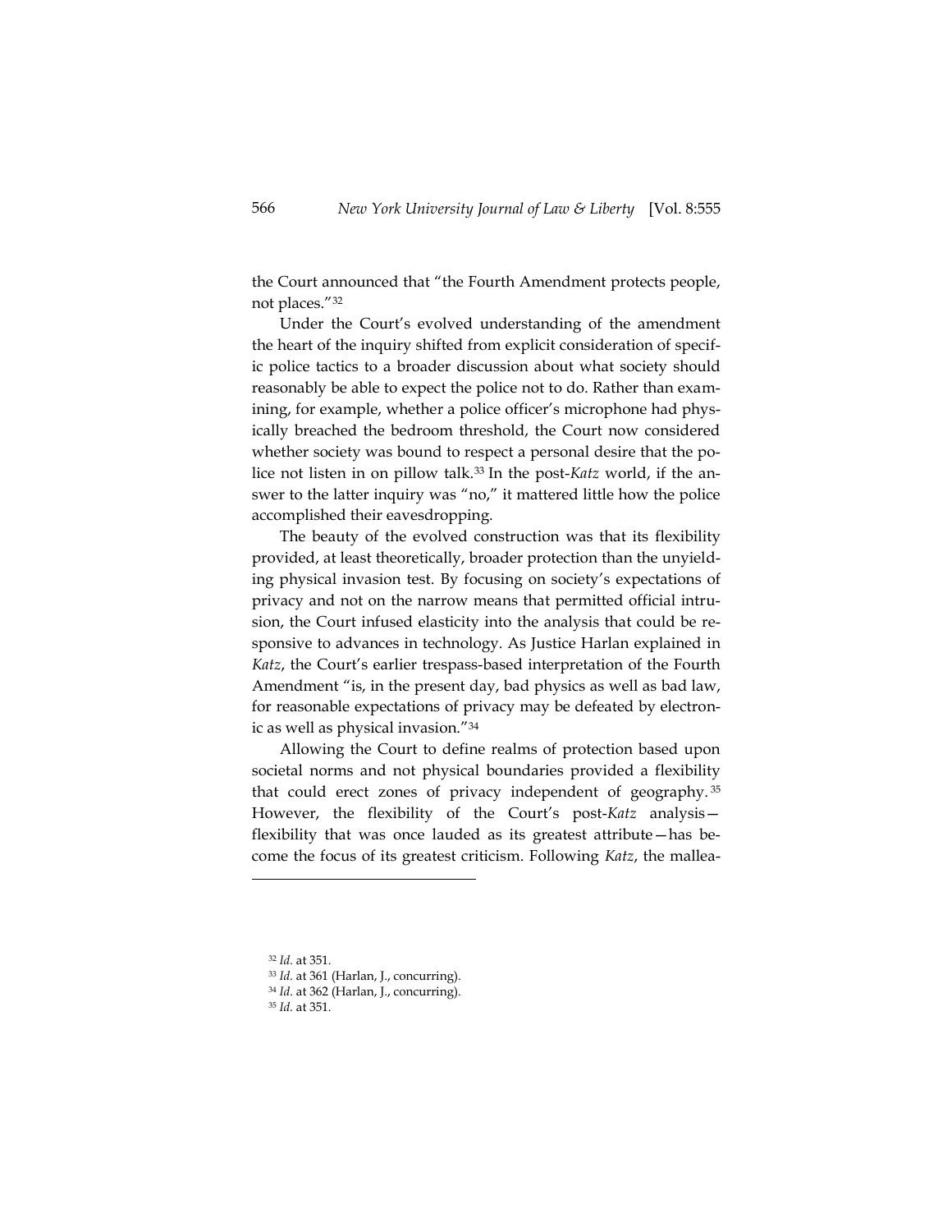the Court announced that "the Fourth Amendment protects people, not places."[32]

Under the Court's evolved understanding of the amendment the heart of the inquiry shifted from explicit consideration of specific police tactics to a broader discussion about what society should reasonably be able to expect the police not to do. Rather than examining, for example, whether a police officer's microphone had physically breached the bedroom threshold, the Court now considered whether society was bound to respect a personal desire that the police not listen in on pillow talk.[33] In the post-*Katz* world, if the answer to the latter inquiry was "no," it mattered little how the police accomplished their eavesdropping.

The beauty of the evolved construction was that its flexibility provided, at least theoretically, broader protection than the unyielding physical invasion test. By focusing on society's expectations of privacy and not on the narrow means that permitted official intrusion, the Court infused elasticity into the analysis that could be responsive to advances in technology. As Justice Harlan explained in *Katz*, the Court's earlier trespass-based interpretation of the Fourth Amendment "is, in the present day, bad physics as well as bad law, for reasonable expectations of privacy may be defeated by electronic as well as physical invasion."[34]

Allowing the Court to define realms of protection based upon societal norms and not physical boundaries provided a flexibility that could erect zones of privacy independent of geography.[35] However, the flexibility of the Court's post-*Katz* analysis—flexibility that was once lauded as its greatest attribute—has become the focus of its greatest criticism. Following *Katz*, the mallea-

---

[32] *Id.* at 351.

[33] *Id.* at 361 (Harlan, J., concurring).

[34] *Id.* at 362 (Harlan, J., concurring).

[35] *Id.* at 351.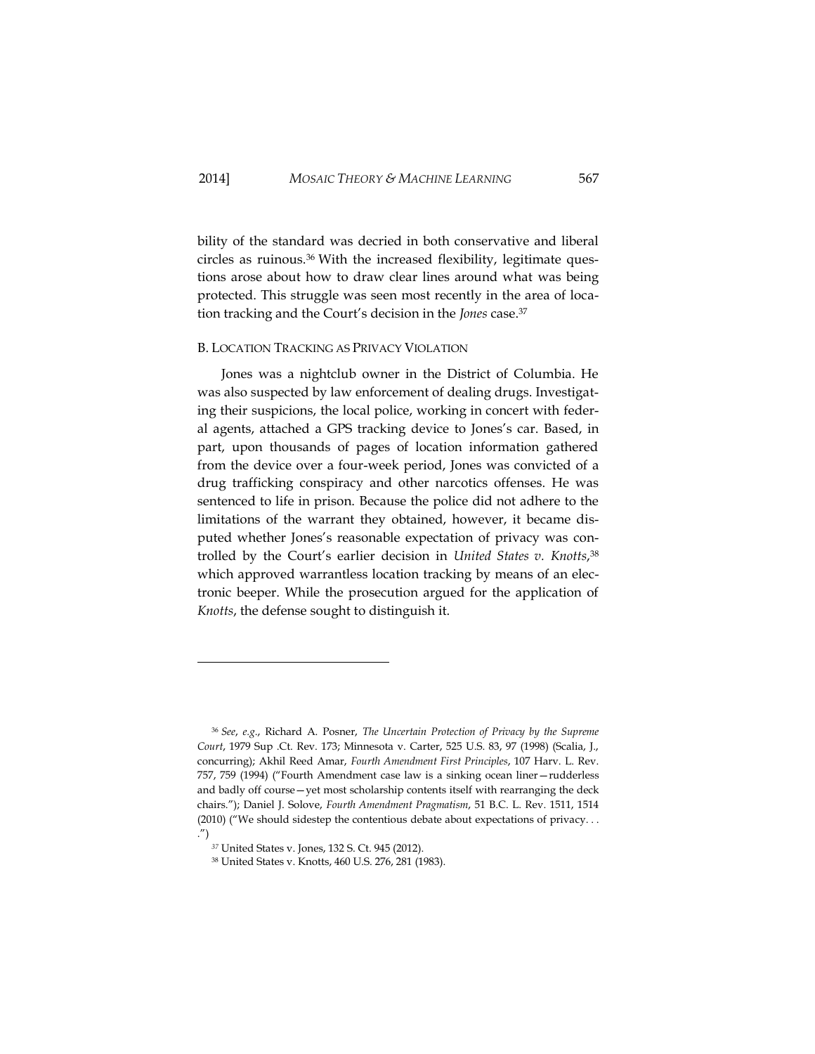bility of the standard was decried in both conservative and liberal circles as ruinous.[36] With the increased flexibility, legitimate questions arose about how to draw clear lines around what was being protected. This struggle was seen most recently in the area of location tracking and the Court's decision in the *Jones* case.[37]

### B. LOCATION TRACKING AS PRIVACY VIOLATION

Jones was a nightclub owner in the District of Columbia. He was also suspected by law enforcement of dealing drugs. Investigating their suspicions, the local police, working in concert with federal agents, attached a GPS tracking device to Jones's car. Based, in part, upon thousands of pages of location information gathered from the device over a four-week period, Jones was convicted of a drug trafficking conspiracy and other narcotics offenses. He was sentenced to life in prison. Because the police did not adhere to the limitations of the warrant they obtained, however, it became disputed whether Jones's reasonable expectation of privacy was controlled by the Court's earlier decision in *United States v. Knotts*,[38] which approved warrantless location tracking by means of an electronic beeper. While the prosecution argued for the application of *Knotts*, the defense sought to distinguish it.

---

[36] *See, e.g.*, Richard A. Posner, *The Uncertain Protection of Privacy by the Supreme Court*, 1979 Sup .Ct. Rev. 173; Minnesota v. Carter, 525 U.S. 83, 97 (1998) (Scalia, J., concurring); Akhil Reed Amar, *Fourth Amendment First Principles*, 107 Harv. L. Rev. 757, 759 (1994) ("Fourth Amendment case law is a sinking ocean liner—rudderless and badly off course—yet most scholarship contents itself with rearranging the deck chairs."); Daniel J. Solove, *Fourth Amendment Pragmatism*, 51 B.C. L. Rev. 1511, 1514 (2010) ("We should sidestep the contentious debate about expectations of privacy. . . .")

[37] United States v. Jones, 132 S. Ct. 945 (2012).

[38] United States v. Knotts, 460 U.S. 276, 281 (1983).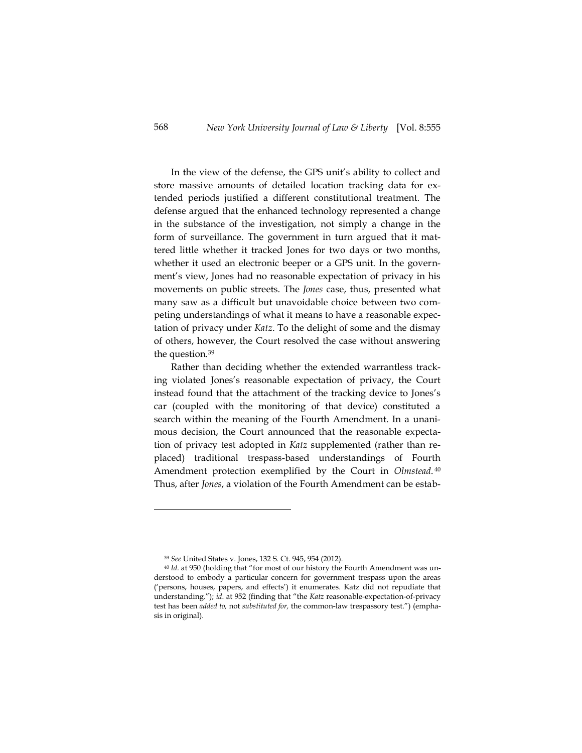In the view of the defense, the GPS unit's ability to collect and store massive amounts of detailed location tracking data for extended periods justified a different constitutional treatment. The defense argued that the enhanced technology represented a change in the substance of the investigation, not simply a change in the form of surveillance. The government in turn argued that it mattered little whether it tracked Jones for two days or two months, whether it used an electronic beeper or a GPS unit. In the government's view, Jones had no reasonable expectation of privacy in his movements on public streets. The *Jones* case, thus, presented what many saw as a difficult but unavoidable choice between two competing understandings of what it means to have a reasonable expectation of privacy under *Katz*. To the delight of some and the dismay of others, however, the Court resolved the case without answering the question.[39]

Rather than deciding whether the extended warrantless tracking violated Jones's reasonable expectation of privacy, the Court instead found that the attachment of the tracking device to Jones's car (coupled with the monitoring of that device) constituted a search within the meaning of the Fourth Amendment. In a unanimous decision, the Court announced that the reasonable expectation of privacy test adopted in *Katz* supplemented (rather than replaced) traditional trespass-based understandings of Fourth Amendment protection exemplified by the Court in *Olmstead*.[40] Thus, after *Jones*, a violation of the Fourth Amendment can be estab-

---

[39] *See* United States v. Jones, 132 S. Ct. 945, 954 (2012).

[40] *Id.* at 950 (holding that "for most of our history the Fourth Amendment was understood to embody a particular concern for government trespass upon the areas ('persons, houses, papers, and effects') it enumerates. Katz did not repudiate that understanding."); *id.* at 952 (finding that "the *Katz* reasonable-expectation-of-privacy test has been *added to,* not *substituted for,* the common-law trespassory test.") (emphasis in original).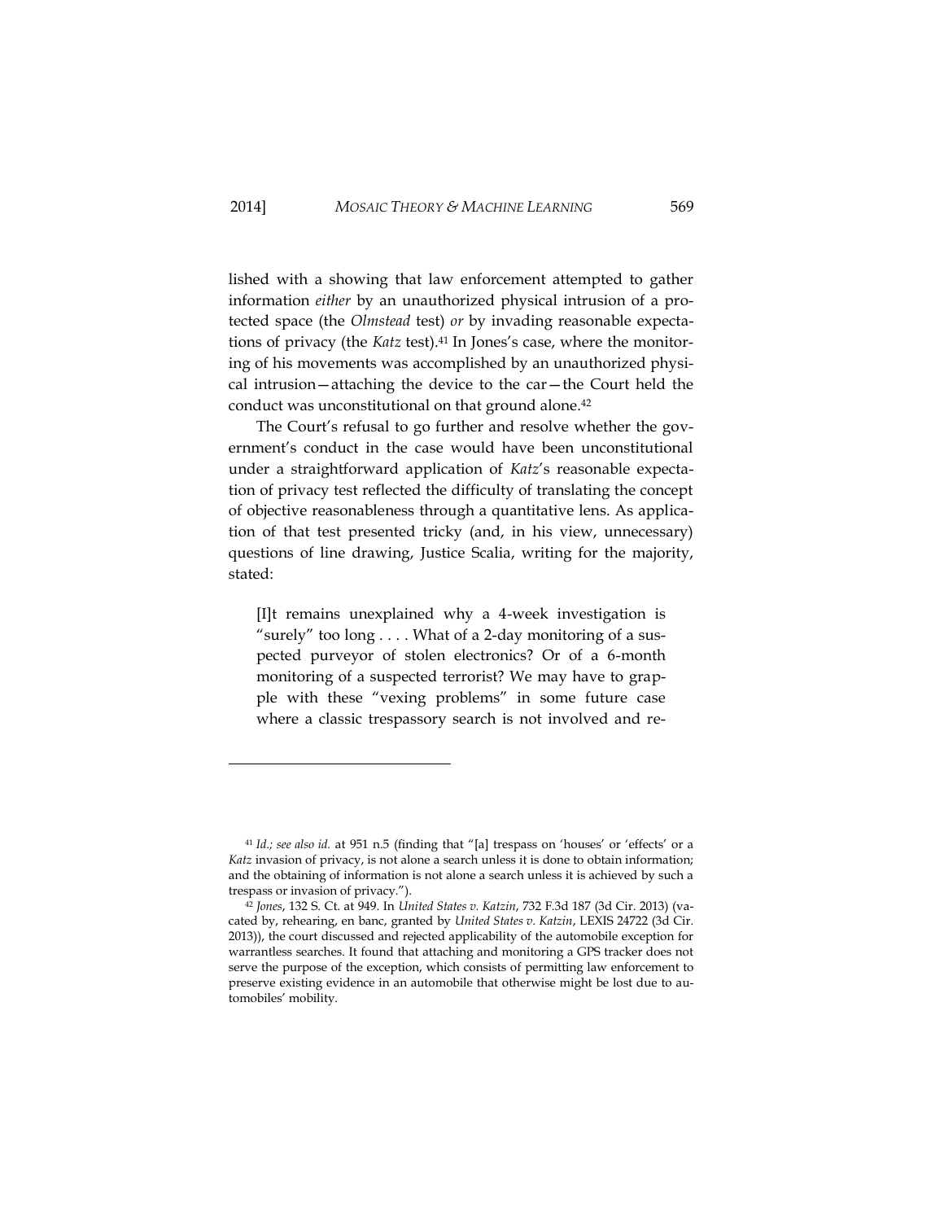lished with a showing that law enforcement attempted to gather information *either* by an unauthorized physical intrusion of a protected space (the *Olmstead* test) *or* by invading reasonable expectations of privacy (the *Katz* test).[41] In Jones's case, where the monitoring of his movements was accomplished by an unauthorized physical intrusion—attaching the device to the car—the Court held the conduct was unconstitutional on that ground alone.[42]

The Court's refusal to go further and resolve whether the government's conduct in the case would have been unconstitutional under a straightforward application of *Katz*'s reasonable expectation of privacy test reflected the difficulty of translating the concept of objective reasonableness through a quantitative lens. As application of that test presented tricky (and, in his view, unnecessary) questions of line drawing, Justice Scalia, writing for the majority, stated:

> [I]t remains unexplained why a 4-week investigation is "surely" too long . . . . What of a 2-day monitoring of a suspected purveyor of stolen electronics? Or of a 6-month monitoring of a suspected terrorist? We may have to grapple with these "vexing problems" in some future case where a classic trespassory search is not involved and re-

---

[41] *Id.; see also id.* at 951 n.5 (finding that "[a] trespass on 'houses' or 'effects' or a *Katz* invasion of privacy, is not alone a search unless it is done to obtain information; and the obtaining of information is not alone a search unless it is achieved by such a trespass or invasion of privacy.").

[42] *Jones*, 132 S. Ct. at 949. In *United States v. Katzin*, 732 F.3d 187 (3d Cir. 2013) (vacated by, rehearing, en banc, granted by *United States v. Katzin*, LEXIS 24722 (3d Cir. 2013)), the court discussed and rejected applicability of the automobile exception for warrantless searches. It found that attaching and monitoring a GPS tracker does not serve the purpose of the exception, which consists of permitting law enforcement to preserve existing evidence in an automobile that otherwise might be lost due to automobiles' mobility.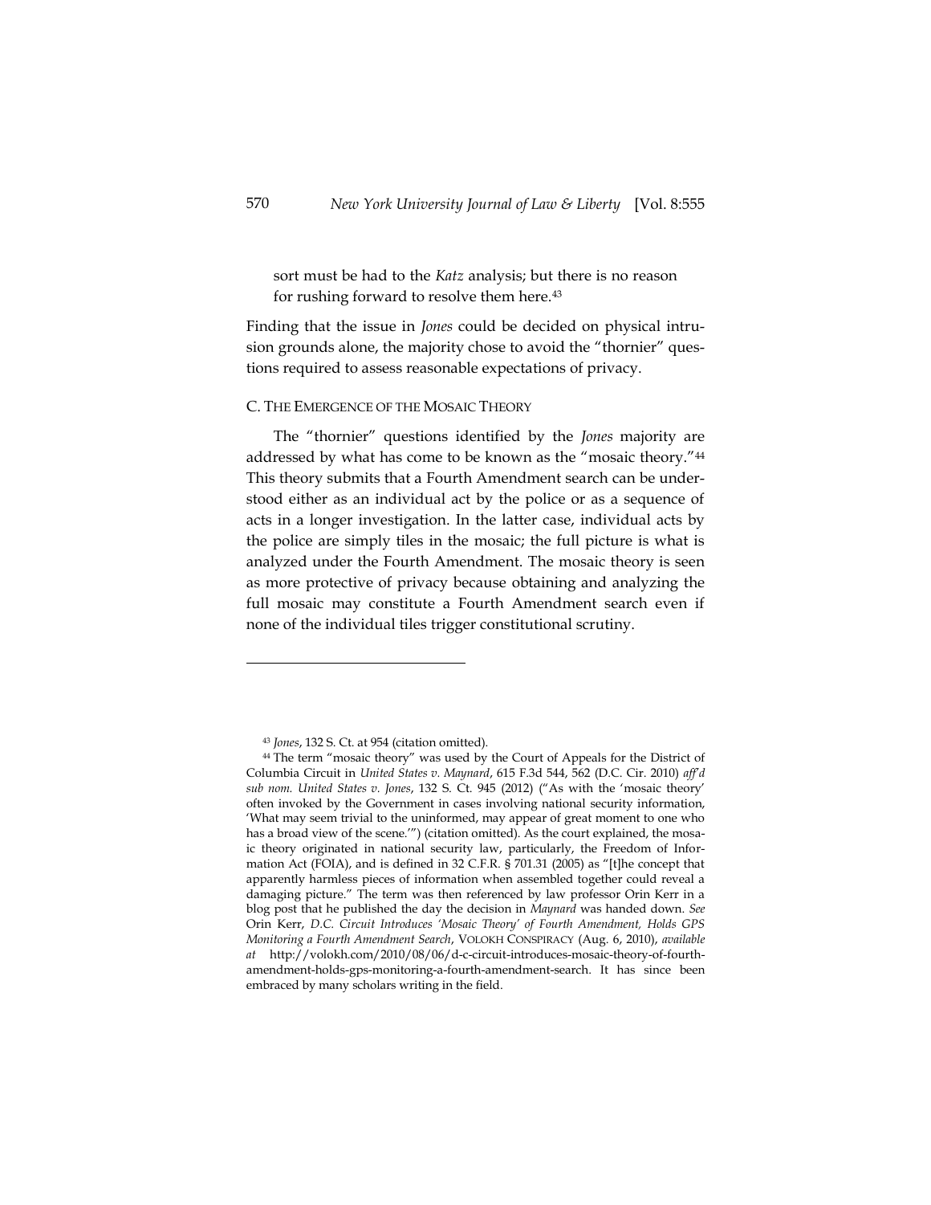sort must be had to the *Katz* analysis; but there is no reason for rushing forward to resolve them here.[43]

Finding that the issue in *Jones* could be decided on physical intrusion grounds alone, the majority chose to avoid the "thornier" questions required to assess reasonable expectations of privacy.

### C. THE EMERGENCE OF THE MOSAIC THEORY

The "thornier" questions identified by the *Jones* majority are addressed by what has come to be known as the "mosaic theory."[44] This theory submits that a Fourth Amendment search can be understood either as an individual act by the police or as a sequence of acts in a longer investigation. In the latter case, individual acts by the police are simply tiles in the mosaic; the full picture is what is analyzed under the Fourth Amendment. The mosaic theory is seen as more protective of privacy because obtaining and analyzing the full mosaic may constitute a Fourth Amendment search even if none of the individual tiles trigger constitutional scrutiny.

---

[43] *Jones*, 132 S. Ct. at 954 (citation omitted).

[44] The term "mosaic theory" was used by the Court of Appeals for the District of Columbia Circuit in *United States v. Maynard*, 615 F.3d 544, 562 (D.C. Cir. 2010) *aff'd sub nom. United States v. Jones*, 132 S. Ct. 945 (2012) ("As with the 'mosaic theory' often invoked by the Government in cases involving national security information, 'What may seem trivial to the uninformed, may appear of great moment to one who has a broad view of the scene.'") (citation omitted). As the court explained, the mosaic theory originated in national security law, particularly, the Freedom of Information Act (FOIA), and is defined in 32 C.F.R. § 701.31 (2005) as "[t]he concept that apparently harmless pieces of information when assembled together could reveal a damaging picture." The term was then referenced by law professor Orin Kerr in a blog post that he published the day the decision in *Maynard* was handed down. *See* Orin Kerr, *D.C. Circuit Introduces 'Mosaic Theory' of Fourth Amendment, Holds GPS Monitoring a Fourth Amendment Search*, VOLOKH CONSPIRACY (Aug. 6, 2010), *available at* http://volokh.com/2010/08/06/d-c-circuit-introduces-mosaic-theory-of-fourth-amendment-holds-gps-monitoring-a-fourth-amendment-search. It has since been embraced by many scholars writing in the field.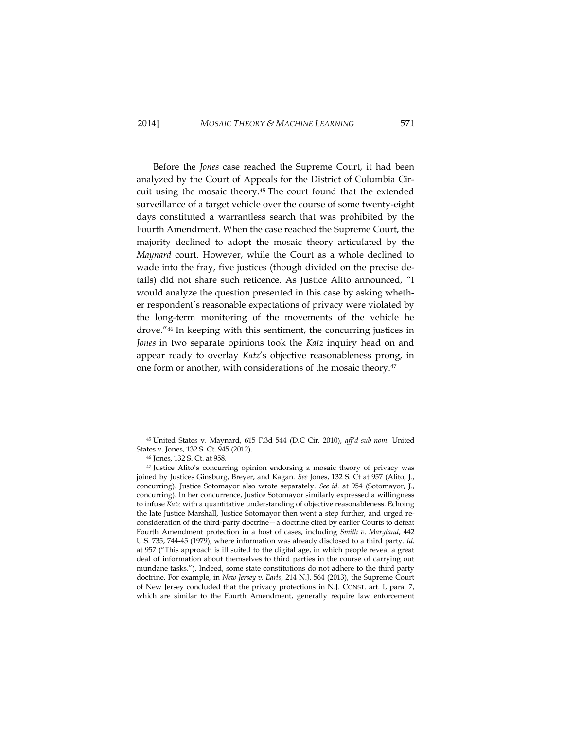Before the *Jones* case reached the Supreme Court, it had been analyzed by the Court of Appeals for the District of Columbia Circuit using the mosaic theory.[45] The court found that the extended surveillance of a target vehicle over the course of some twenty-eight days constituted a warrantless search that was prohibited by the Fourth Amendment. When the case reached the Supreme Court, the majority declined to adopt the mosaic theory articulated by the *Maynard* court. However, while the Court as a whole declined to wade into the fray, five justices (though divided on the precise details) did not share such reticence. As Justice Alito announced, "I would analyze the question presented in this case by asking whether respondent's reasonable expectations of privacy were violated by the long-term monitoring of the movements of the vehicle he drove."[46] In keeping with this sentiment, the concurring justices in *Jones* in two separate opinions took the *Katz* inquiry head on and appear ready to overlay *Katz*'s objective reasonableness prong, in one form or another, with considerations of the mosaic theory.[47]

---

[45] United States v. Maynard, 615 F.3d 544 (D.C Cir. 2010), *aff'd sub nom.* United States v. Jones, 132 S. Ct. 945 (2012).

[46] Jones, 132 S. Ct. at 958.

[47] Justice Alito's concurring opinion endorsing a mosaic theory of privacy was joined by Justices Ginsburg, Breyer, and Kagan. *See* Jones, 132 S. Ct at 957 (Alito, J., concurring). Justice Sotomayor also wrote separately. *See id.* at 954 (Sotomayor, J., concurring). In her concurrence, Justice Sotomayor similarly expressed a willingness to infuse *Katz* with a quantitative understanding of objective reasonableness. Echoing the late Justice Marshall, Justice Sotomayor then went a step further, and urged reconsideration of the third-party doctrine—a doctrine cited by earlier Courts to defeat Fourth Amendment protection in a host of cases, including *Smith v. Maryland*, 442 U.S. 735, 744-45 (1979), where information was already disclosed to a third party. *Id.* at 957 ("This approach is ill suited to the digital age, in which people reveal a great deal of information about themselves to third parties in the course of carrying out mundane tasks."). Indeed, some state constitutions do not adhere to the third party doctrine. For example, in *New Jersey v. Earls*, 214 N.J. 564 (2013), the Supreme Court of New Jersey concluded that the privacy protections in N.J. CONST. art. I, para. 7, which are similar to the Fourth Amendment, generally require law enforcement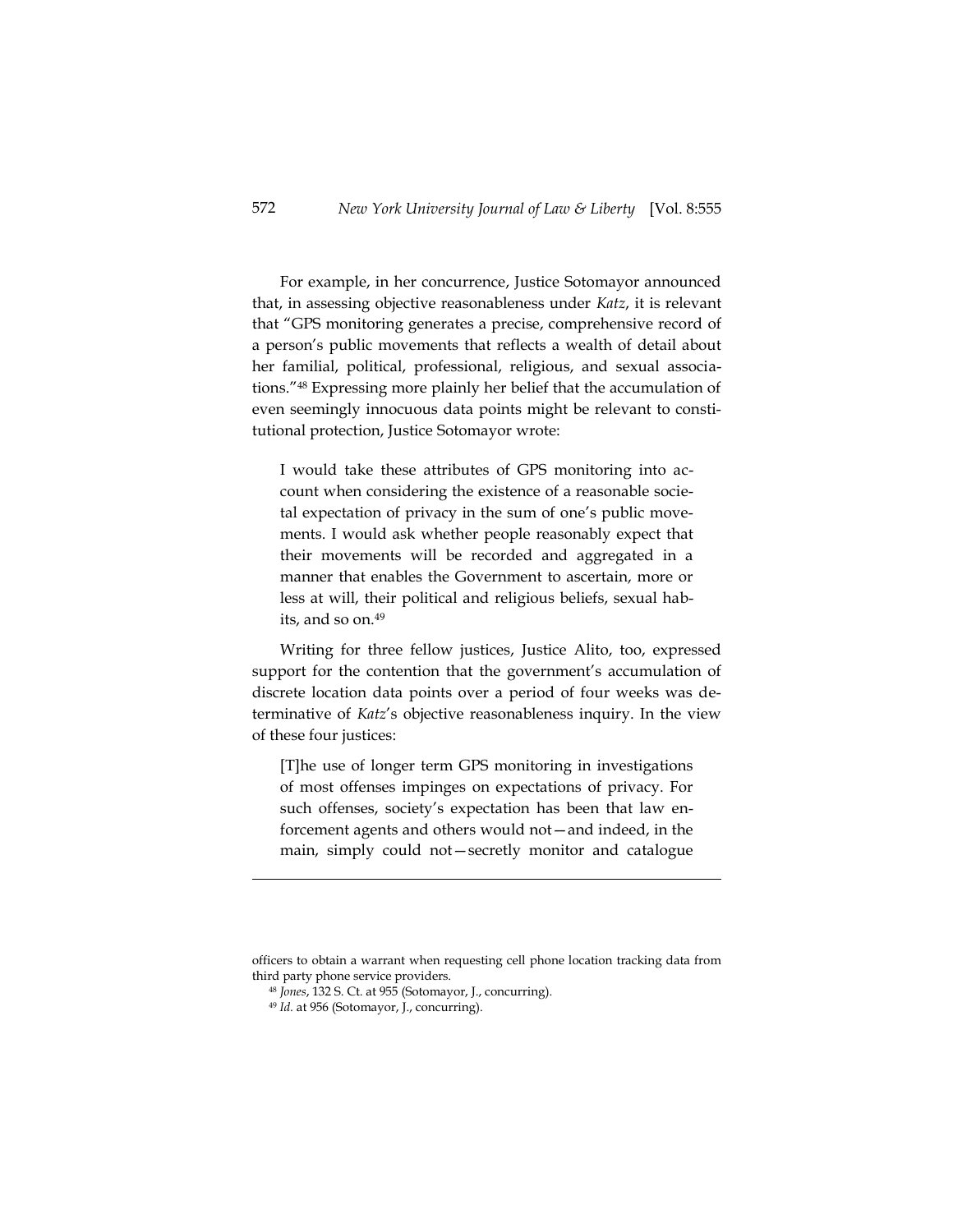For example, in her concurrence, Justice Sotomayor announced that, in assessing objective reasonableness under *Katz*, it is relevant that "GPS monitoring generates a precise, comprehensive record of a person's public movements that reflects a wealth of detail about her familial, political, professional, religious, and sexual associations."[48] Expressing more plainly her belief that the accumulation of even seemingly innocuous data points might be relevant to constitutional protection, Justice Sotomayor wrote:

> I would take these attributes of GPS monitoring into account when considering the existence of a reasonable societal expectation of privacy in the sum of one's public movements. I would ask whether people reasonably expect that their movements will be recorded and aggregated in a manner that enables the Government to ascertain, more or less at will, their political and religious beliefs, sexual habits, and so on.[49]

Writing for three fellow justices, Justice Alito, too, expressed support for the contention that the government's accumulation of discrete location data points over a period of four weeks was determinative of *Katz*'s objective reasonableness inquiry. In the view of these four justices:

> [T]he use of longer term GPS monitoring in investigations of most offenses impinges on expectations of privacy. For such offenses, society's expectation has been that law enforcement agents and others would not—and indeed, in the main, simply could not—secretly monitor and catalogue

---

officers to obtain a warrant when requesting cell phone location tracking data from third party phone service providers.

[48] *Jones*, 132 S. Ct. at 955 (Sotomayor, J., concurring).

[49] *Id.* at 956 (Sotomayor, J., concurring).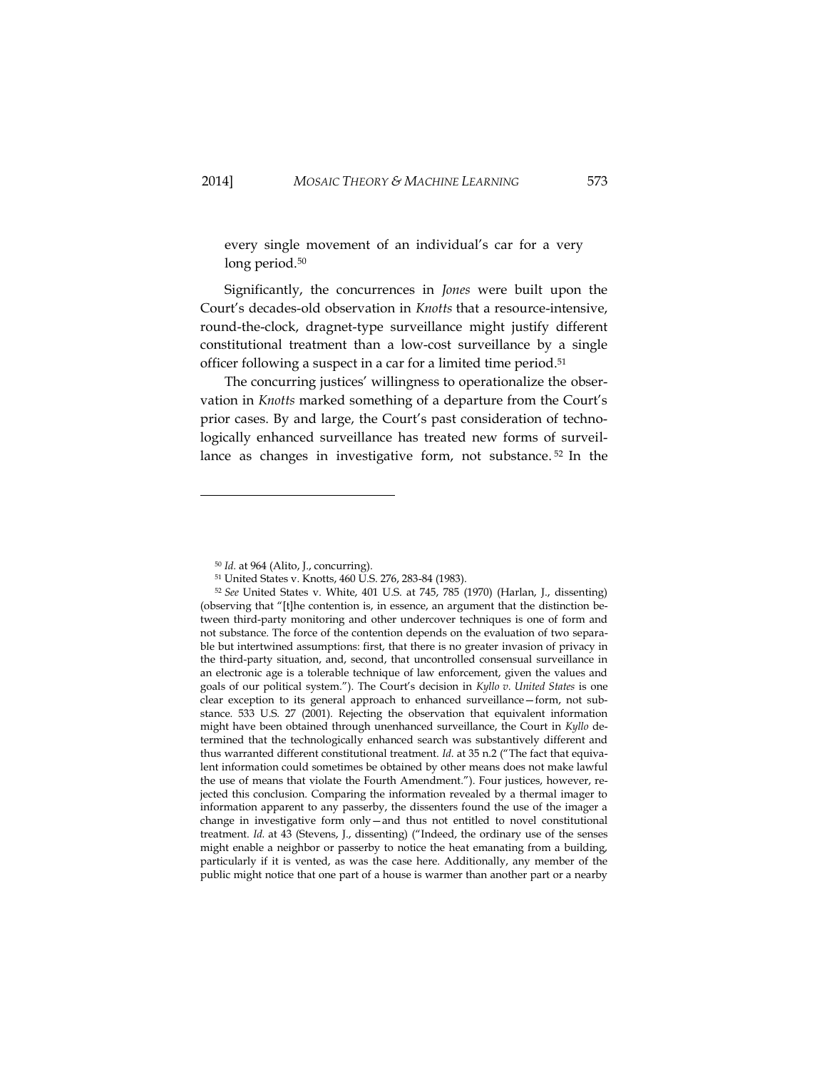every single movement of an individual's car for a very long period.[50]

Significantly, the concurrences in *Jones* were built upon the Court's decades-old observation in *Knotts* that a resource-intensive, round-the-clock, dragnet-type surveillance might justify different constitutional treatment than a low-cost surveillance by a single officer following a suspect in a car for a limited time period.[51]

The concurring justices' willingness to operationalize the observation in *Knotts* marked something of a departure from the Court's prior cases. By and large, the Court's past consideration of technologically enhanced surveillance has treated new forms of surveillance as changes in investigative form, not substance.[52] In the

---

[50] *Id.* at 964 (Alito, J., concurring).

[51] United States v. Knotts, 460 U.S. 276, 283-84 (1983).

[52] *See* United States v. White, 401 U.S. at 745, 785 (1970) (Harlan, J., dissenting) (observing that "[t]he contention is, in essence, an argument that the distinction between third-party monitoring and other undercover techniques is one of form and not substance. The force of the contention depends on the evaluation of two separable but intertwined assumptions: first, that there is no greater invasion of privacy in the third-party situation, and, second, that uncontrolled consensual surveillance in an electronic age is a tolerable technique of law enforcement, given the values and goals of our political system."). The Court's decision in *Kyllo v. United States* is one clear exception to its general approach to enhanced surveillance—form, not substance. 533 U.S. 27 (2001). Rejecting the observation that equivalent information might have been obtained through unenhanced surveillance, the Court in *Kyllo* determined that the technologically enhanced search was substantively different and thus warranted different constitutional treatment. *Id.* at 35 n.2 ("The fact that equivalent information could sometimes be obtained by other means does not make lawful the use of means that violate the Fourth Amendment."). Four justices, however, rejected this conclusion. Comparing the information revealed by a thermal imager to information apparent to any passerby, the dissenters found the use of the imager a change in investigative form only—and thus not entitled to novel constitutional treatment. *Id.* at 43 (Stevens, J., dissenting) ("Indeed, the ordinary use of the senses might enable a neighbor or passerby to notice the heat emanating from a building, particularly if it is vented, as was the case here. Additionally, any member of the public might notice that one part of a house is warmer than another part or a nearby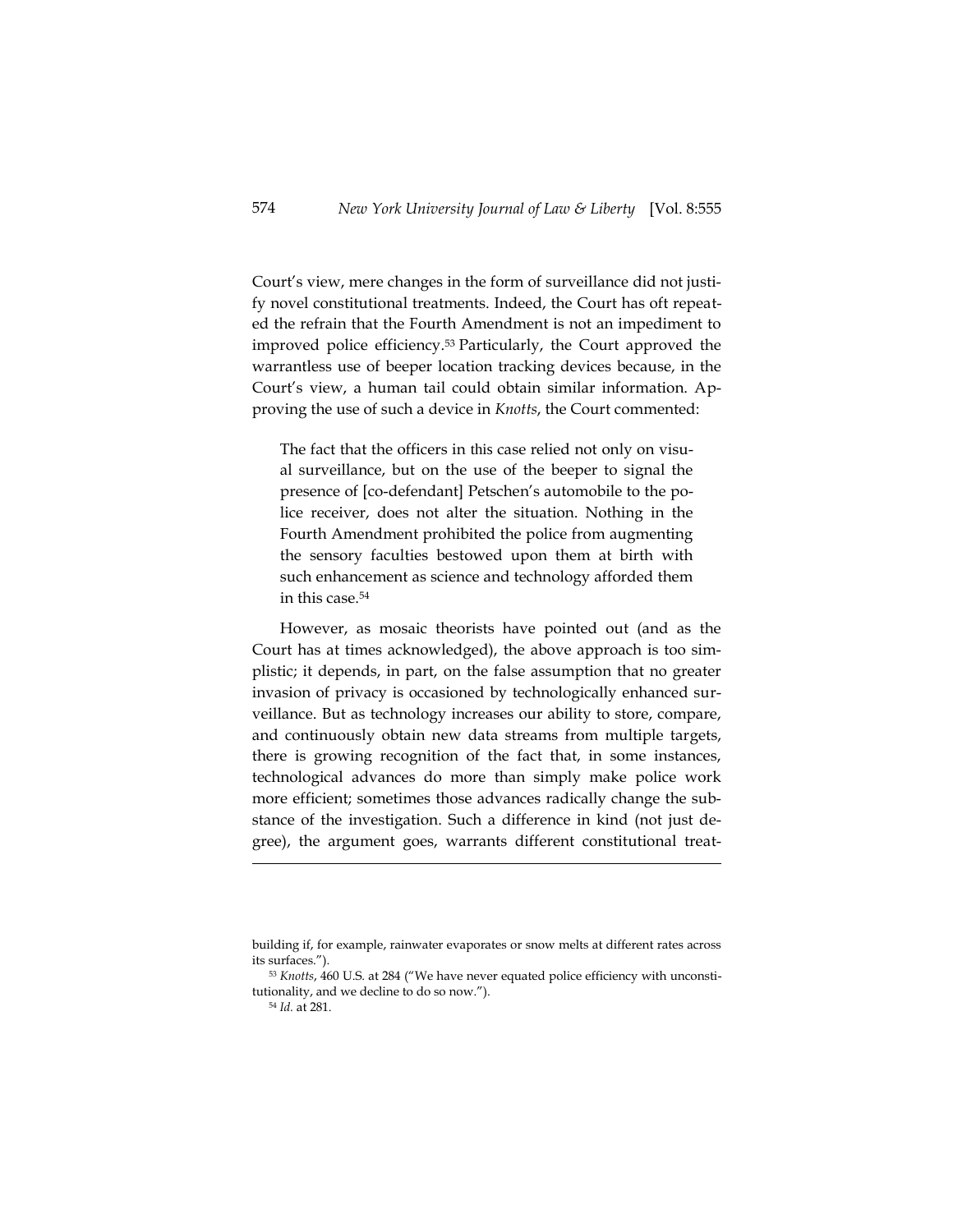Court's view, mere changes in the form of surveillance did not justify novel constitutional treatments. Indeed, the Court has oft repeated the refrain that the Fourth Amendment is not an impediment to improved police efficiency.[53] Particularly, the Court approved the warrantless use of beeper location tracking devices because, in the Court's view, a human tail could obtain similar information. Approving the use of such a device in *Knotts*, the Court commented:

> The fact that the officers in this case relied not only on visual surveillance, but on the use of the beeper to signal the presence of [co-defendant] Petschen's automobile to the police receiver, does not alter the situation. Nothing in the Fourth Amendment prohibited the police from augmenting the sensory faculties bestowed upon them at birth with such enhancement as science and technology afforded them in this case.[54]

However, as mosaic theorists have pointed out (and as the Court has at times acknowledged), the above approach is too simplistic; it depends, in part, on the false assumption that no greater invasion of privacy is occasioned by technologically enhanced surveillance. But as technology increases our ability to store, compare, and continuously obtain new data streams from multiple targets, there is growing recognition of the fact that, in some instances, technological advances do more than simply make police work more efficient; sometimes those advances radically change the substance of the investigation. Such a difference in kind (not just degree), the argument goes, warrants different constitutional treat-

---

building if, for example, rainwater evaporates or snow melts at different rates across its surfaces.").

[53] *Knotts*, 460 U.S. at 284 ("We have never equated police efficiency with unconstitutionality, and we decline to do so now.").

[54] *Id.* at 281.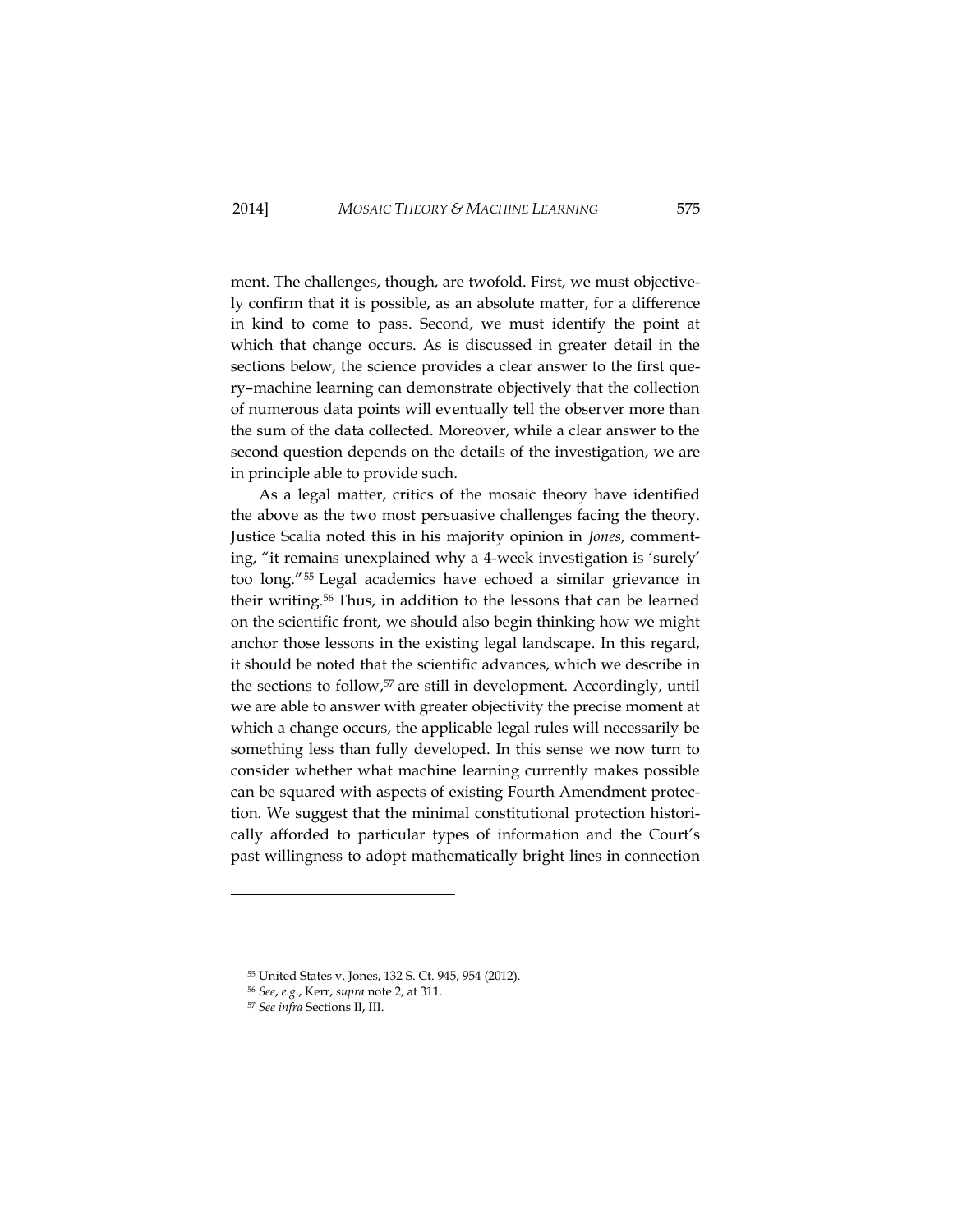ment. The challenges, though, are twofold. First, we must objectively confirm that it is possible, as an absolute matter, for a difference in kind to come to pass. Second, we must identify the point at which that change occurs. As is discussed in greater detail in the sections below, the science provides a clear answer to the first query–machine learning can demonstrate objectively that the collection of numerous data points will eventually tell the observer more than the sum of the data collected. Moreover, while a clear answer to the second question depends on the details of the investigation, we are in principle able to provide such.

As a legal matter, critics of the mosaic theory have identified the above as the two most persuasive challenges facing the theory. Justice Scalia noted this in his majority opinion in *Jones*, commenting, "it remains unexplained why a 4-week investigation is 'surely' too long."[55] Legal academics have echoed a similar grievance in their writing.[56] Thus, in addition to the lessons that can be learned on the scientific front, we should also begin thinking how we might anchor those lessons in the existing legal landscape. In this regard, it should be noted that the scientific advances, which we describe in the sections to follow,[57] are still in development. Accordingly, until we are able to answer with greater objectivity the precise moment at which a change occurs, the applicable legal rules will necessarily be something less than fully developed. In this sense we now turn to consider whether what machine learning currently makes possible can be squared with aspects of existing Fourth Amendment protection. We suggest that the minimal constitutional protection historically afforded to particular types of information and the Court's past willingness to adopt mathematically bright lines in connection

---

[55] United States v. Jones, 132 S. Ct. 945, 954 (2012).

[56] *See, e.g.*, Kerr, *supra* note 2, at 311.

[57] *See infra* Sections II, III.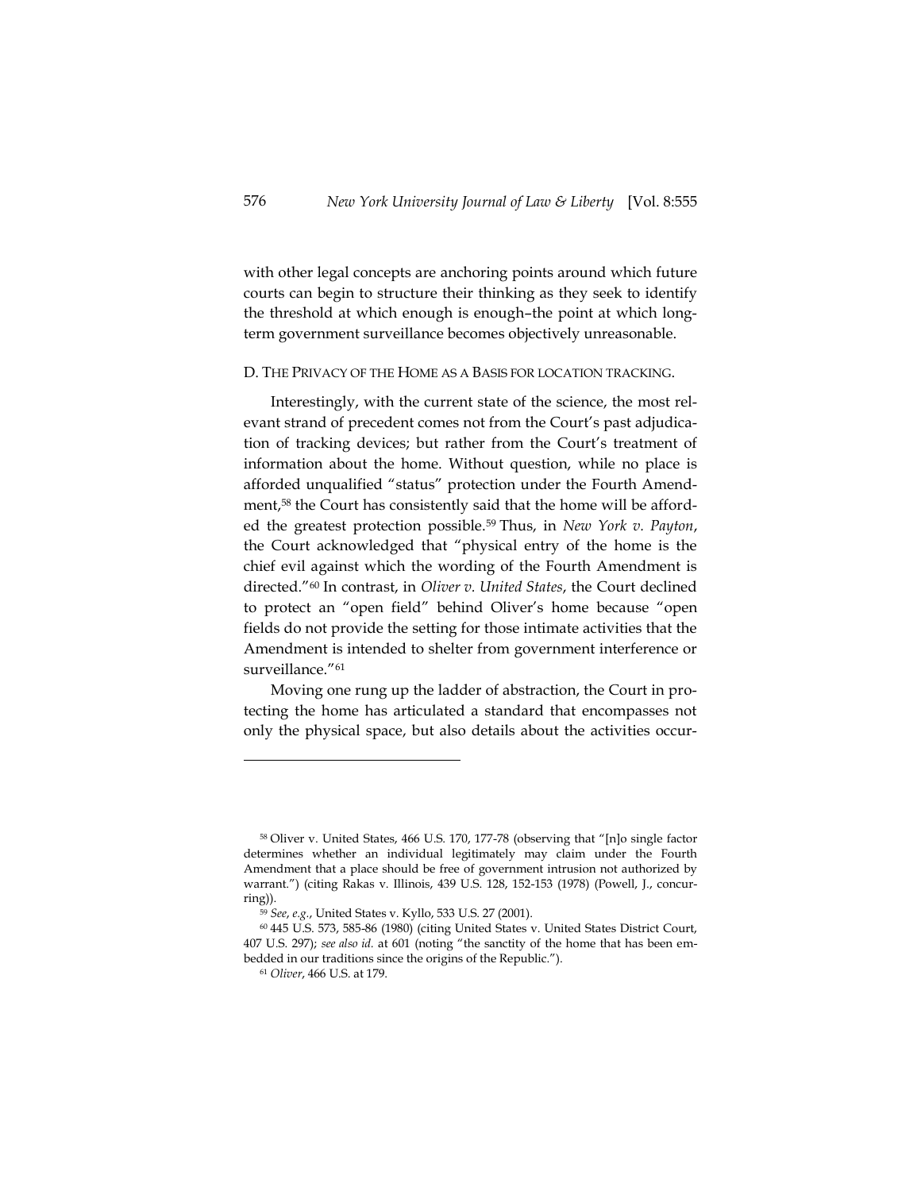with other legal concepts are anchoring points around which future courts can begin to structure their thinking as they seek to identify the threshold at which enough is enough–the point at which long-term government surveillance becomes objectively unreasonable.

### D. The Privacy of the Home as a Basis for location tracking.

Interestingly, with the current state of the science, the most relevant strand of precedent comes not from the Court's past adjudication of tracking devices; but rather from the Court's treatment of information about the home. Without question, while no place is afforded unqualified "status" protection under the Fourth Amendment,[58] the Court has consistently said that the home will be afforded the greatest protection possible.[59] Thus, in *New York v. Payton*, the Court acknowledged that "physical entry of the home is the chief evil against which the wording of the Fourth Amendment is directed."[60] In contrast, in *Oliver v. United States*, the Court declined to protect an "open field" behind Oliver's home because "open fields do not provide the setting for those intimate activities that the Amendment is intended to shelter from government interference or surveillance."[61]

Moving one rung up the ladder of abstraction, the Court in protecting the home has articulated a standard that encompasses not only the physical space, but also details about the activities occur-

---

[58] Oliver v. United States, 466 U.S. 170, 177-78 (observing that "[n]o single factor determines whether an individual legitimately may claim under the Fourth Amendment that a place should be free of government intrusion not authorized by warrant.") (citing Rakas v. Illinois, 439 U.S. 128, 152-153 (1978) (Powell, J., concurring)).

[59] *See*, *e.g.*, United States v. Kyllo, 533 U.S. 27 (2001).

[60] 445 U.S. 573, 585-86 (1980) (citing United States v. United States District Court, 407 U.S. 297); *see also id.* at 601 (noting "the sanctity of the home that has been embedded in our traditions since the origins of the Republic.").

[61] *Oliver*, 466 U.S. at 179.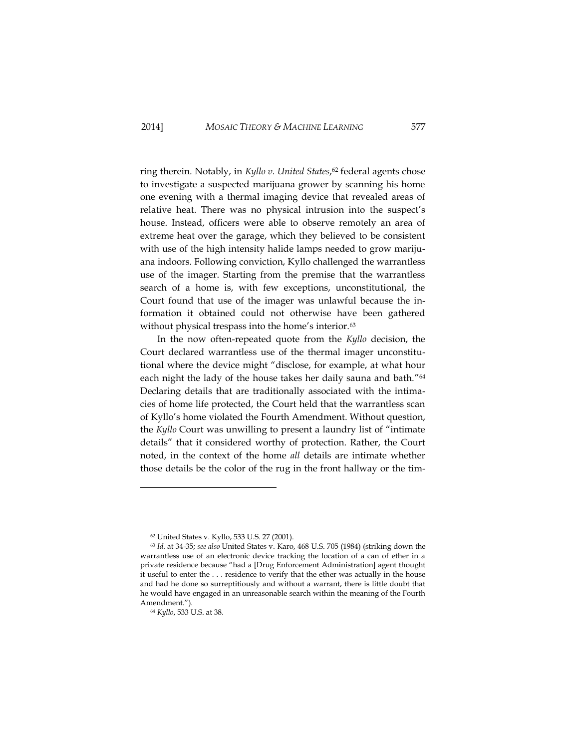ring therein. Notably, in *Kyllo v. United States*,[62] federal agents chose to investigate a suspected marijuana grower by scanning his home one evening with a thermal imaging device that revealed areas of relative heat. There was no physical intrusion into the suspect's house. Instead, officers were able to observe remotely an area of extreme heat over the garage, which they believed to be consistent with use of the high intensity halide lamps needed to grow marijuana indoors. Following conviction, Kyllo challenged the warrantless use of the imager. Starting from the premise that the warrantless search of a home is, with few exceptions, unconstitutional, the Court found that use of the imager was unlawful because the information it obtained could not otherwise have been gathered without physical trespass into the home's interior.[63]

In the now often-repeated quote from the *Kyllo* decision, the Court declared warrantless use of the thermal imager unconstitutional where the device might "disclose, for example, at what hour each night the lady of the house takes her daily sauna and bath."[64] Declaring details that are traditionally associated with the intimacies of home life protected, the Court held that the warrantless scan of Kyllo's home violated the Fourth Amendment. Without question, the *Kyllo* Court was unwilling to present a laundry list of "intimate details" that it considered worthy of protection. Rather, the Court noted, in the context of the home *all* details are intimate whether those details be the color of the rug in the front hallway or the tim-

---

[62] United States v. Kyllo, 533 U.S. 27 (2001).

[63] *Id.* at 34-35; *see also* United States v. Karo, 468 U.S. 705 (1984) (striking down the warrantless use of an electronic device tracking the location of a can of ether in a private residence because "had a [Drug Enforcement Administration] agent thought it useful to enter the . . . residence to verify that the ether was actually in the house and had he done so surreptitiously and without a warrant, there is little doubt that he would have engaged in an unreasonable search within the meaning of the Fourth Amendment.").

[64] *Kyllo*, 533 U.S. at 38.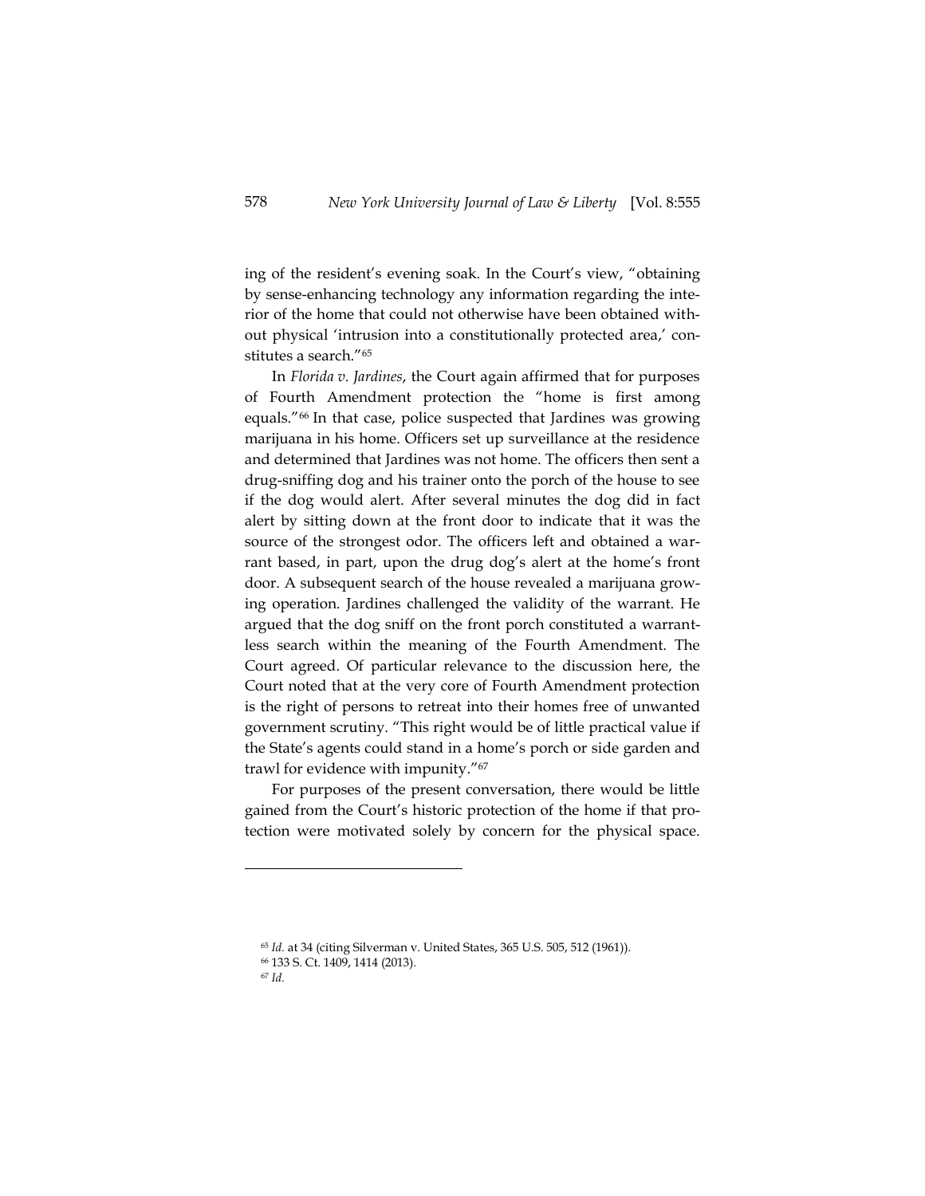ing of the resident's evening soak. In the Court's view, "obtaining by sense-enhancing technology any information regarding the interior of the home that could not otherwise have been obtained without physical 'intrusion into a constitutionally protected area,' constitutes a search."[65]

In *Florida v. Jardines*, the Court again affirmed that for purposes of Fourth Amendment protection the "home is first among equals."[66] In that case, police suspected that Jardines was growing marijuana in his home. Officers set up surveillance at the residence and determined that Jardines was not home. The officers then sent a drug-sniffing dog and his trainer onto the porch of the house to see if the dog would alert. After several minutes the dog did in fact alert by sitting down at the front door to indicate that it was the source of the strongest odor. The officers left and obtained a warrant based, in part, upon the drug dog's alert at the home's front door. A subsequent search of the house revealed a marijuana growing operation. Jardines challenged the validity of the warrant. He argued that the dog sniff on the front porch constituted a warrantless search within the meaning of the Fourth Amendment. The Court agreed. Of particular relevance to the discussion here, the Court noted that at the very core of Fourth Amendment protection is the right of persons to retreat into their homes free of unwanted government scrutiny. "This right would be of little practical value if the State's agents could stand in a home's porch or side garden and trawl for evidence with impunity."[67]

For purposes of the present conversation, there would be little gained from the Court's historic protection of the home if that protection were motivated solely by concern for the physical space.

---

[65] *Id.* at 34 (citing Silverman v. United States, 365 U.S. 505, 512 (1961)).

[66] 133 S. Ct. 1409, 1414 (2013).

[67] *Id.*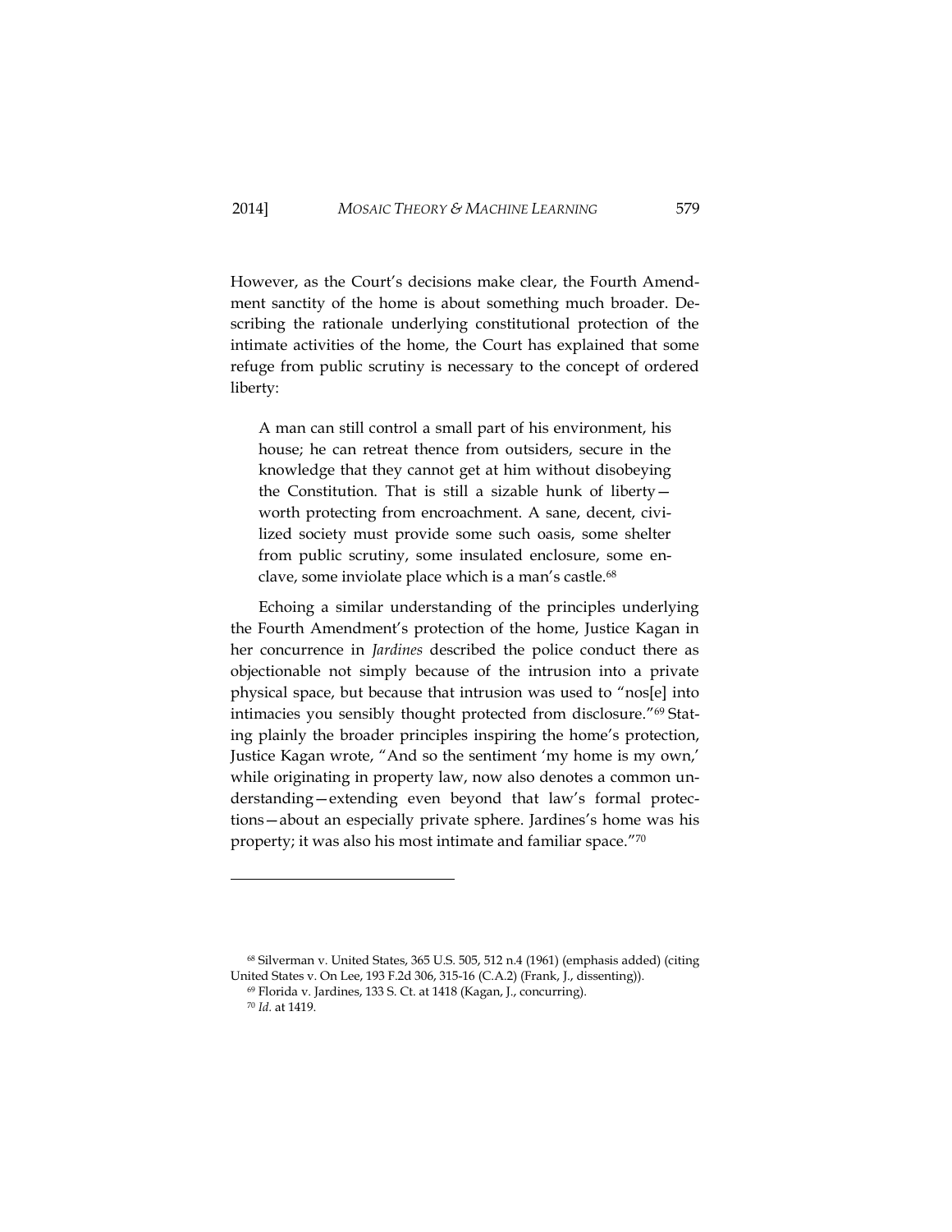However, as the Court's decisions make clear, the Fourth Amendment sanctity of the home is about something much broader. Describing the rationale underlying constitutional protection of the intimate activities of the home, the Court has explained that some refuge from public scrutiny is necessary to the concept of ordered liberty:

> A man can still control a small part of his environment, his house; he can retreat thence from outsiders, secure in the knowledge that they cannot get at him without disobeying the Constitution. That is still a sizable hunk of liberty—worth protecting from encroachment. A sane, decent, civilized society must provide some such oasis, some shelter from public scrutiny, some insulated enclosure, some enclave, some inviolate place which is a man's castle.[68]

Echoing a similar understanding of the principles underlying the Fourth Amendment's protection of the home, Justice Kagan in her concurrence in *Jardines* described the police conduct there as objectionable not simply because of the intrusion into a private physical space, but because that intrusion was used to "nos[e] into intimacies you sensibly thought protected from disclosure."[69] Stating plainly the broader principles inspiring the home's protection, Justice Kagan wrote, "And so the sentiment 'my home is my own,' while originating in property law, now also denotes a common understanding—extending even beyond that law's formal protections—about an especially private sphere. Jardines's home was his property; it was also his most intimate and familiar space."[70]

---

[68] Silverman v. United States, 365 U.S. 505, 512 n.4 (1961) (emphasis added) (citing United States v. On Lee, 193 F.2d 306, 315-16 (C.A.2) (Frank, J., dissenting)).

[69] Florida v. Jardines, 133 S. Ct. at 1418 (Kagan, J., concurring).

[70] *Id.* at 1419.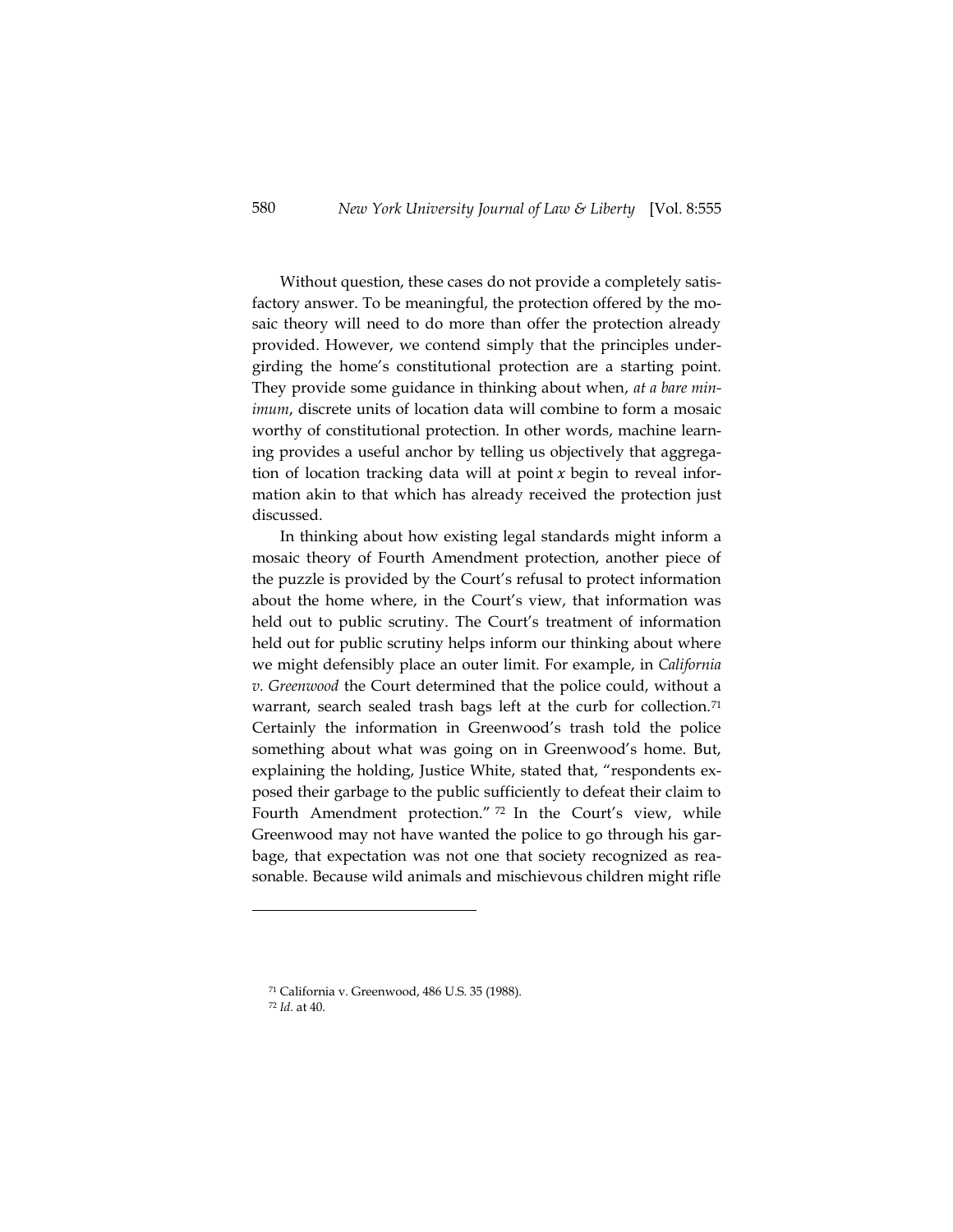Without question, these cases do not provide a completely satisfactory answer. To be meaningful, the protection offered by the mosaic theory will need to do more than offer the protection already provided. However, we contend simply that the principles undergirding the home's constitutional protection are a starting point. They provide some guidance in thinking about when, *at a bare minimum*, discrete units of location data will combine to form a mosaic worthy of constitutional protection. In other words, machine learning provides a useful anchor by telling us objectively that aggregation of location tracking data will at point $x$ begin to reveal information akin to that which has already received the protection just discussed.

In thinking about how existing legal standards might inform a mosaic theory of Fourth Amendment protection, another piece of the puzzle is provided by the Court's refusal to protect information about the home where, in the Court's view, that information was held out to public scrutiny. The Court's treatment of information held out for public scrutiny helps inform our thinking about where we might defensibly place an outer limit. For example, in *California v. Greenwood* the Court determined that the police could, without a warrant, search sealed trash bags left at the curb for collection.[71] Certainly the information in Greenwood's trash told the police something about what was going on in Greenwood's home. But, explaining the holding, Justice White, stated that, "respondents exposed their garbage to the public sufficiently to defeat their claim to Fourth Amendment protection." [72] In the Court's view, while Greenwood may not have wanted the police to go through his garbage, that expectation was not one that society recognized as reasonable. Because wild animals and mischievous children might rifle

---

[71] California v. Greenwood, 486 U.S. 35 (1988).

[72] *Id.* at 40.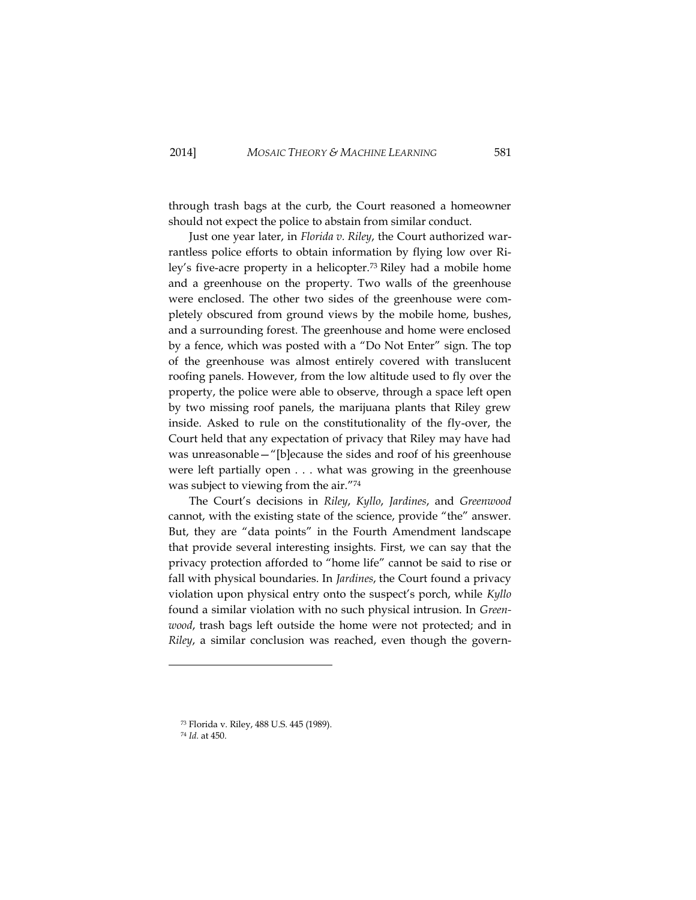through trash bags at the curb, the Court reasoned a homeowner should not expect the police to abstain from similar conduct.

Just one year later, in *Florida v. Riley*, the Court authorized warrantless police efforts to obtain information by flying low over Riley's five-acre property in a helicopter.[73] Riley had a mobile home and a greenhouse on the property. Two walls of the greenhouse were enclosed. The other two sides of the greenhouse were completely obscured from ground views by the mobile home, bushes, and a surrounding forest. The greenhouse and home were enclosed by a fence, which was posted with a "Do Not Enter" sign. The top of the greenhouse was almost entirely covered with translucent roofing panels. However, from the low altitude used to fly over the property, the police were able to observe, through a space left open by two missing roof panels, the marijuana plants that Riley grew inside. Asked to rule on the constitutionality of the fly-over, the Court held that any expectation of privacy that Riley may have had was unreasonable—"[b]ecause the sides and roof of his greenhouse were left partially open . . . what was growing in the greenhouse was subject to viewing from the air."[74]

The Court's decisions in *Riley*, *Kyllo*, *Jardines*, and *Greenwood* cannot, with the existing state of the science, provide "the" answer. But, they are "data points" in the Fourth Amendment landscape that provide several interesting insights. First, we can say that the privacy protection afforded to "home life" cannot be said to rise or fall with physical boundaries. In *Jardines*, the Court found a privacy violation upon physical entry onto the suspect's porch, while *Kyllo* found a similar violation with no such physical intrusion. In *Greenwood*, trash bags left outside the home were not protected; and in *Riley*, a similar conclusion was reached, even though the govern-

---

[73] Florida v. Riley, 488 U.S. 445 (1989).

[74] *Id.* at 450.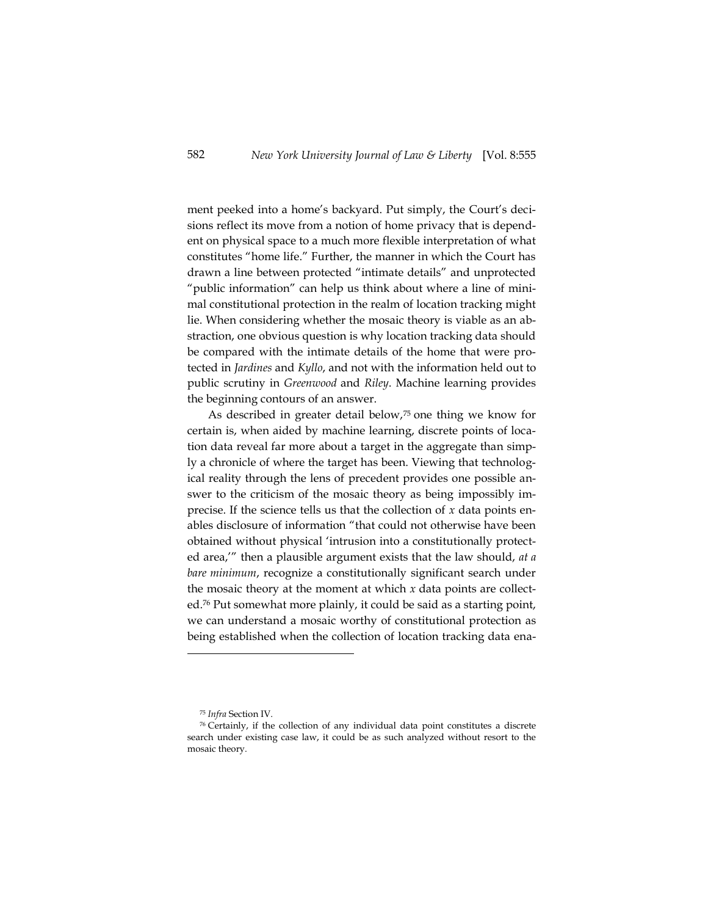ment peeked into a home's backyard. Put simply, the Court's decisions reflect its move from a notion of home privacy that is dependent on physical space to a much more flexible interpretation of what constitutes "home life." Further, the manner in which the Court has drawn a line between protected "intimate details" and unprotected "public information" can help us think about where a line of minimal constitutional protection in the realm of location tracking might lie. When considering whether the mosaic theory is viable as an abstraction, one obvious question is why location tracking data should be compared with the intimate details of the home that were protected in *Jardines* and *Kyllo*, and not with the information held out to public scrutiny in *Greenwood* and *Riley*. Machine learning provides the beginning contours of an answer.

As described in greater detail below,[75] one thing we know for certain is, when aided by machine learning, discrete points of location data reveal far more about a target in the aggregate than simply a chronicle of where the target has been. Viewing that technological reality through the lens of precedent provides one possible answer to the criticism of the mosaic theory as being impossibly imprecise. If the science tells us that the collection of *x* data points enables disclosure of information "that could not otherwise have been obtained without physical 'intrusion into a constitutionally protected area,'" then a plausible argument exists that the law should, *at a bare minimum*, recognize a constitutionally significant search under the mosaic theory at the moment at which *x* data points are collected.[76] Put somewhat more plainly, it could be said as a starting point, we can understand a mosaic worthy of constitutional protection as being established when the collection of location tracking data ena-

---

[75] *Infra* Section IV.

[76] Certainly, if the collection of any individual data point constitutes a discrete search under existing case law, it could be as such analyzed without resort to the mosaic theory.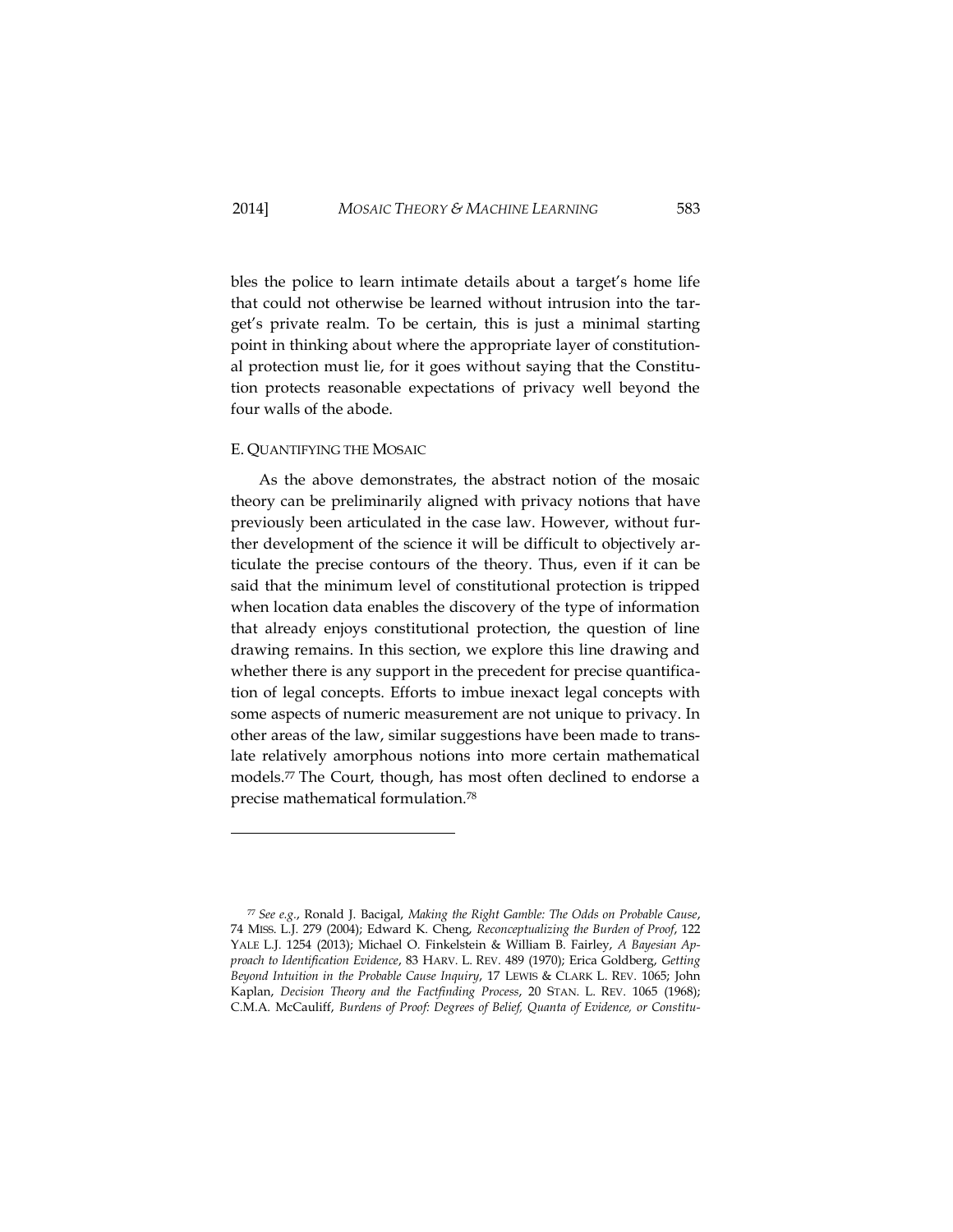bles the police to learn intimate details about a target's home life that could not otherwise be learned without intrusion into the target's private realm. To be certain, this is just a minimal starting point in thinking about where the appropriate layer of constitutional protection must lie, for it goes without saying that the Constitution protects reasonable expectations of privacy well beyond the four walls of the abode.

### E. QUANTIFYING THE MOSAIC

As the above demonstrates, the abstract notion of the mosaic theory can be preliminarily aligned with privacy notions that have previously been articulated in the case law. However, without further development of the science it will be difficult to objectively articulate the precise contours of the theory. Thus, even if it can be said that the minimum level of constitutional protection is tripped when location data enables the discovery of the type of information that already enjoys constitutional protection, the question of line drawing remains. In this section, we explore this line drawing and whether there is any support in the precedent for precise quantification of legal concepts. Efforts to imbue inexact legal concepts with some aspects of numeric measurement are not unique to privacy. In other areas of the law, similar suggestions have been made to translate relatively amorphous notions into more certain mathematical models.[77] The Court, though, has most often declined to endorse a precise mathematical formulation.[78]

---

[77] *See e.g.*, Ronald J. Bacigal, *Making the Right Gamble: The Odds on Probable Cause*, 74 MISS. L.J. 279 (2004); Edward K. Cheng, *Reconceptualizing the Burden of Proof*, 122 YALE L.J. 1254 (2013); Michael O. Finkelstein & William B. Fairley, *A Bayesian Approach to Identification Evidence*, 83 HARV. L. REV. 489 (1970); Erica Goldberg, *Getting Beyond Intuition in the Probable Cause Inquiry*, 17 LEWIS & CLARK L. REV. 1065; John Kaplan, *Decision Theory and the Factfinding Process*, 20 STAN. L. REV. 1065 (1968); C.M.A. McCauliff, *Burdens of Proof: Degrees of Belief, Quanta of Evidence, or Constitu-*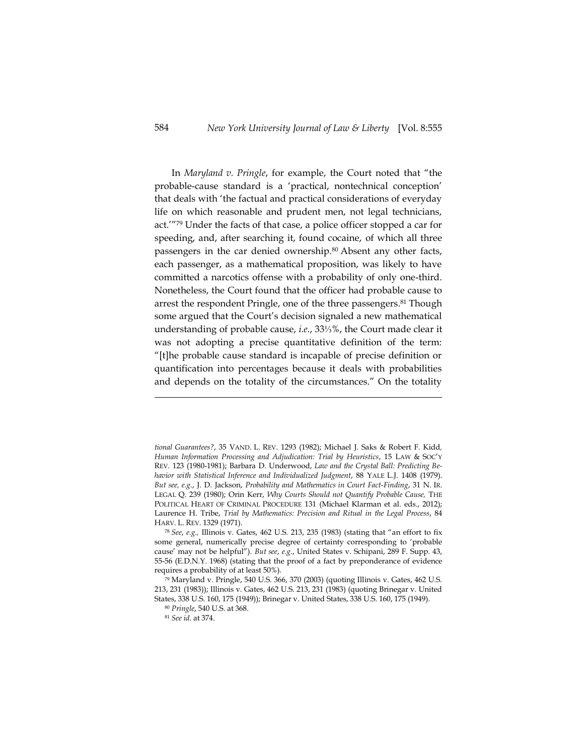In *Maryland v. Pringle*, for example, the Court noted that "the probable-cause standard is a 'practical, nontechnical conception' that deals with 'the factual and practical considerations of everyday life on which reasonable and prudent men, not legal technicians, act.'"[79] Under the facts of that case, a police officer stopped a car for speeding, and, after searching it, found cocaine, of which all three passengers in the car denied ownership.[80] Absent any other facts, each passenger, as a mathematical proposition, was likely to have committed a narcotics offense with a probability of only one-third. Nonetheless, the Court found that the officer had probable cause to arrest the respondent Pringle, one of the three passengers.[81] Though some argued that the Court's decision signaled a new mathematical understanding of probable cause, *i.e.*, 33⅓%, the Court made clear it was not adopting a precise quantitative definition of the term: "[t]he probable cause standard is incapable of precise definition or quantification into percentages because it deals with probabilities and depends on the totality of the circumstances." On the totality

---

*tional Guarantees?*, 35 VAND. L. REV. 1293 (1982); Michael J. Saks & Robert F. Kidd, *Human Information Processing and Adjudication: Trial by Heuristics*, 15 LAW & SOC'Y REV. 123 (1980-1981); Barbara D. Underwood, *Law and the Crystal Ball: Predicting Behavior with Statistical Inference and Individualized Judgment*, 88 YALE L.J. 1408 (1979). *But see, e.g.*, J. D. Jackson, *Probability and Mathematics in Court Fact-Finding*, 31 N. IR. LEGAL Q. 239 (1980); Orin Kerr, *Why Courts Should not Quantify Probable Cause,* THE POLITICAL HEART OF CRIMINAL PROCEDURE 131 (Michael Klarman et al. eds., 2012); Laurence H. Tribe, *Trial by Mathematics: Precision and Ritual in the Legal Process*, 84 HARV. L. REV. 1329 (1971).

[78] *See, e.g.,* Illinois v. Gates, 462 U.S. 213, 235 (1983) (stating that "an effort to fix some general, numerically precise degree of certainty corresponding to 'probable cause' may not be helpful"). *But see, e.g.*, United States v. Schipani, 289 F. Supp. 43, 55-56 (E.D.N.Y. 1968) (stating that the proof of a fact by preponderance of evidence requires a probability of at least 50%).

[79] Maryland v. Pringle, 540 U.S. 366, 370 (2003) (quoting Illinois v. Gates, 462 U.S. 213, 231 (1983)); Illinois v. Gates, 462 U.S. 213, 231 (1983) (quoting Brinegar v. United States, 338 U.S. 160, 175 (1949)); Brinegar v. United States, 338 U.S. 160, 175 (1949).

[80] *Pringle*, 540 U.S. at 368.

[81] *See id.* at 374.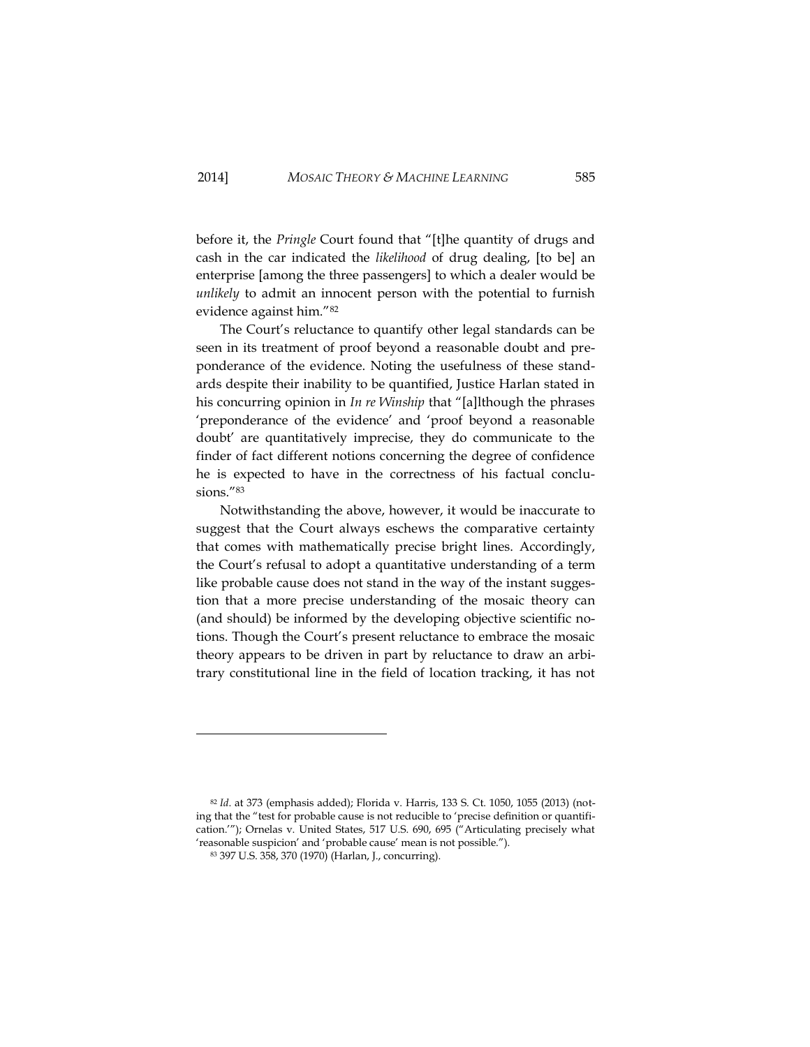before it, the *Pringle* Court found that "[t]he quantity of drugs and cash in the car indicated the *likelihood* of drug dealing, [to be] an enterprise [among the three passengers] to which a dealer would be *unlikely* to admit an innocent person with the potential to furnish evidence against him."[82]

The Court's reluctance to quantify other legal standards can be seen in its treatment of proof beyond a reasonable doubt and preponderance of the evidence. Noting the usefulness of these standards despite their inability to be quantified, Justice Harlan stated in his concurring opinion in *In re Winship* that "[a]lthough the phrases 'preponderance of the evidence' and 'proof beyond a reasonable doubt' are quantitatively imprecise, they do communicate to the finder of fact different notions concerning the degree of confidence he is expected to have in the correctness of his factual conclusions."[83]

Notwithstanding the above, however, it would be inaccurate to suggest that the Court always eschews the comparative certainty that comes with mathematically precise bright lines. Accordingly, the Court's refusal to adopt a quantitative understanding of a term like probable cause does not stand in the way of the instant suggestion that a more precise understanding of the mosaic theory can (and should) be informed by the developing objective scientific notions. Though the Court's present reluctance to embrace the mosaic theory appears to be driven in part by reluctance to draw an arbitrary constitutional line in the field of location tracking, it has not

---

[82] *Id*. at 373 (emphasis added); Florida v. Harris, 133 S. Ct. 1050, 1055 (2013) (noting that the "test for probable cause is not reducible to 'precise definition or quantification.'"); Ornelas v. United States, 517 U.S. 690, 695 ("Articulating precisely what 'reasonable suspicion' and 'probable cause' mean is not possible.").

[83] 397 U.S. 358, 370 (1970) (Harlan, J., concurring).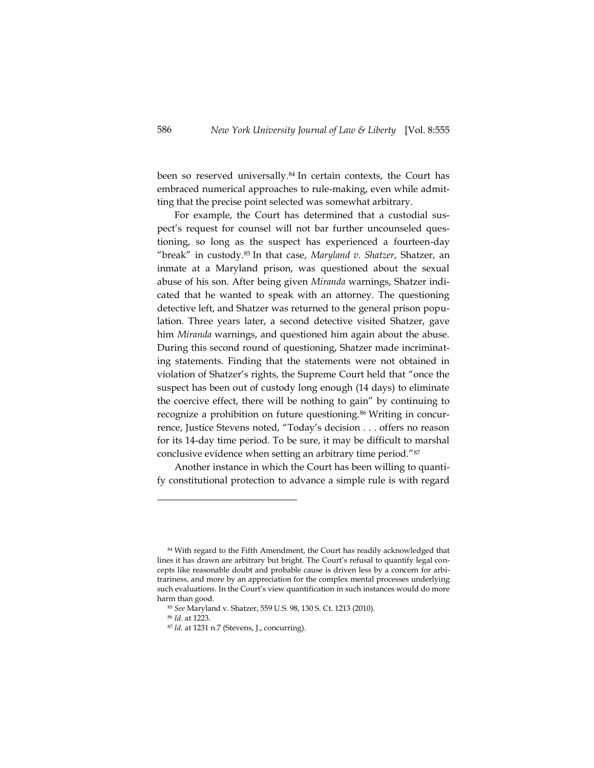been so reserved universally.[84] In certain contexts, the Court has embraced numerical approaches to rule-making, even while admitting that the precise point selected was somewhat arbitrary.

For example, the Court has determined that a custodial suspect's request for counsel will not bar further uncounseled questioning, so long as the suspect has experienced a fourteen-day "break" in custody.[85] In that case, *Maryland v. Shatzer*, Shatzer, an inmate at a Maryland prison, was questioned about the sexual abuse of his son. After being given *Miranda* warnings, Shatzer indicated that he wanted to speak with an attorney. The questioning detective left, and Shatzer was returned to the general prison population. Three years later, a second detective visited Shatzer, gave him *Miranda* warnings, and questioned him again about the abuse. During this second round of questioning, Shatzer made incriminating statements. Finding that the statements were not obtained in violation of Shatzer's rights, the Supreme Court held that "once the suspect has been out of custody long enough (14 days) to eliminate the coercive effect, there will be nothing to gain" by continuing to recognize a prohibition on future questioning.[86] Writing in concurrence, Justice Stevens noted, "Today's decision . . . offers no reason for its 14-day time period. To be sure, it may be difficult to marshal conclusive evidence when setting an arbitrary time period."[87]

Another instance in which the Court has been willing to quantify constitutional protection to advance a simple rule is with regard

---

[84] With regard to the Fifth Amendment, the Court has readily acknowledged that lines it has drawn are arbitrary but bright. The Court's refusal to quantify legal concepts like reasonable doubt and probable cause is driven less by a concern for arbitrariness, and more by an appreciation for the complex mental processes underlying such evaluations. In the Court's view quantification in such instances would do more harm than good.

[85] *See* Maryland v. Shatzer, 559 U.S. 98, 130 S. Ct. 1213 (2010).

[86] *Id.* at 1223.

[87] *Id.* at 1231 n.7 (Stevens, J., concurring).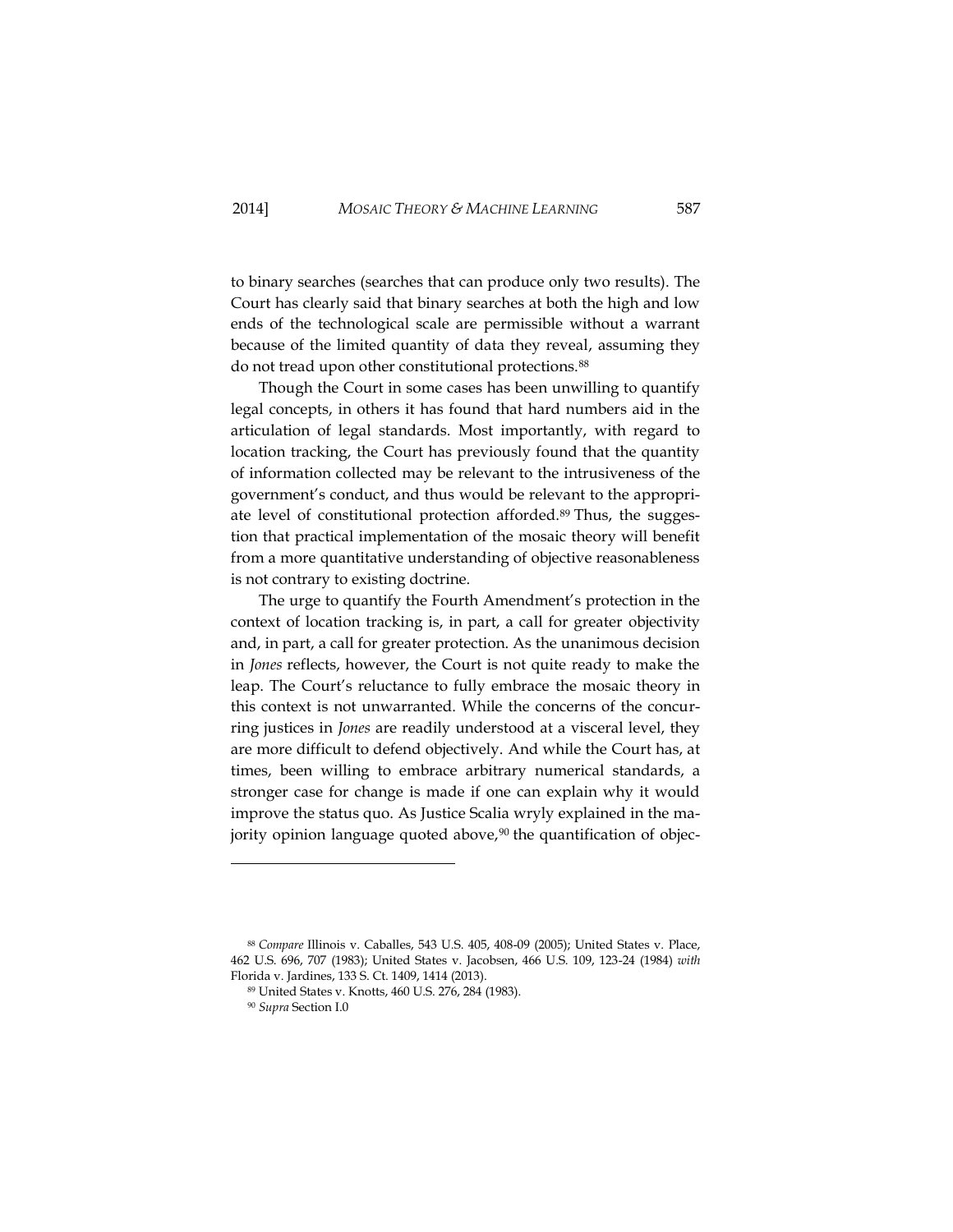to binary searches (searches that can produce only two results). The Court has clearly said that binary searches at both the high and low ends of the technological scale are permissible without a warrant because of the limited quantity of data they reveal, assuming they do not tread upon other constitutional protections.[88]

Though the Court in some cases has been unwilling to quantify legal concepts, in others it has found that hard numbers aid in the articulation of legal standards. Most importantly, with regard to location tracking, the Court has previously found that the quantity of information collected may be relevant to the intrusiveness of the government's conduct, and thus would be relevant to the appropriate level of constitutional protection afforded.[89] Thus, the suggestion that practical implementation of the mosaic theory will benefit from a more quantitative understanding of objective reasonableness is not contrary to existing doctrine.

The urge to quantify the Fourth Amendment's protection in the context of location tracking is, in part, a call for greater objectivity and, in part, a call for greater protection. As the unanimous decision in *Jones* reflects, however, the Court is not quite ready to make the leap. The Court's reluctance to fully embrace the mosaic theory in this context is not unwarranted. While the concerns of the concurring justices in *Jones* are readily understood at a visceral level, they are more difficult to defend objectively. And while the Court has, at times, been willing to embrace arbitrary numerical standards, a stronger case for change is made if one can explain why it would improve the status quo. As Justice Scalia wryly explained in the majority opinion language quoted above,[90] the quantification of objec-

---

[88] *Compare* Illinois v. Caballes, 543 U.S. 405, 408-09 (2005); United States v. Place, 462 U.S. 696, 707 (1983); United States v. Jacobsen, 466 U.S. 109, 123-24 (1984) *with* Florida v. Jardines, 133 S. Ct. 1409, 1414 (2013).

[89] United States v. Knotts, 460 U.S. 276, 284 (1983).

[90] *Supra* Section I.0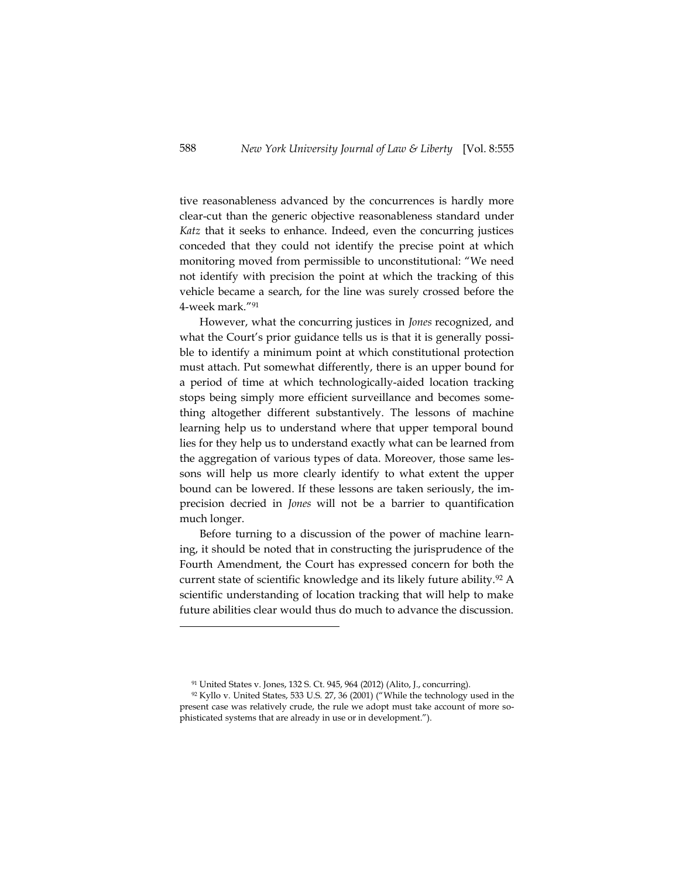tive reasonableness advanced by the concurrences is hardly more clear-cut than the generic objective reasonableness standard under *Katz* that it seeks to enhance. Indeed, even the concurring justices conceded that they could not identify the precise point at which monitoring moved from permissible to unconstitutional: "We need not identify with precision the point at which the tracking of this vehicle became a search, for the line was surely crossed before the 4-week mark."[91]

However, what the concurring justices in *Jones* recognized, and what the Court's prior guidance tells us is that it is generally possible to identify a minimum point at which constitutional protection must attach. Put somewhat differently, there is an upper bound for a period of time at which technologically-aided location tracking stops being simply more efficient surveillance and becomes something altogether different substantively. The lessons of machine learning help us to understand where that upper temporal bound lies for they help us to understand exactly what can be learned from the aggregation of various types of data. Moreover, those same lessons will help us more clearly identify to what extent the upper bound can be lowered. If these lessons are taken seriously, the imprecision decried in *Jones* will not be a barrier to quantification much longer.

Before turning to a discussion of the power of machine learning, it should be noted that in constructing the jurisprudence of the Fourth Amendment, the Court has expressed concern for both the current state of scientific knowledge and its likely future ability.[92] A scientific understanding of location tracking that will help to make future abilities clear would thus do much to advance the discussion.

---

[91] United States v. Jones, 132 S. Ct. 945, 964 (2012) (Alito, J., concurring).

[92] Kyllo v. United States, 533 U.S. 27, 36 (2001) ("While the technology used in the present case was relatively crude, the rule we adopt must take account of more sophisticated systems that are already in use or in development.").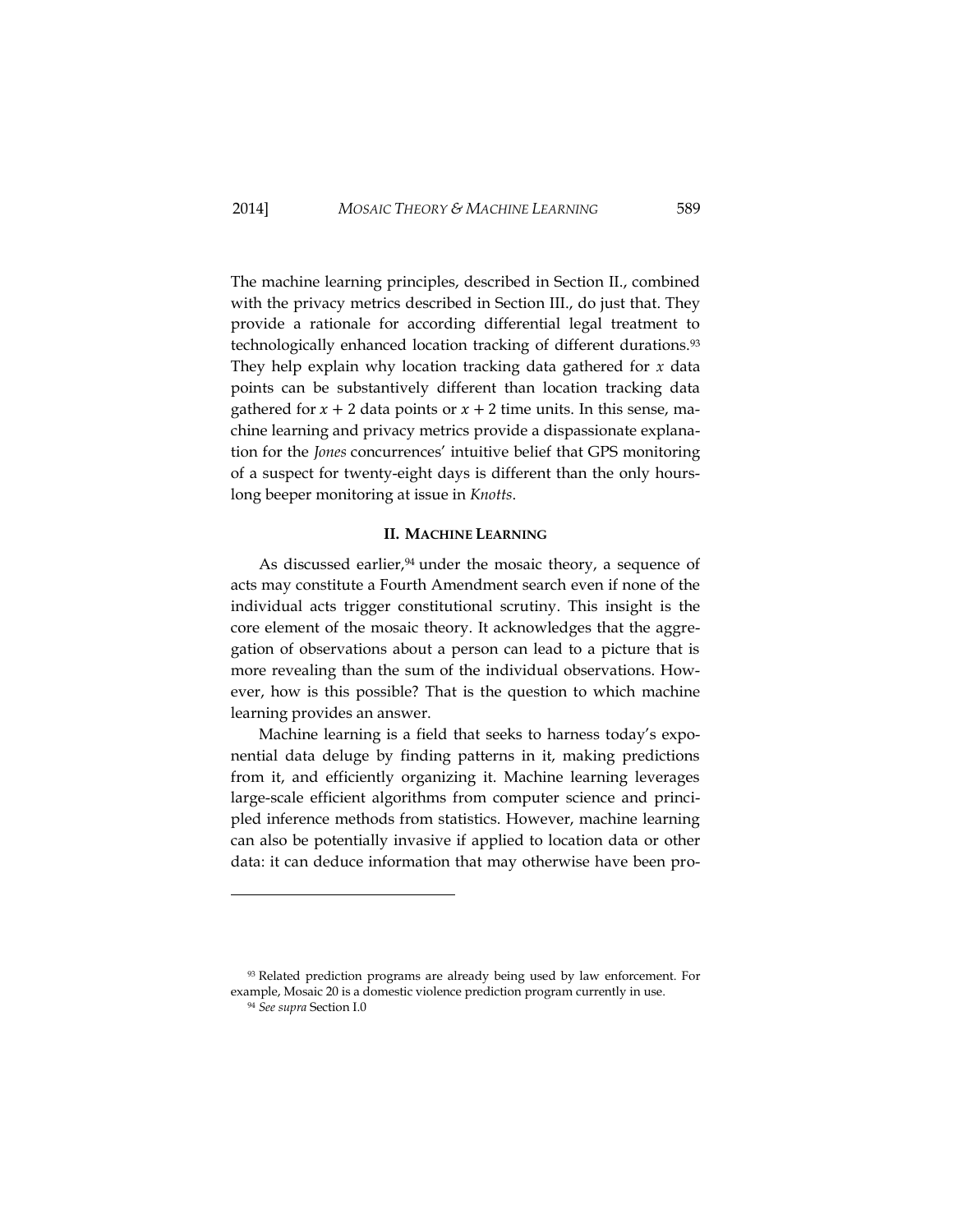The machine learning principles, described in Section II., combined with the privacy metrics described in Section III., do just that. They provide a rationale for according differential legal treatment to technologically enhanced location tracking of different durations.[93] They help explain why location tracking data gathered for $x$ data points can be substantively different than location tracking data gathered for $x + 2$ data points or $x + 2$ time units. In this sense, machine learning and privacy metrics provide a dispassionate explanation for the *Jones* concurrences' intuitive belief that GPS monitoring of a suspect for twenty-eight days is different than the only hours-long beeper monitoring at issue in *Knotts*.

## II. MACHINE LEARNING

As discussed earlier,[94] under the mosaic theory, a sequence of acts may constitute a Fourth Amendment search even if none of the individual acts trigger constitutional scrutiny. This insight is the core element of the mosaic theory. It acknowledges that the aggregation of observations about a person can lead to a picture that is more revealing than the sum of the individual observations. However, how is this possible? That is the question to which machine learning provides an answer.

Machine learning is a field that seeks to harness today's exponential data deluge by finding patterns in it, making predictions from it, and efficiently organizing it. Machine learning leverages large-scale efficient algorithms from computer science and principled inference methods from statistics. However, machine learning can also be potentially invasive if applied to location data or other data: it can deduce information that may otherwise have been pro-

---

[93] Related prediction programs are already being used by law enforcement. For example, Mosaic 20 is a domestic violence prediction program currently in use.

[94] *See supra* Section I.0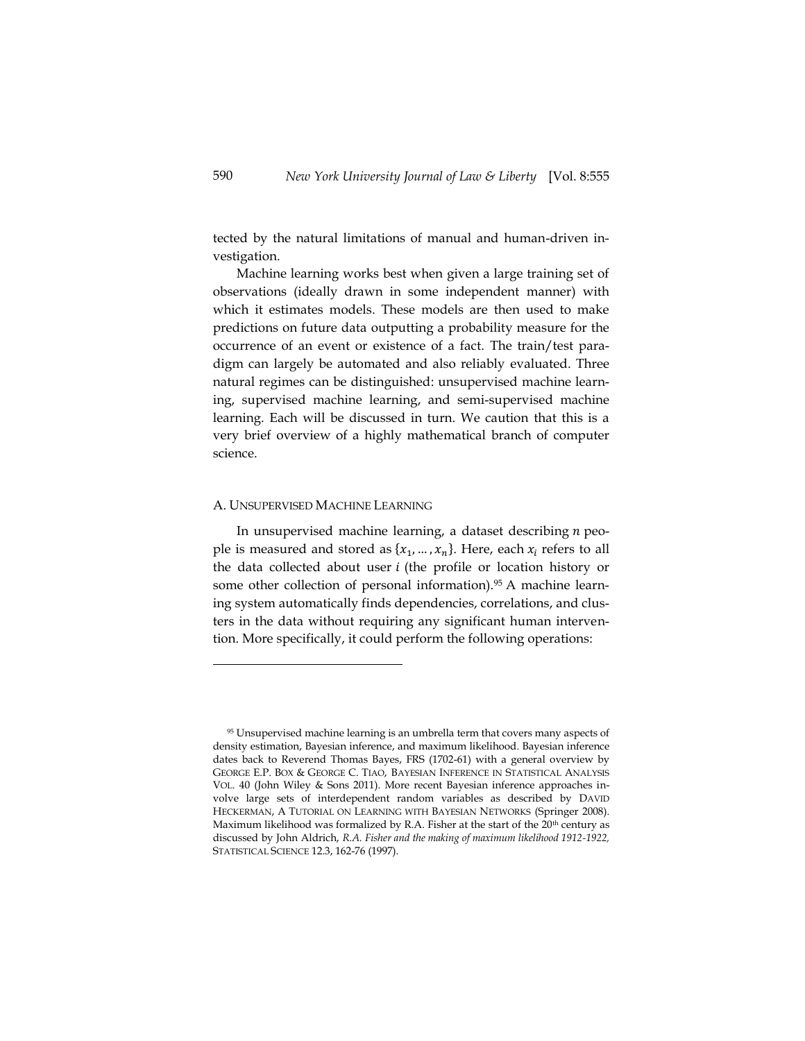tected by the natural limitations of manual and human-driven investigation.

Machine learning works best when given a large training set of observations (ideally drawn in some independent manner) with which it estimates models. These models are then used to make predictions on future data outputting a probability measure for the occurrence of an event or existence of a fact. The train/test paradigm can largely be automated and also reliably evaluated. Three natural regimes can be distinguished: unsupervised machine learning, supervised machine learning, and semi-supervised machine learning. Each will be discussed in turn. We caution that this is a very brief overview of a highly mathematical branch of computer science.

## A. Unsupervised Machine Learning

In unsupervised machine learning, a dataset describing $n$ people is measured and stored as $\{x_1, \ldots, x_n\}$. Here, each $x_i$ refers to all the data collected about user $i$ (the profile or location history or some other collection of personal information).[95] A machine learning system automatically finds dependencies, correlations, and clusters in the data without requiring any significant human intervention. More specifically, it could perform the following operations:

---

[95] Unsupervised machine learning is an umbrella term that covers many aspects of density estimation, Bayesian inference, and maximum likelihood. Bayesian inference dates back to Reverend Thomas Bayes, FRS (1702-61) with a general overview by GEORGE E.P. BOX & GEORGE C. TIAO, BAYESIAN INFERENCE IN STATISTICAL ANALYSIS VOL. 40 (John Wiley & Sons 2011). More recent Bayesian inference approaches involve large sets of interdependent random variables as described by DAVID HECKERMAN, A TUTORIAL ON LEARNING WITH BAYESIAN NETWORKS (Springer 2008). Maximum likelihood was formalized by R.A. Fisher at the start of the 20th century as discussed by John Aldrich, *R.A. Fisher and the making of maximum likelihood 1912-1922,* STATISTICAL SCIENCE 12.3, 162-76 (1997).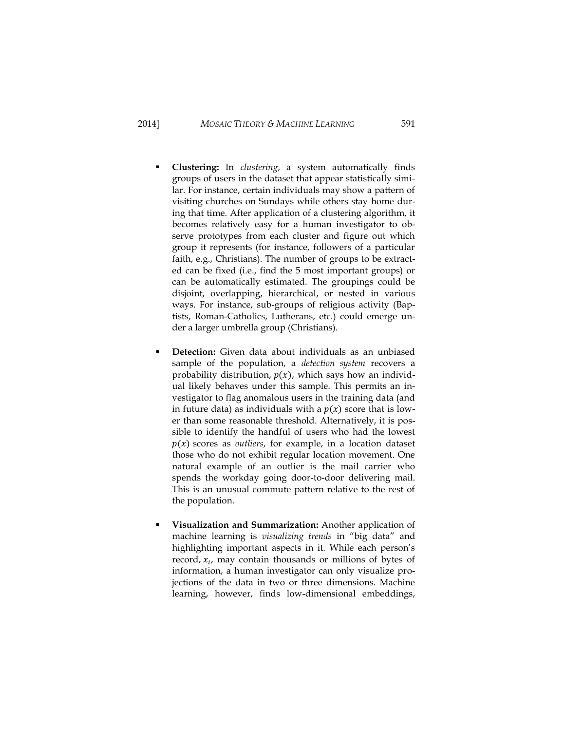- **Clustering:** In *clustering*, a system automatically finds groups of users in the dataset that appear statistically similar. For instance, certain individuals may show a pattern of visiting churches on Sundays while others stay home during that time. After application of a clustering algorithm, it becomes relatively easy for a human investigator to observe prototypes from each cluster and figure out which group it represents (for instance, followers of a particular faith, e.g., Christians). The number of groups to be extracted can be fixed (i.e., find the 5 most important groups) or can be automatically estimated. The groupings could be disjoint, overlapping, hierarchical, or nested in various ways. For instance, sub-groups of religious activity (Baptists, Roman-Catholics, Lutherans, etc.) could emerge under a larger umbrella group (Christians).

- **Detection:** Given data about individuals as an unbiased sample of the population, a *detection system* recovers a probability distribution, $p(x)$, which says how an individual likely behaves under this sample. This permits an investigator to flag anomalous users in the training data (and in future data) as individuals with a $p(x)$ score that is lower than some reasonable threshold. Alternatively, it is possible to identify the handful of users who had the lowest $p(x)$ scores as *outliers*, for example, in a location dataset those who do not exhibit regular location movement. One natural example of an outlier is the mail carrier who spends the workday going door-to-door delivering mail. This is an unusual commute pattern relative to the rest of the population.

- **Visualization and Summarization:** Another application of machine learning is *visualizing trends* in "big data" and highlighting important aspects in it. While each person's record, $x_i$, may contain thousands or millions of bytes of information, a human investigator can only visualize projections of the data in two or three dimensions. Machine learning, however, finds low-dimensional embeddings,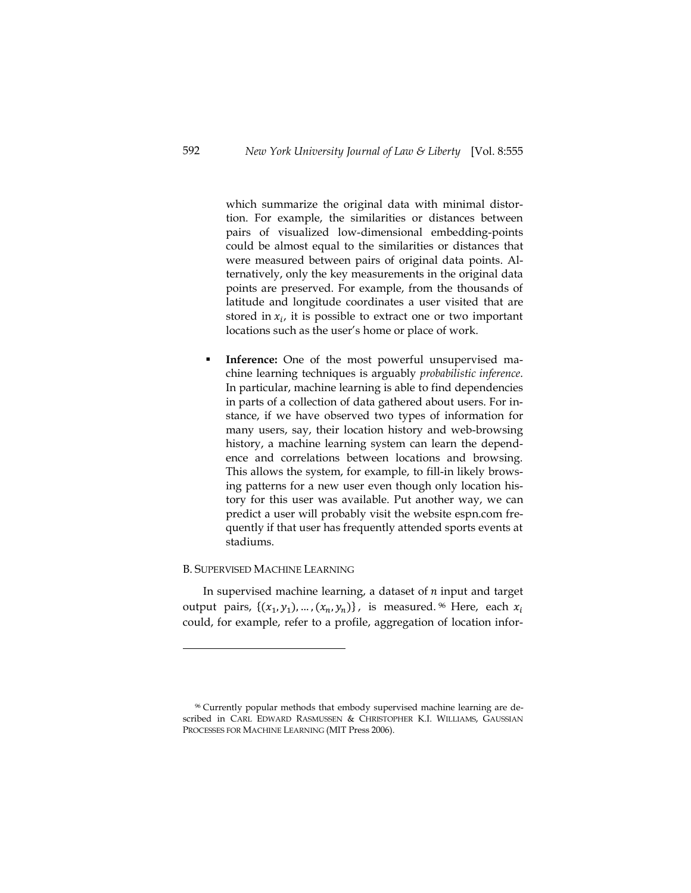which summarize the original data with minimal distortion. For example, the similarities or distances between pairs of visualized low-dimensional embedding-points could be almost equal to the similarities or distances that were measured between pairs of original data points. Alternatively, only the key measurements in the original data points are preserved. For example, from the thousands of latitude and longitude coordinates a user visited that are stored in $x_i$, it is possible to extract one or two important locations such as the user's home or place of work.

- **Inference:** One of the most powerful unsupervised machine learning techniques is arguably *probabilistic inference*. In particular, machine learning is able to find dependencies in parts of a collection of data gathered about users. For instance, if we have observed two types of information for many users, say, their location history and web-browsing history, a machine learning system can learn the dependence and correlations between locations and browsing. This allows the system, for example, to fill-in likely browsing patterns for a new user even though only location history for this user was available. Put another way, we can predict a user will probably visit the website espn.com frequently if that user has frequently attended sports events at stadiums.

### B. Supervised Machine Learning

In supervised machine learning, a dataset of $n$ input and target output pairs, $\{(x_1, y_1), \ldots, (x_n, y_n)\}$, is measured.[96] Here, each $x_i$ could, for example, refer to a profile, aggregation of location infor-

[96] Currently popular methods that embody supervised machine learning are described in CARL EDWARD RASMUSSEN & CHRISTOPHER K.I. WILLIAMS, GAUSSIAN PROCESSES FOR MACHINE LEARNING (MIT Press 2006).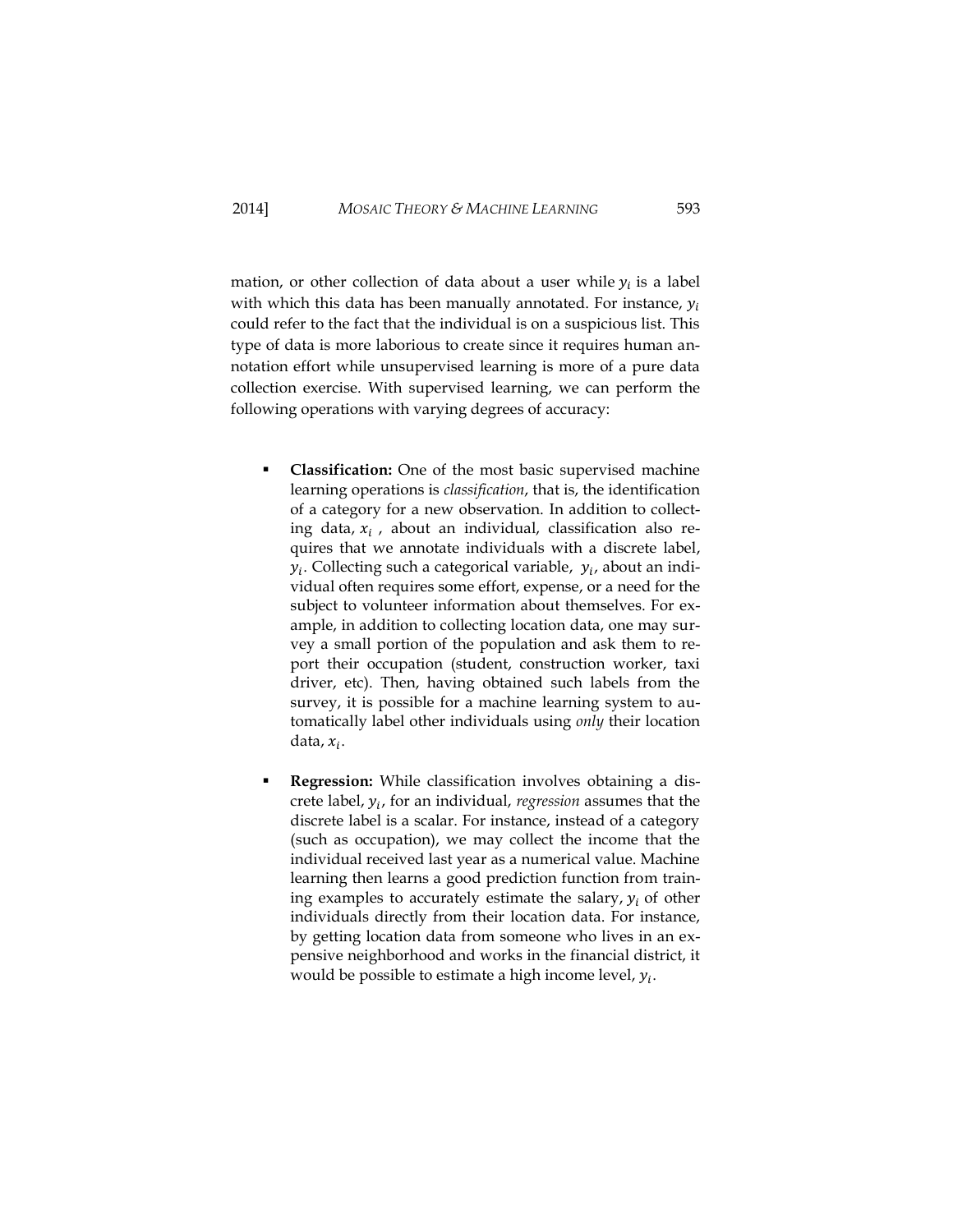mation, or other collection of data about a user while $y_i$ is a label with which this data has been manually annotated. For instance, $y_i$ could refer to the fact that the individual is on a suspicious list. This type of data is more laborious to create since it requires human annotation effort while unsupervised learning is more of a pure data collection exercise. With supervised learning, we can perform the following operations with varying degrees of accuracy:

- **Classification:** One of the most basic supervised machine learning operations is *classification*, that is, the identification of a category for a new observation. In addition to collecting data, $x_i$ , about an individual, classification also requires that we annotate individuals with a discrete label, $y_i$. Collecting such a categorical variable, $y_i$, about an individual often requires some effort, expense, or a need for the subject to volunteer information about themselves. For example, in addition to collecting location data, one may survey a small portion of the population and ask them to report their occupation (student, construction worker, taxi driver, etc). Then, having obtained such labels from the survey, it is possible for a machine learning system to automatically label other individuals using *only* their location data, $x_i$.

- **Regression:** While classification involves obtaining a discrete label, $y_i$, for an individual, *regression* assumes that the discrete label is a scalar. For instance, instead of a category (such as occupation), we may collect the income that the individual received last year as a numerical value. Machine learning then learns a good prediction function from training examples to accurately estimate the salary, $y_i$ of other individuals directly from their location data. For instance, by getting location data from someone who lives in an expensive neighborhood and works in the financial district, it would be possible to estimate a high income level, $y_i$.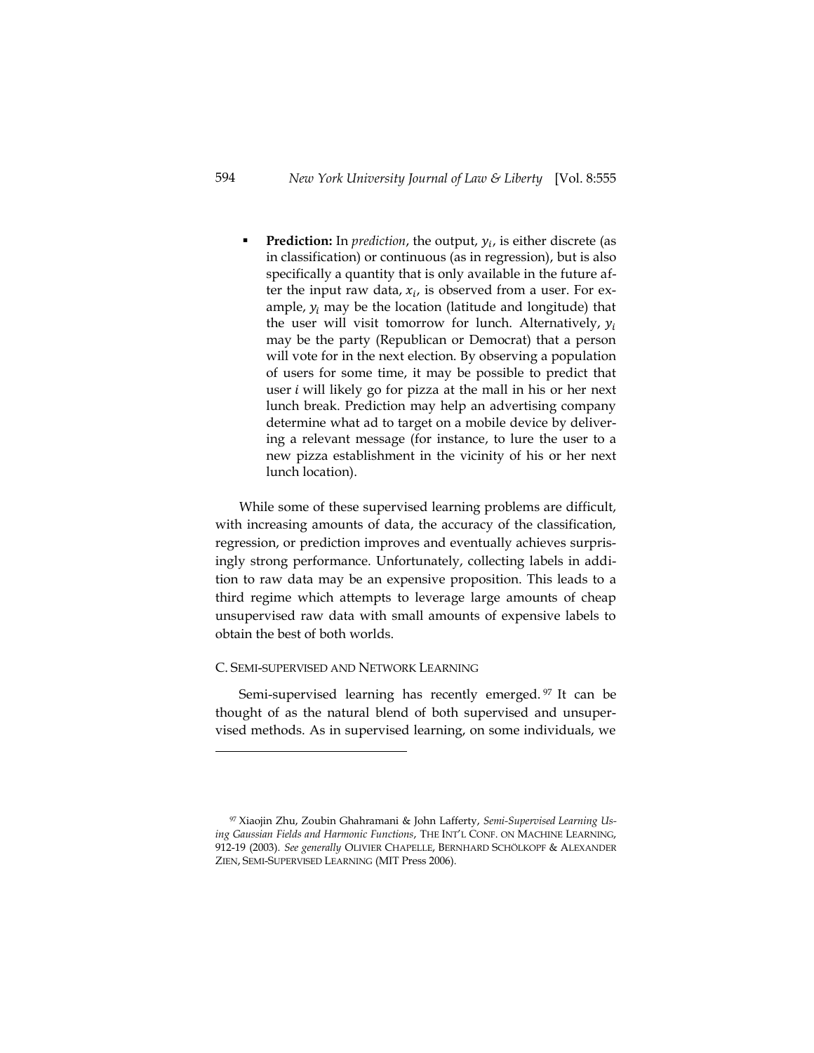- **Prediction:** In *prediction*, the output, $y_i$, is either discrete (as in classification) or continuous (as in regression), but is also specifically a quantity that is only available in the future after the input raw data, $x_i$, is observed from a user. For example, $y_i$ may be the location (latitude and longitude) that the user will visit tomorrow for lunch. Alternatively, $y_i$ may be the party (Republican or Democrat) that a person will vote for in the next election. By observing a population of users for some time, it may be possible to predict that user *i* will likely go for pizza at the mall in his or her next lunch break. Prediction may help an advertising company determine what ad to target on a mobile device by delivering a relevant message (for instance, to lure the user to a new pizza establishment in the vicinity of his or her next lunch location).

While some of these supervised learning problems are difficult, with increasing amounts of data, the accuracy of the classification, regression, or prediction improves and eventually achieves surprisingly strong performance. Unfortunately, collecting labels in addition to raw data may be an expensive proposition. This leads to a third regime which attempts to leverage large amounts of cheap unsupervised raw data with small amounts of expensive labels to obtain the best of both worlds.

### C. SEMI-SUPERVISED AND NETWORK LEARNING

Semi-supervised learning has recently emerged.[97] It can be thought of as the natural blend of both supervised and unsupervised methods. As in supervised learning, on some individuals, we

---

[97] Xiaojin Zhu, Zoubin Ghahramani & John Lafferty, *Semi-Supervised Learning Using Gaussian Fields and Harmonic Functions*, THE INT'L CONF. ON MACHINE LEARNING, 912-19 (2003). *See generally* OLIVIER CHAPELLE, BERNHARD SCHÖLKOPF & ALEXANDER ZIEN, SEMI-SUPERVISED LEARNING (MIT Press 2006).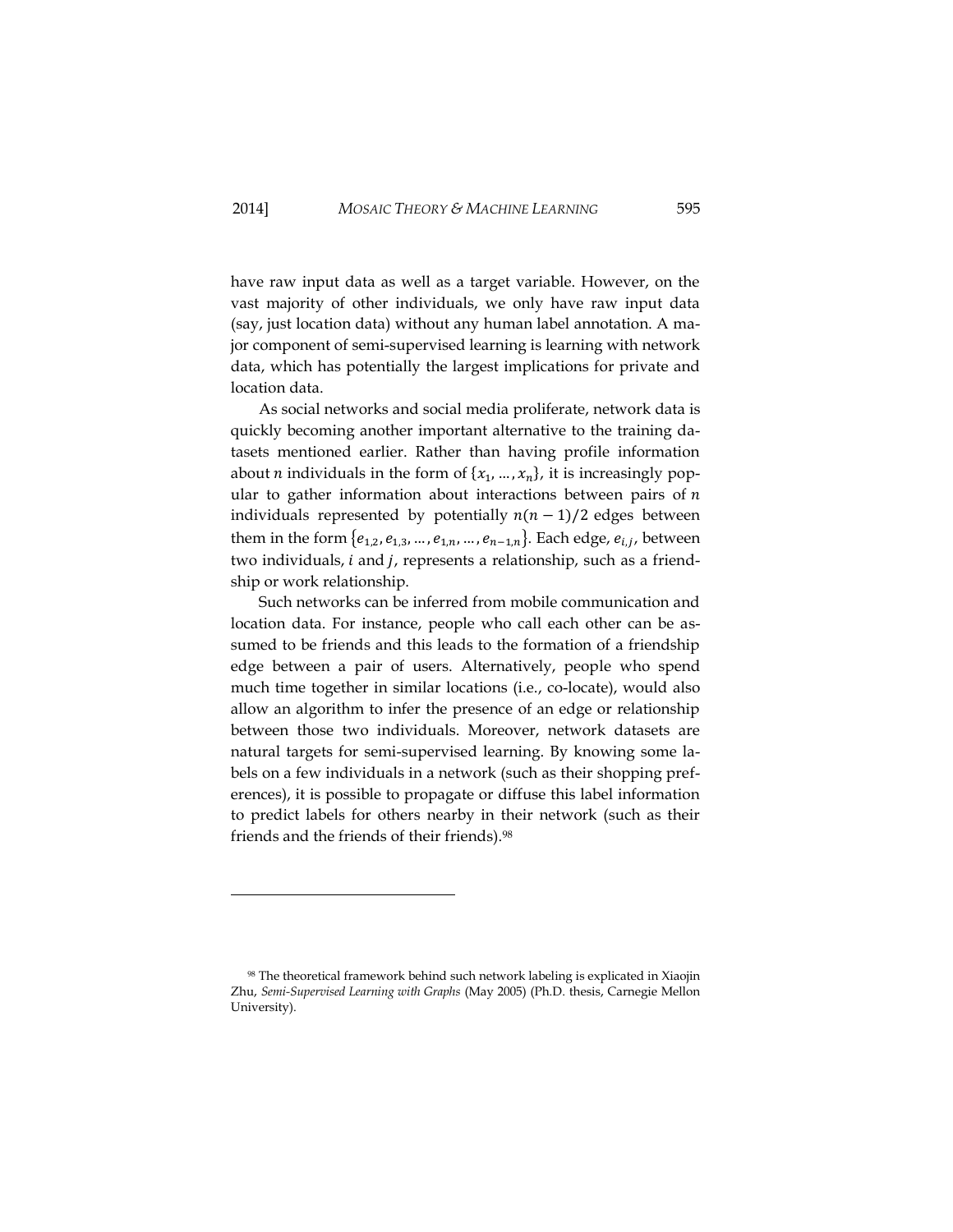have raw input data as well as a target variable. However, on the vast majority of other individuals, we only have raw input data (say, just location data) without any human label annotation. A major component of semi-supervised learning is learning with network data, which has potentially the largest implications for private and location data.

As social networks and social media proliferate, network data is quickly becoming another important alternative to the training datasets mentioned earlier. Rather than having profile information about $n$ individuals in the form of $\{x_1, \ldots, x_n\}$, it is increasingly popular to gather information about interactions between pairs of $n$ individuals represented by potentially $n(n-1)/2$ edges between them in the form $\{e_{1,2}, e_{1,3}, \ldots, e_{1,n}, \ldots, e_{n-1,n}\}$. Each edge, $e_{i,j}$, between two individuals, $i$ and $j$, represents a relationship, such as a friendship or work relationship.

Such networks can be inferred from mobile communication and location data. For instance, people who call each other can be assumed to be friends and this leads to the formation of a friendship edge between a pair of users. Alternatively, people who spend much time together in similar locations (i.e., co-locate), would also allow an algorithm to infer the presence of an edge or relationship between those two individuals. Moreover, network datasets are natural targets for semi-supervised learning. By knowing some labels on a few individuals in a network (such as their shopping preferences), it is possible to propagate or diffuse this label information to predict labels for others nearby in their network (such as their friends and the friends of their friends).[98]

---

[98] The theoretical framework behind such network labeling is explicated in Xiaojin Zhu, *Semi-Supervised Learning with Graphs* (May 2005) (Ph.D. thesis, Carnegie Mellon University).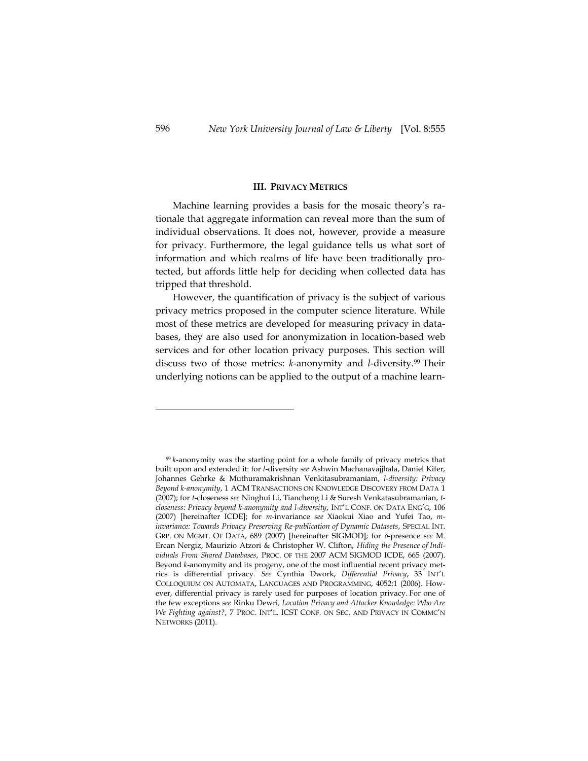## III. PRIVACY METRICS

Machine learning provides a basis for the mosaic theory's rationale that aggregate information can reveal more than the sum of individual observations. It does not, however, provide a measure for privacy. Furthermore, the legal guidance tells us what sort of information and which realms of life have been traditionally protected, but affords little help for deciding when collected data has tripped that threshold.

However, the quantification of privacy is the subject of various privacy metrics proposed in the computer science literature. While most of these metrics are developed for measuring privacy in databases, they are also used for anonymization in location-based web services and for other location privacy purposes. This section will discuss two of those metrics: *k*-anonymity and *l*-diversity.[99] Their underlying notions can be applied to the output of a machine learn-

---

[99] *k*-anonymity was the starting point for a whole family of privacy metrics that built upon and extended it: for *l*-diversity *see* Ashwin Machanavajjhala, Daniel Kifer, Johannes Gehrke & Muthuramakrishnan Venkitasubramaniam, *l-diversity: Privacy Beyond k-anonymity*, 1 ACM TRANSACTIONS ON KNOWLEDGE DISCOVERY FROM DATA 1 (2007); for *t*-closeness *see* Ninghui Li, Tiancheng Li & Suresh Venkatasubramanian, *t-closeness: Privacy beyond k-anonymity and l-diversity*, INT'L CONF. ON DATA ENG'G, 106 (2007) [hereinafter ICDE]; for *m*-invariance *see* Xiaokui Xiao and Yufei Tao, *m-invariance: Towards Privacy Preserving Re-publication of Dynamic Datasets*, SPECIAL INT. GRP. ON MGMT. OF DATA, 689 (2007) [hereinafter SIGMOD]; for *δ*-presence *see* M. Ercan Nergiz, Maurizio Atzori & Christopher W. Clifton, *Hiding the Presence of Individuals From Shared Databases*, PROC. OF THE 2007 ACM SIGMOD ICDE, 665 (2007). Beyond *k*-anonymity and its progeny, one of the most influential recent privacy metrics is differential privacy. *See* Cynthia Dwork, *Differential Privacy*, 33 INT'L COLLOQUIUM ON AUTOMATA, LANGUAGES AND PROGRAMMING, 4052:1 (2006). However, differential privacy is rarely used for purposes of location privacy. For one of the few exceptions *see* Rinku Dewri, *Location Privacy and Attacker Knowledge: Who Are We Fighting against?*, 7 PROC. INT'L. ICST CONF. ON SEC. AND PRIVACY IN COMMC'N NETWORKS (2011).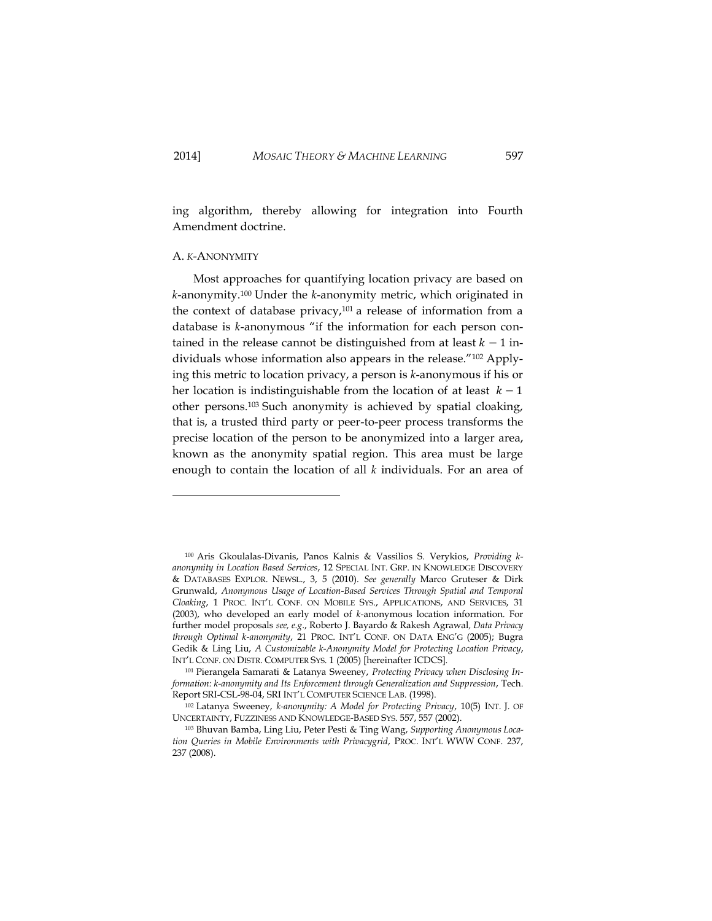ing algorithm, thereby allowing for integration into Fourth Amendment doctrine.

### A. *K*-ANONYMITY

Most approaches for quantifying location privacy are based on *k*-anonymity.[100] Under the *k*-anonymity metric, which originated in the context of database privacy,[101] a release of information from a database is *k*-anonymous "if the information for each person contained in the release cannot be distinguished from at least $k-1$ individuals whose information also appears in the release."[102] Applying this metric to location privacy, a person is *k*-anonymous if his or her location is indistinguishable from the location of at least $k-1$ other persons.[103] Such anonymity is achieved by spatial cloaking, that is, a trusted third party or peer-to-peer process transforms the precise location of the person to be anonymized into a larger area, known as the anonymity spatial region. This area must be large enough to contain the location of all *k* individuals. For an area of

---

[100] Aris Gkoulalas-Divanis, Panos Kalnis & Vassilios S. Verykios, *Providing k-anonymity in Location Based Services*, 12 SPECIAL INT. GRP. IN KNOWLEDGE DISCOVERY & DATABASES EXPLOR. NEWSL., 3, 5 (2010). *See generally* Marco Gruteser & Dirk Grunwald, *Anonymous Usage of Location-Based Services Through Spatial and Temporal Cloaking*, 1 PROC. INT'L CONF. ON MOBILE SYS., APPLICATIONS, AND SERVICES, 31 (2003), who developed an early model of *k*-anonymous location information. For further model proposals *see, e.g.*, Roberto J. Bayardo & Rakesh Agrawal, *Data Privacy through Optimal k-anonymity*, 21 PROC. INT'L CONF. ON DATA ENG'G (2005); Bugra Gedik & Ling Liu, *A Customizable k-Anonymity Model for Protecting Location Privacy*, INT'L CONF. ON DISTR. COMPUTER SYS. 1 (2005) [hereinafter ICDCS].

[101] Pierangela Samarati & Latanya Sweeney, *Protecting Privacy when Disclosing Information: k-anonymity and Its Enforcement through Generalization and Suppression*, Tech. Report SRI-CSL-98-04, SRI INT'L COMPUTER SCIENCE LAB. (1998).

[102] Latanya Sweeney, *k-anonymity: A Model for Protecting Privacy*, 10(5) INT. J. OF UNCERTAINTY, FUZZINESS AND KNOWLEDGE-BASED SYS. 557, 557 (2002).

[103] Bhuvan Bamba, Ling Liu, Peter Pesti & Ting Wang, *Supporting Anonymous Location Queries in Mobile Environments with Privacygrid*, PROC. INT'L WWW CONF. 237, 237 (2008).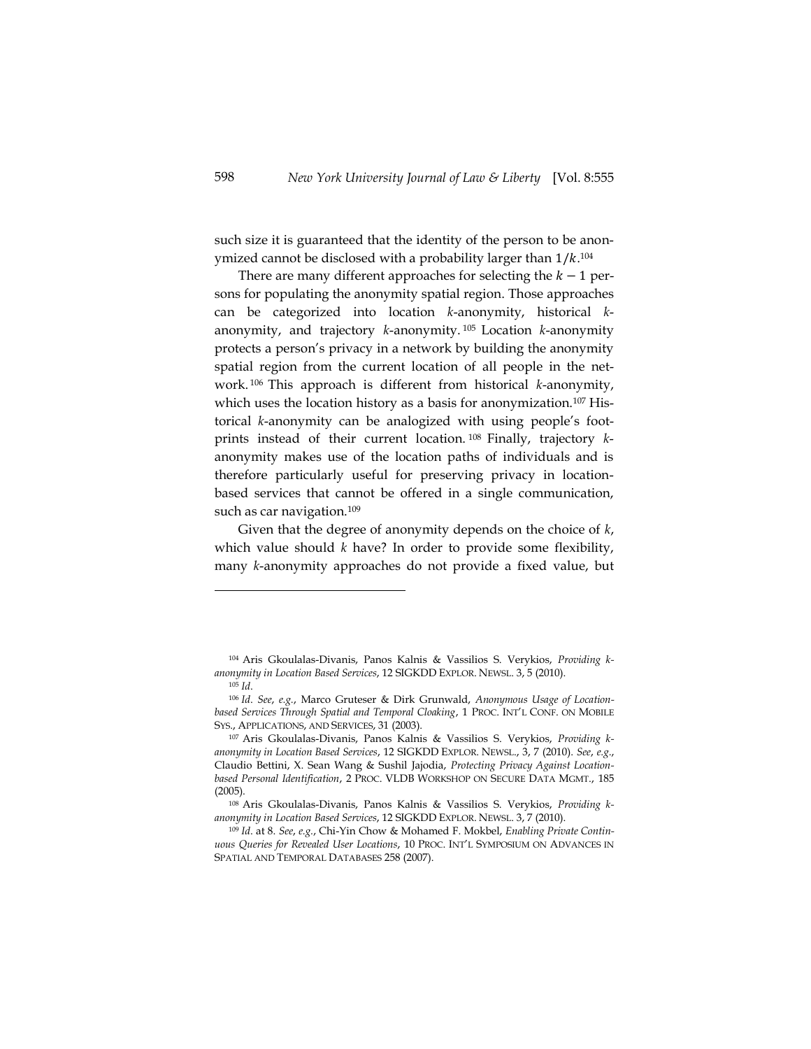such size it is guaranteed that the identity of the person to be anonymized cannot be disclosed with a probability larger than $1/k$.[104]

There are many different approaches for selecting the $k - 1$ persons for populating the anonymity spatial region. Those approaches can be categorized into location *k*-anonymity, historical *k*-anonymity, and trajectory *k*-anonymity.[105] Location *k*-anonymity protects a person's privacy in a network by building the anonymity spatial region from the current location of all people in the network.[106] This approach is different from historical *k*-anonymity, which uses the location history as a basis for anonymization.[107] Historical *k*-anonymity can be analogized with using people's footprints instead of their current location.[108] Finally, trajectory *k*-anonymity makes use of the location paths of individuals and is therefore particularly useful for preserving privacy in location-based services that cannot be offered in a single communication, such as car navigation.[109]

Given that the degree of anonymity depends on the choice of *k*, which value should *k* have? In order to provide some flexibility, many *k*-anonymity approaches do not provide a fixed value, but

---

[104] Aris Gkoulalas-Divanis, Panos Kalnis & Vassilios S. Verykios, *Providing k-anonymity in Location Based Services*, 12 SIGKDD EXPLOR. NEWSL. 3, 5 (2010).

[105] *Id.*

[106] *Id. See, e.g.*, Marco Gruteser & Dirk Grunwald, *Anonymous Usage of Location-based Services Through Spatial and Temporal Cloaking*, 1 PROC. INT'L CONF. ON MOBILE SYS., APPLICATIONS, AND SERVICES, 31 (2003).

[107] Aris Gkoulalas-Divanis, Panos Kalnis & Vassilios S. Verykios, *Providing k-anonymity in Location Based Services*, 12 SIGKDD EXPLOR. NEWSL., 3, 7 (2010). *See, e.g.*, Claudio Bettini, X. Sean Wang & Sushil Jajodia, *Protecting Privacy Against Location-based Personal Identification*, 2 PROC. VLDB WORKSHOP ON SECURE DATA MGMT., 185 (2005).

[108] Aris Gkoulalas-Divanis, Panos Kalnis & Vassilios S. Verykios, *Providing k-anonymity in Location Based Services*, 12 SIGKDD EXPLOR. NEWSL. 3, 7 (2010).

[109] *Id.* at 8. *See, e.g.*, Chi-Yin Chow & Mohamed F. Mokbel, *Enabling Private Continuous Queries for Revealed User Locations*, 10 PROC. INT'L SYMPOSIUM ON ADVANCES IN SPATIAL AND TEMPORAL DATABASES 258 (2007).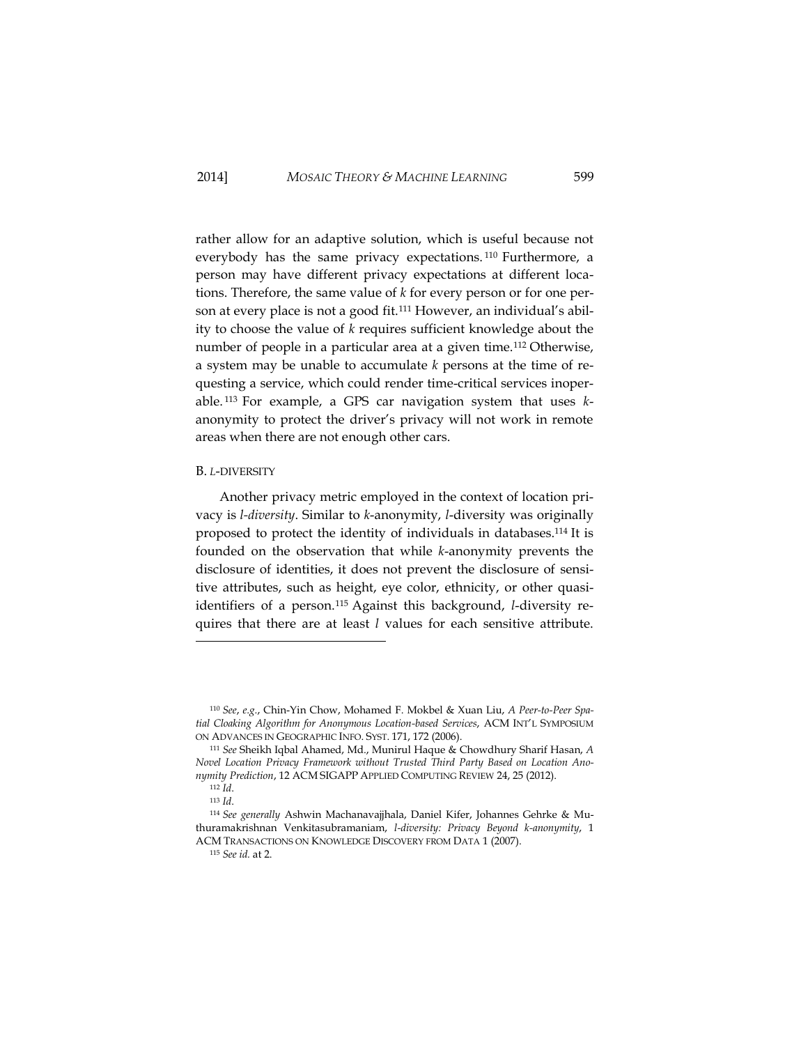rather allow for an adaptive solution, which is useful because not everybody has the same privacy expectations.[110] Furthermore, a person may have different privacy expectations at different locations. Therefore, the same value of *k* for every person or for one person at every place is not a good fit.[111] However, an individual's ability to choose the value of *k* requires sufficient knowledge about the number of people in a particular area at a given time.[112] Otherwise, a system may be unable to accumulate *k* persons at the time of requesting a service, which could render time-critical services inoperable.[113] For example, a GPS car navigation system that uses *k*-anonymity to protect the driver's privacy will not work in remote areas when there are not enough other cars.

### B. *L*-DIVERSITY

Another privacy metric employed in the context of location privacy is *l-diversity*. Similar to *k*-anonymity, *l*-diversity was originally proposed to protect the identity of individuals in databases.[114] It is founded on the observation that while *k*-anonymity prevents the disclosure of identities, it does not prevent the disclosure of sensitive attributes, such as height, eye color, ethnicity, or other quasi-identifiers of a person.[115] Against this background, *l*-diversity requires that there are at least *l* values for each sensitive attribute.

---

[110] *See*, *e.g.*, Chin-Yin Chow, Mohamed F. Mokbel & Xuan Liu, *A Peer-to-Peer Spatial Cloaking Algorithm for Anonymous Location-based Services*, ACM INT'L SYMPOSIUM ON ADVANCES IN GEOGRAPHIC INFO. SYST. 171, 172 (2006).

[111] *See* Sheikh Iqbal Ahamed, Md., Munirul Haque & Chowdhury Sharif Hasan, *A Novel Location Privacy Framework without Trusted Third Party Based on Location Anonymity Prediction*, 12 ACM SIGAPP APPLIED COMPUTING REVIEW 24, 25 (2012).

[112] *Id*.

[113] *Id*.

[114] *See generally* Ashwin Machanavajjhala, Daniel Kifer, Johannes Gehrke & Muthuramakrishnan Venkitasubramaniam, *l-diversity: Privacy Beyond k-anonymity*, 1 ACM TRANSACTIONS ON KNOWLEDGE DISCOVERY FROM DATA 1 (2007).

[115] *See id.* at 2.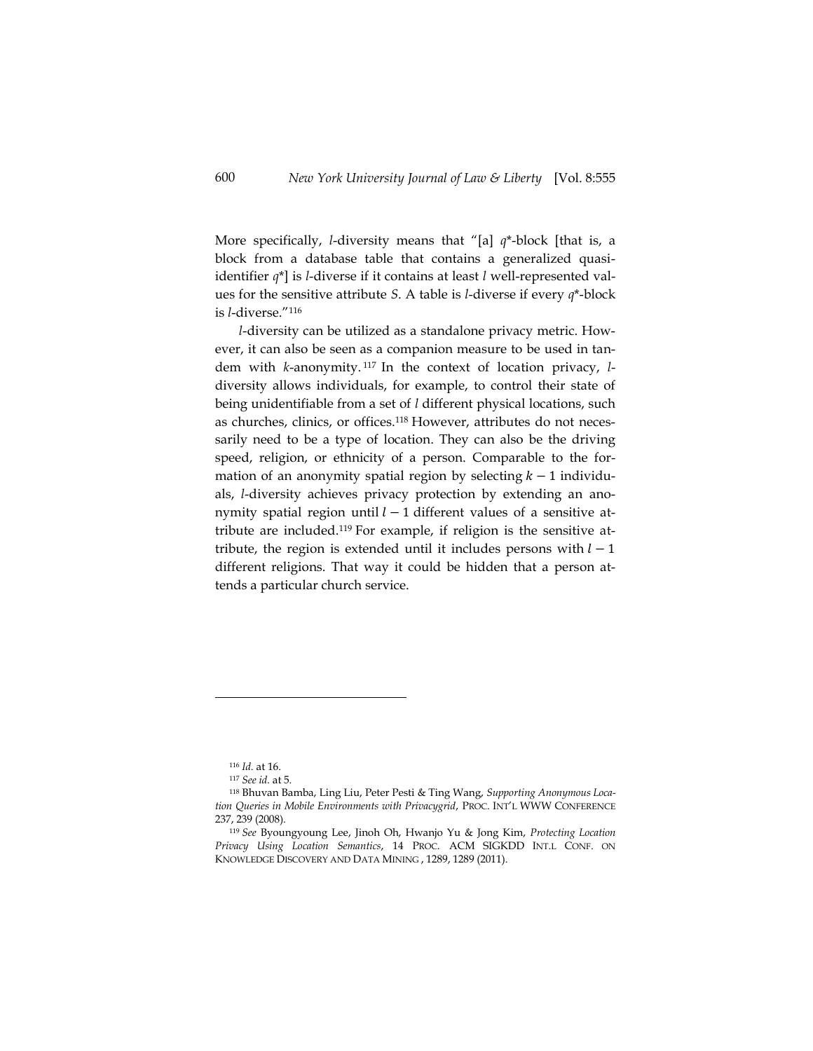More specifically, *l*-diversity means that "[a] *q*\*-block [that is, a block from a database table that contains a generalized quasi-identifier *q*\*] is *l*-diverse if it contains at least *l* well-represented values for the sensitive attribute *S*. A table is *l*-diverse if every *q*\*-block is *l*-diverse."[116]

*l*-diversity can be utilized as a standalone privacy metric. However, it can also be seen as a companion measure to be used in tandem with *k*-anonymity.[117] In the context of location privacy, *l*-diversity allows individuals, for example, to control their state of being unidentifiable from a set of *l* different physical locations, such as churches, clinics, or offices.[118] However, attributes do not necessarily need to be a type of location. They can also be the driving speed, religion, or ethnicity of a person. Comparable to the formation of an anonymity spatial region by selecting $k - 1$ individuals, *l*-diversity achieves privacy protection by extending an anonymity spatial region until $l - 1$ different values of a sensitive attribute are included.[119] For example, if religion is the sensitive attribute, the region is extended until it includes persons with $l - 1$ different religions. That way it could be hidden that a person attends a particular church service.

---

[116] *Id.* at 16.

[117] *See id.* at 5.

[118] Bhuvan Bamba, Ling Liu, Peter Pesti & Ting Wang, *Supporting Anonymous Location Queries in Mobile Environments with Privacygrid*, PROC. INT'L WWW CONFERENCE 237, 239 (2008).

[119] *See* Byoungyoung Lee, Jinoh Oh, Hwanjo Yu & Jong Kim, *Protecting Location Privacy Using Location Semantics*, 14 PROC. ACM SIGKDD INT.L CONF. ON KNOWLEDGE DISCOVERY AND DATA MINING , 1289, 1289 (2011).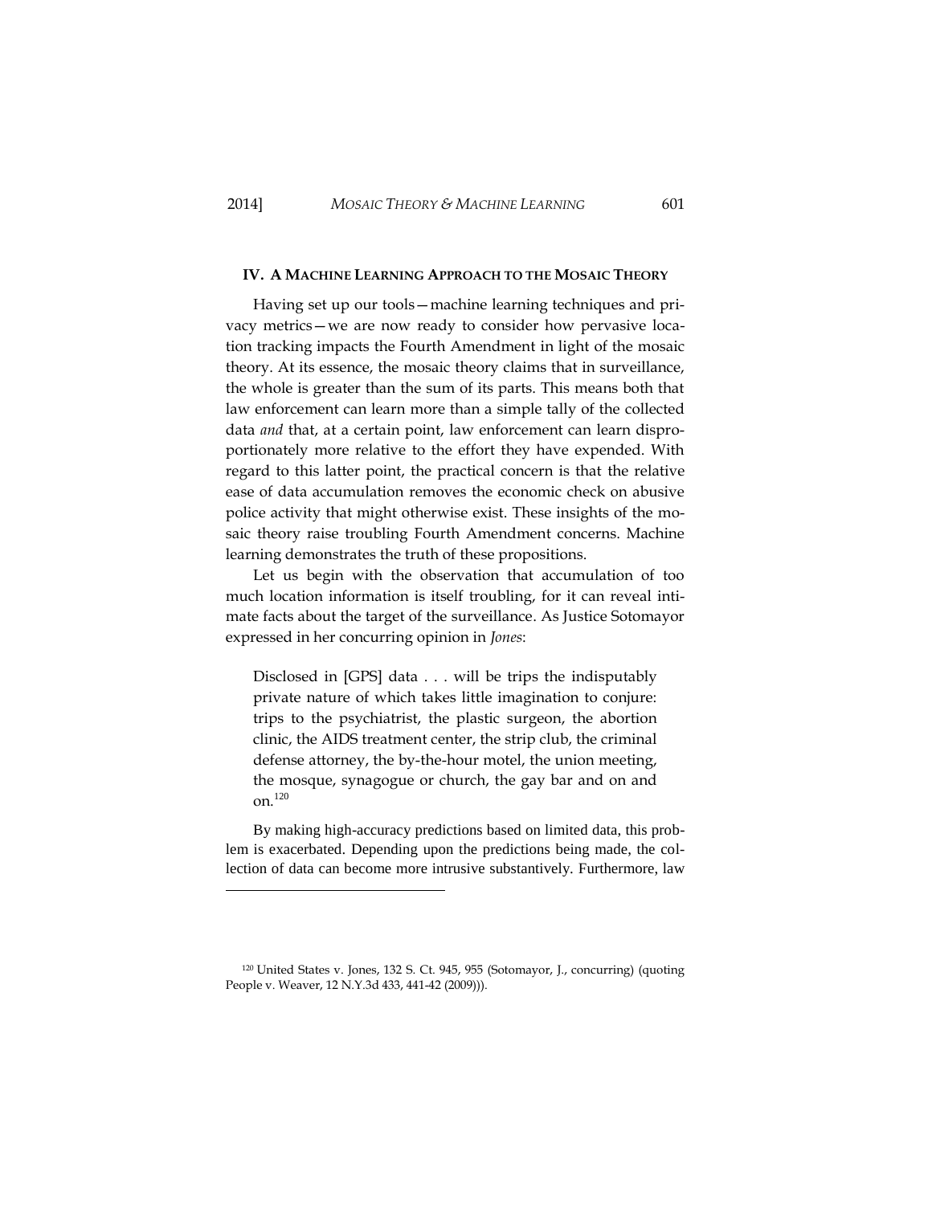## IV. A MACHINE LEARNING APPROACH TO THE MOSAIC THEORY

Having set up our tools—machine learning techniques and privacy metrics—we are now ready to consider how pervasive location tracking impacts the Fourth Amendment in light of the mosaic theory. At its essence, the mosaic theory claims that in surveillance, the whole is greater than the sum of its parts. This means both that law enforcement can learn more than a simple tally of the collected data *and* that, at a certain point, law enforcement can learn disproportionately more relative to the effort they have expended. With regard to this latter point, the practical concern is that the relative ease of data accumulation removes the economic check on abusive police activity that might otherwise exist. These insights of the mosaic theory raise troubling Fourth Amendment concerns. Machine learning demonstrates the truth of these propositions.

Let us begin with the observation that accumulation of too much location information is itself troubling, for it can reveal intimate facts about the target of the surveillance. As Justice Sotomayor expressed in her concurring opinion in *Jones*:

> Disclosed in [GPS] data . . . will be trips the indisputably private nature of which takes little imagination to conjure: trips to the psychiatrist, the plastic surgeon, the abortion clinic, the AIDS treatment center, the strip club, the criminal defense attorney, the by-the-hour motel, the union meeting, the mosque, synagogue or church, the gay bar and on and on.[120]

By making high-accuracy predictions based on limited data, this problem is exacerbated. Depending upon the predictions being made, the collection of data can become more intrusive substantively. Furthermore, law

---

[120] United States v. Jones, 132 S. Ct. 945, 955 (Sotomayor, J., concurring) (quoting People v. Weaver, 12 N.Y.3d 433, 441-42 (2009))).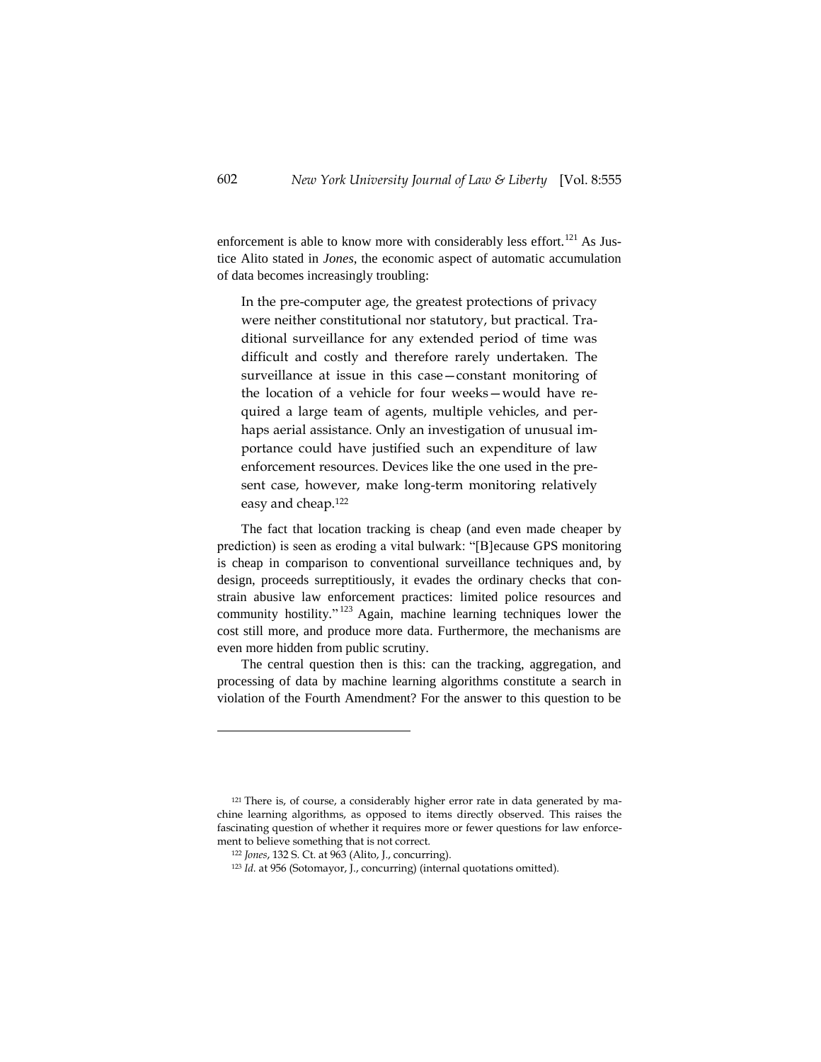enforcement is able to know more with considerably less effort.[121] As Justice Alito stated in *Jones*, the economic aspect of automatic accumulation of data becomes increasingly troubling:

> In the pre-computer age, the greatest protections of privacy were neither constitutional nor statutory, but practical. Traditional surveillance for any extended period of time was difficult and costly and therefore rarely undertaken. The surveillance at issue in this case—constant monitoring of the location of a vehicle for four weeks—would have required a large team of agents, multiple vehicles, and perhaps aerial assistance. Only an investigation of unusual importance could have justified such an expenditure of law enforcement resources. Devices like the one used in the present case, however, make long-term monitoring relatively easy and cheap.[122]

The fact that location tracking is cheap (and even made cheaper by prediction) is seen as eroding a vital bulwark: "[B]ecause GPS monitoring is cheap in comparison to conventional surveillance techniques and, by design, proceeds surreptitiously, it evades the ordinary checks that constrain abusive law enforcement practices: limited police resources and community hostility."[123] Again, machine learning techniques lower the cost still more, and produce more data. Furthermore, the mechanisms are even more hidden from public scrutiny.

The central question then is this: can the tracking, aggregation, and processing of data by machine learning algorithms constitute a search in violation of the Fourth Amendment? For the answer to this question to be

---

[121] There is, of course, a considerably higher error rate in data generated by machine learning algorithms, as opposed to items directly observed. This raises the fascinating question of whether it requires more or fewer questions for law enforcement to believe something that is not correct.

[122] *Jones*, 132 S. Ct. at 963 (Alito, J., concurring).

[123] *Id.* at 956 (Sotomayor, J., concurring) (internal quotations omitted).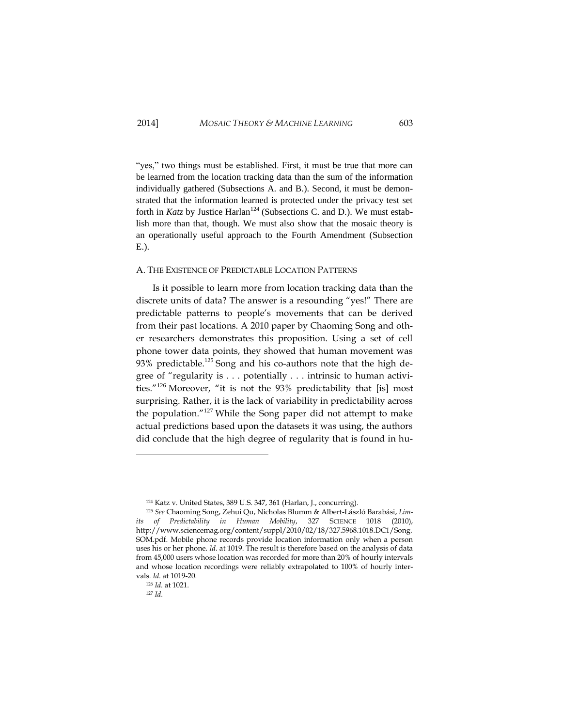"yes," two things must be established. First, it must be true that more can be learned from the location tracking data than the sum of the information individually gathered (Subsections A. and B.). Second, it must be demonstrated that the information learned is protected under the privacy test set forth in *Katz* by Justice Harlan[124] (Subsections C. and D.). We must establish more than that, though. We must also show that the mosaic theory is an operationally useful approach to the Fourth Amendment (Subsection E.).

### A. THE EXISTENCE OF PREDICTABLE LOCATION PATTERNS

Is it possible to learn more from location tracking data than the discrete units of data? The answer is a resounding "yes!" There are predictable patterns to people's movements that can be derived from their past locations. A 2010 paper by Chaoming Song and other researchers demonstrates this proposition. Using a set of cell phone tower data points, they showed that human movement was 93% predictable.[125] Song and his co-authors note that the high degree of "regularity is . . . potentially . . . intrinsic to human activities."[126] Moreover, "it is not the 93% predictability that [is] most surprising. Rather, it is the lack of variability in predictability across the population."[127] While the Song paper did not attempt to make actual predictions based upon the datasets it was using, the authors did conclude that the high degree of regularity that is found in hu-

---

[124] Katz v. United States, 389 U.S. 347, 361 (Harlan, J., concurring).

[125] *See* Chaoming Song, Zehui Qu, Nicholas Blumm & Albert-László Barabási, *Limits of Predictability in Human Mobility*, 327 SCIENCE 1018 (2010), http://www.sciencemag.org/content/suppl/2010/02/18/327.5968.1018.DC1/Song.SOM.pdf. Mobile phone records provide location information only when a person uses his or her phone. *Id.* at 1019. The result is therefore based on the analysis of data from 45,000 users whose location was recorded for more than 20% of hourly intervals and whose location recordings were reliably extrapolated to 100% of hourly intervals. *Id.* at 1019-20.

[126] *Id.* at 1021.

[127] *Id.*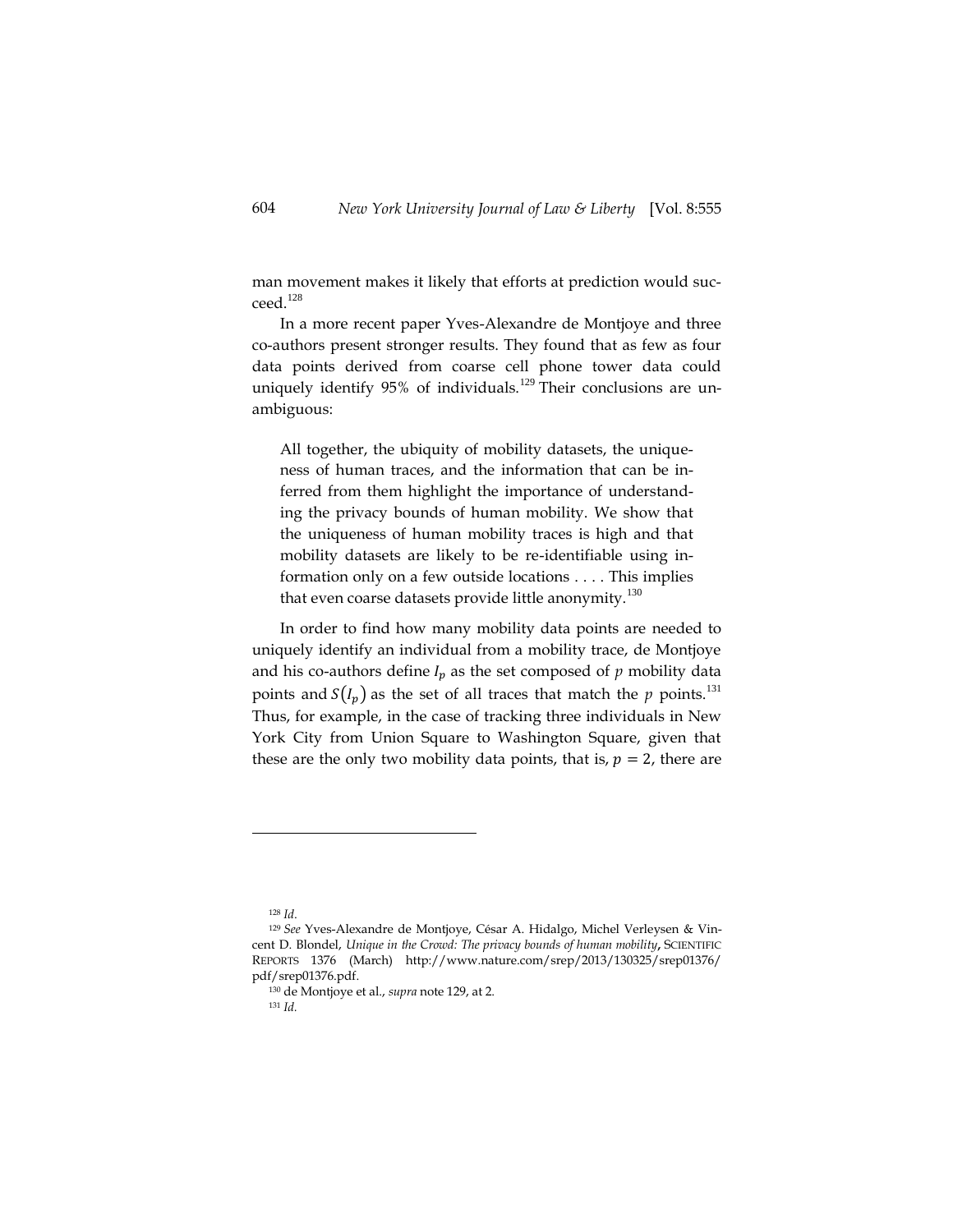man movement makes it likely that efforts at prediction would succeed.[128]

In a more recent paper Yves-Alexandre de Montjoye and three co-authors present stronger results. They found that as few as four data points derived from coarse cell phone tower data could uniquely identify 95% of individuals.[129] Their conclusions are unambiguous:

> All together, the ubiquity of mobility datasets, the uniqueness of human traces, and the information that can be inferred from them highlight the importance of understanding the privacy bounds of human mobility. We show that the uniqueness of human mobility traces is high and that mobility datasets are likely to be re-identifiable using information only on a few outside locations . . . . This implies that even coarse datasets provide little anonymity.[130]

In order to find how many mobility data points are needed to uniquely identify an individual from a mobility trace, de Montjoye and his co-authors define $I_p$ as the set composed of $p$ mobility data points and $S(I_p)$ as the set of all traces that match the $p$ points.[131] Thus, for example, in the case of tracking three individuals in New York City from Union Square to Washington Square, given that these are the only two mobility data points, that is, $p = 2$, there are

---

[128] *Id.*

[129] *See* Yves-Alexandre de Montjoye, César A. Hidalgo, Michel Verleysen & Vincent D. Blondel, *Unique in the Crowd: The privacy bounds of human mobility*, SCIENTIFIC REPORTS 1376 (March) http://www.nature.com/srep/2013/130325/srep01376/pdf/srep01376.pdf.

[130] de Montjoye et al., *supra* note 129, at 2.

[131] *Id.*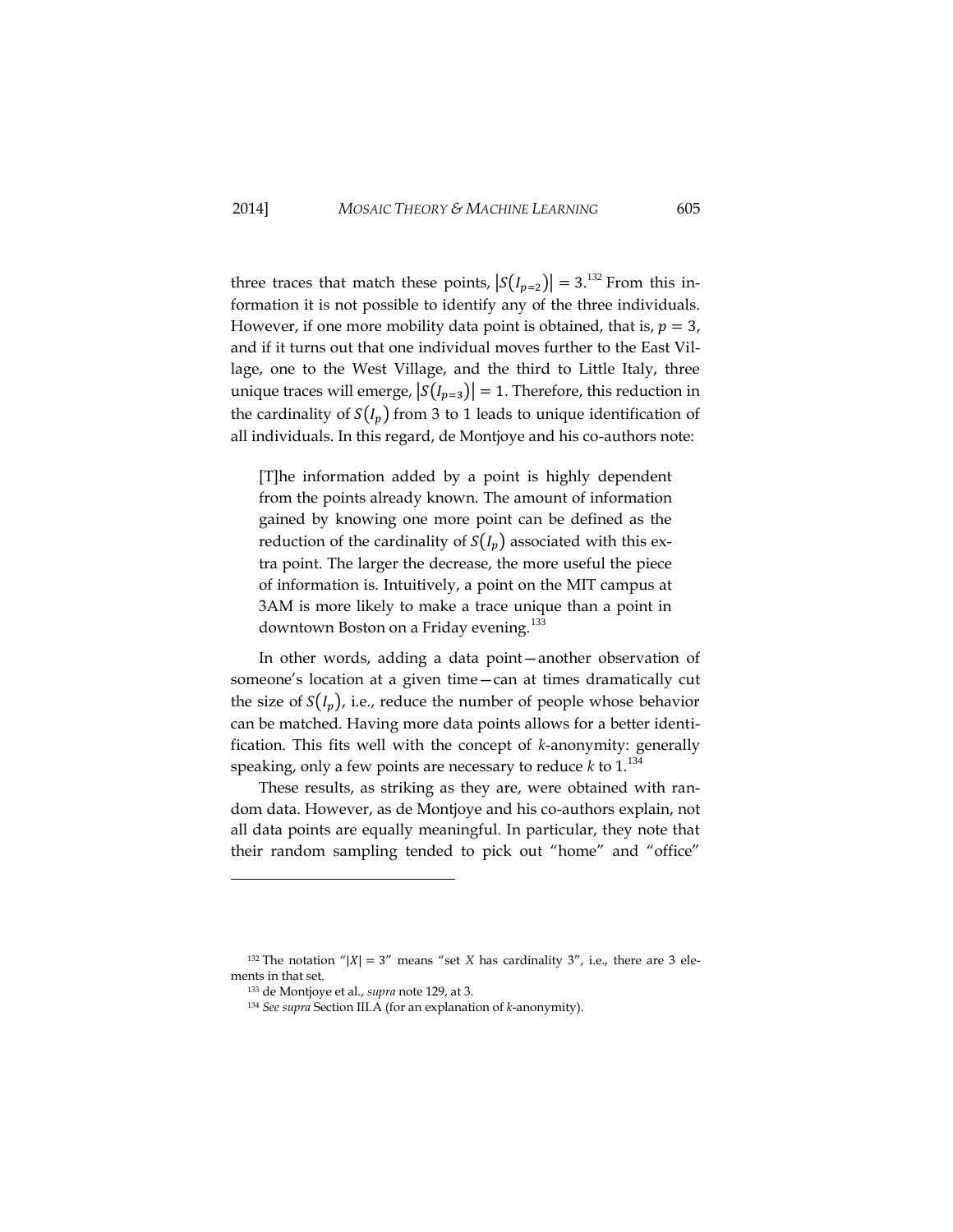three traces that match these points, $|S(I_{p=2})| = 3$.[132] From this information it is not possible to identify any of the three individuals. However, if one more mobility data point is obtained, that is, $p = 3$, and if it turns out that one individual moves further to the East Village, one to the West Village, and the third to Little Italy, three unique traces will emerge, $|S(I_{p=3})| = 1$. Therefore, this reduction in the cardinality of $S(I_p)$ from 3 to 1 leads to unique identification of all individuals. In this regard, de Montjoye and his co-authors note:

> [T]he information added by a point is highly dependent from the points already known. The amount of information gained by knowing one more point can be defined as the reduction of the cardinality of $S(I_p)$ associated with this extra point. The larger the decrease, the more useful the piece of information is. Intuitively, a point on the MIT campus at 3AM is more likely to make a trace unique than a point in downtown Boston on a Friday evening.[133]

In other words, adding a data point—another observation of someone's location at a given time—can at times dramatically cut the size of $S(I_p)$, i.e., reduce the number of people whose behavior can be matched. Having more data points allows for a better identification. This fits well with the concept of *k*-anonymity: generally speaking, only a few points are necessary to reduce $k$ to 1.[134]

These results, as striking as they are, were obtained with random data. However, as de Montjoye and his co-authors explain, not all data points are equally meaningful. In particular, they note that their random sampling tended to pick out "home" and "office"

---

[132] The notation "$|X| = 3$" means "set $X$ has cardinality 3", i.e., there are 3 elements in that set.

[133] de Montjoye et al., *supra* note 129, at 3.

[134] *See supra* Section III.A (for an explanation of *k*-anonymity).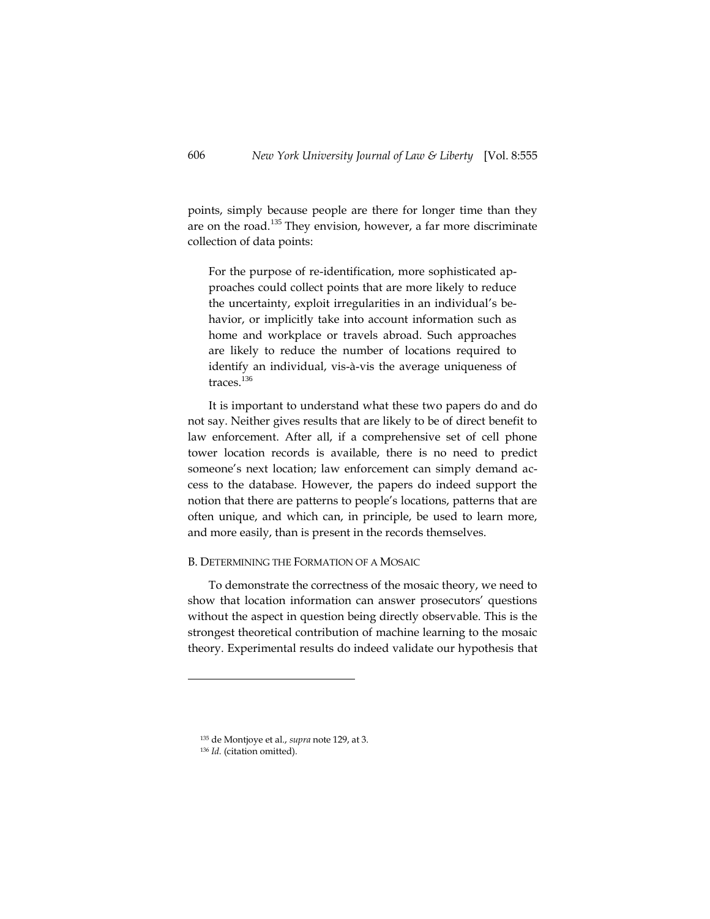points, simply because people are there for longer time than they are on the road.[135] They envision, however, a far more discriminate collection of data points:

> For the purpose of re-identification, more sophisticated approaches could collect points that are more likely to reduce the uncertainty, exploit irregularities in an individual's behavior, or implicitly take into account information such as home and workplace or travels abroad. Such approaches are likely to reduce the number of locations required to identify an individual, vis-à-vis the average uniqueness of traces.[136]

It is important to understand what these two papers do and do not say. Neither gives results that are likely to be of direct benefit to law enforcement. After all, if a comprehensive set of cell phone tower location records is available, there is no need to predict someone's next location; law enforcement can simply demand access to the database. However, the papers do indeed support the notion that there are patterns to people's locations, patterns that are often unique, and which can, in principle, be used to learn more, and more easily, than is present in the records themselves.

### B. Determining the Formation of a Mosaic

To demonstrate the correctness of the mosaic theory, we need to show that location information can answer prosecutors' questions without the aspect in question being directly observable. This is the strongest theoretical contribution of machine learning to the mosaic theory. Experimental results do indeed validate our hypothesis that

---

[135] de Montjoye et al., *supra* note 129, at 3.

[136] *Id.* (citation omitted).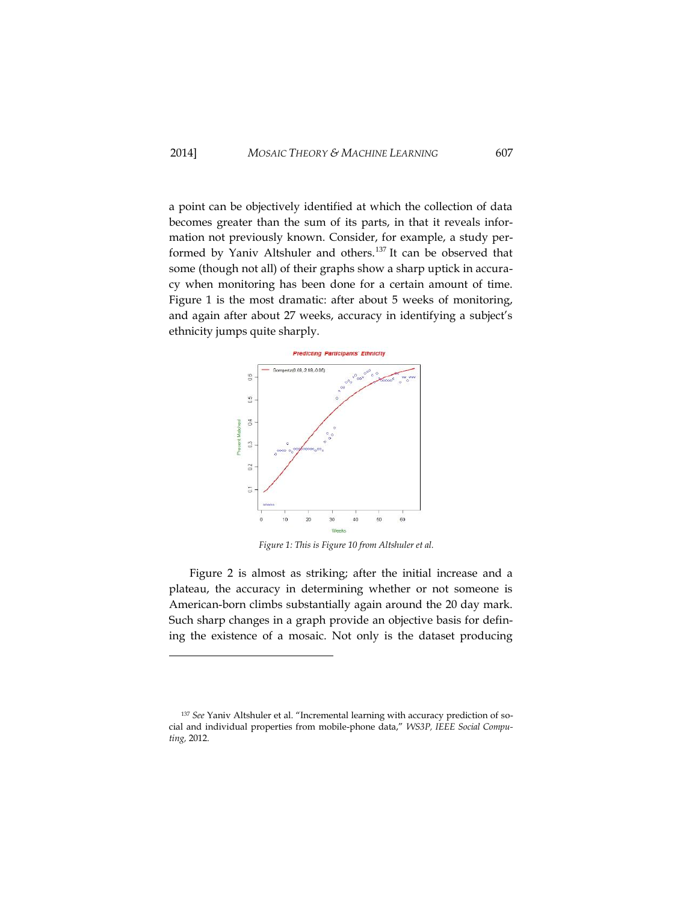a point can be objectively identified at which the collection of data becomes greater than the sum of its parts, in that it reveals information not previously known. Consider, for example, a study performed by Yaniv Altshuler and others.[137] It can be observed that some (though not all) of their graphs show a sharp uptick in accuracy when monitoring has been done for a certain amount of time. Figure 1 is the most dramatic: after about 5 weeks of monitoring, and again after about 27 weeks, accuracy in identifying a subject's ethnicity jumps quite sharply.

*Figure 1: This is Figure 10 from Altshuler et al.*

Figure 2 is almost as striking; after the initial increase and a plateau, the accuracy in determining whether or not someone is American-born climbs substantially again around the 20 day mark. Such sharp changes in a graph provide an objective basis for defining the existence of a mosaic. Not only is the dataset producing

---

[137] *See* Yaniv Altshuler et al. "Incremental learning with accuracy prediction of social and individual properties from mobile-phone data," *WS3P, IEEE Social Computing,* 2012.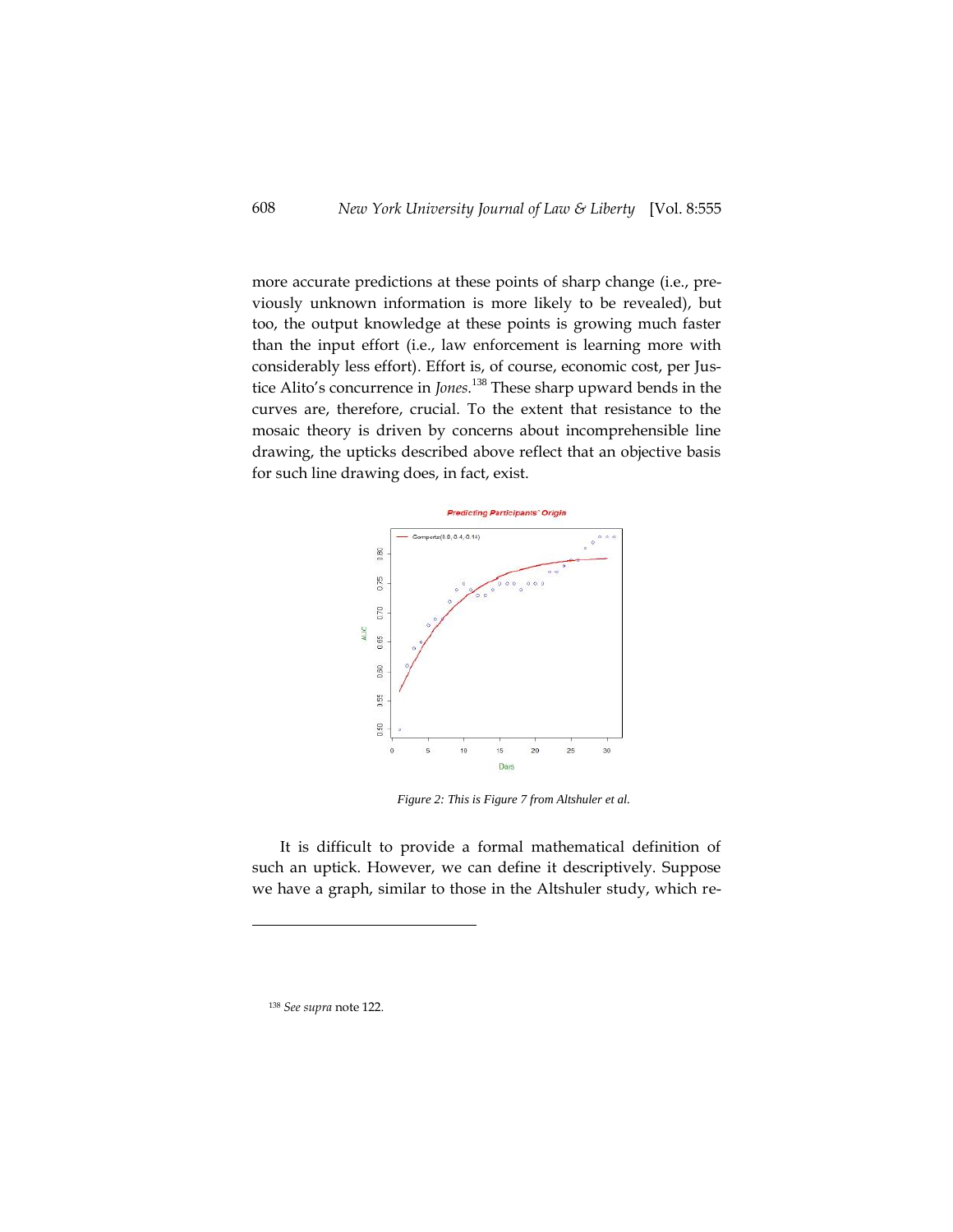more accurate predictions at these points of sharp change (i.e., previously unknown information is more likely to be revealed), but too, the output knowledge at these points is growing much faster than the input effort (i.e., law enforcement is learning more with considerably less effort). Effort is, of course, economic cost, per Justice Alito's concurrence in *Jones*.[138] These sharp upward bends in the curves are, therefore, crucial. To the extent that resistance to the mosaic theory is driven by concerns about incomprehensible line drawing, the upticks described above reflect that an objective basis for such line drawing does, in fact, exist.

*Figure 2: This is Figure 7 from Altshuler et al.*

It is difficult to provide a formal mathematical definition of such an uptick. However, we can define it descriptively. Suppose we have a graph, similar to those in the Altshuler study, which re-

---

[138] *See supra* note 122.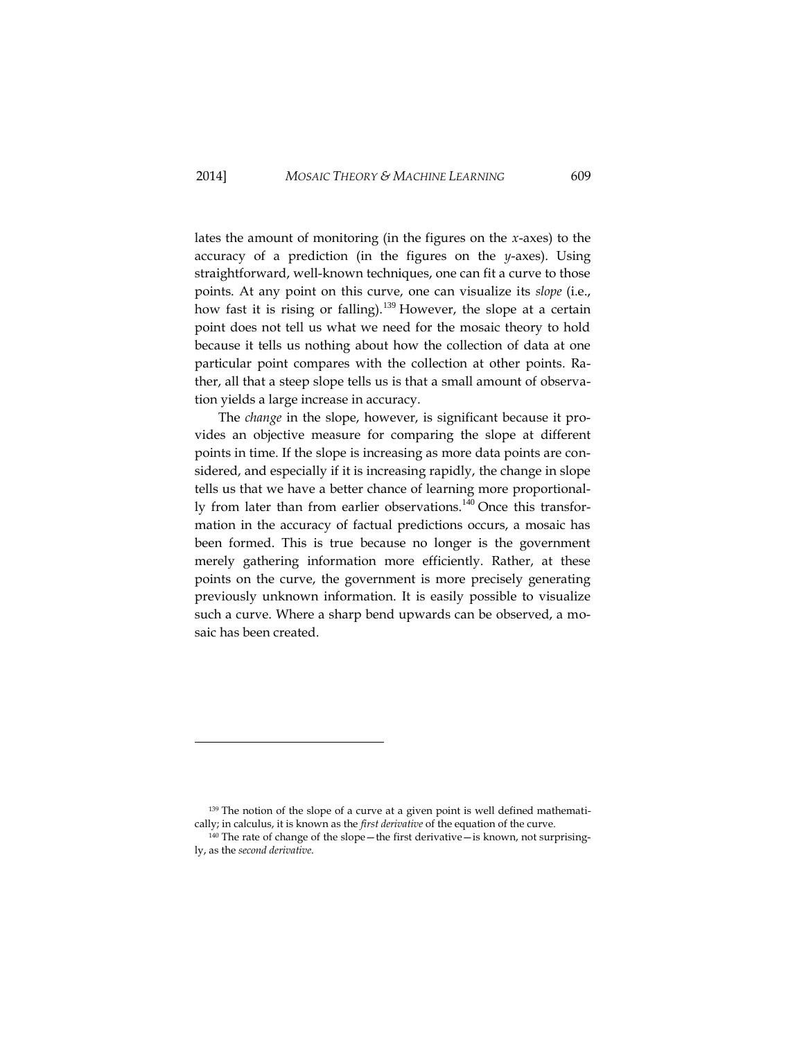lates the amount of monitoring (in the figures on the *x*-axes) to the accuracy of a prediction (in the figures on the *y*-axes). Using straightforward, well-known techniques, one can fit a curve to those points. At any point on this curve, one can visualize its *slope* (i.e., how fast it is rising or falling).[139] However, the slope at a certain point does not tell us what we need for the mosaic theory to hold because it tells us nothing about how the collection of data at one particular point compares with the collection at other points. Rather, all that a steep slope tells us is that a small amount of observation yields a large increase in accuracy.

The *change* in the slope, however, is significant because it provides an objective measure for comparing the slope at different points in time. If the slope is increasing as more data points are considered, and especially if it is increasing rapidly, the change in slope tells us that we have a better chance of learning more proportionally from later than from earlier observations.[140] Once this transformation in the accuracy of factual predictions occurs, a mosaic has been formed. This is true because no longer is the government merely gathering information more efficiently. Rather, at these points on the curve, the government is more precisely generating previously unknown information. It is easily possible to visualize such a curve. Where a sharp bend upwards can be observed, a mosaic has been created.

---

[139] The notion of the slope of a curve at a given point is well defined mathematically; in calculus, it is known as the *first derivative* of the equation of the curve.

[140] The rate of change of the slope—the first derivative—is known, not surprisingly, as the *second derivative*.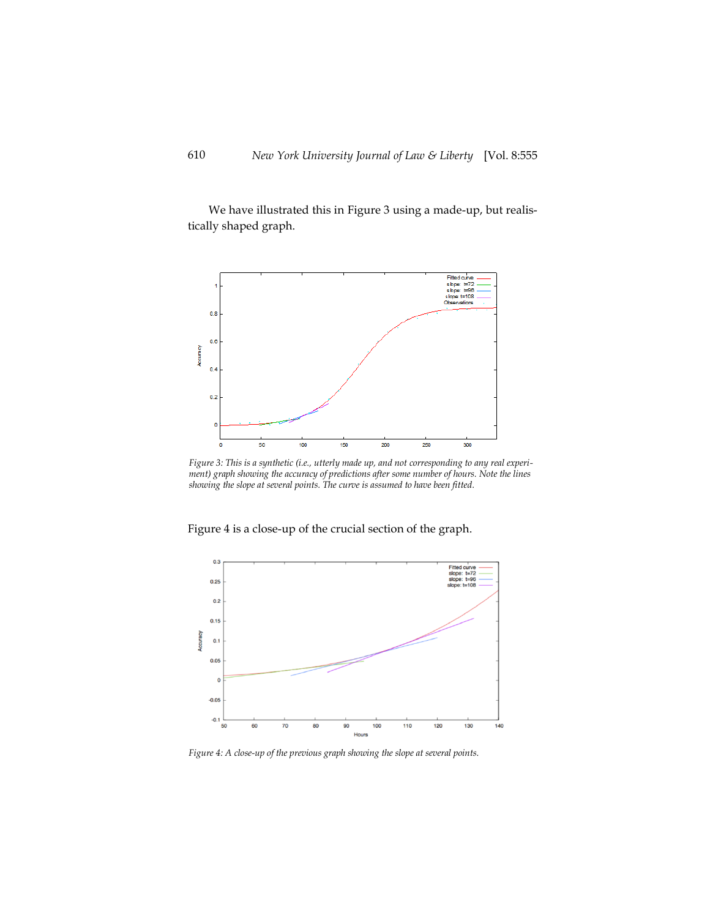We have illustrated this in Figure 3 using a made-up, but realistically shaped graph.

*Figure 3: This is a synthetic (i.e., utterly made up, and not corresponding to any real experiment) graph showing the accuracy of predictions after some number of hours. Note the lines showing the slope at several points. The curve is assumed to have been fitted.*

Figure 4 is a close-up of the crucial section of the graph.

*Figure 4: A close-up of the previous graph showing the slope at several points.*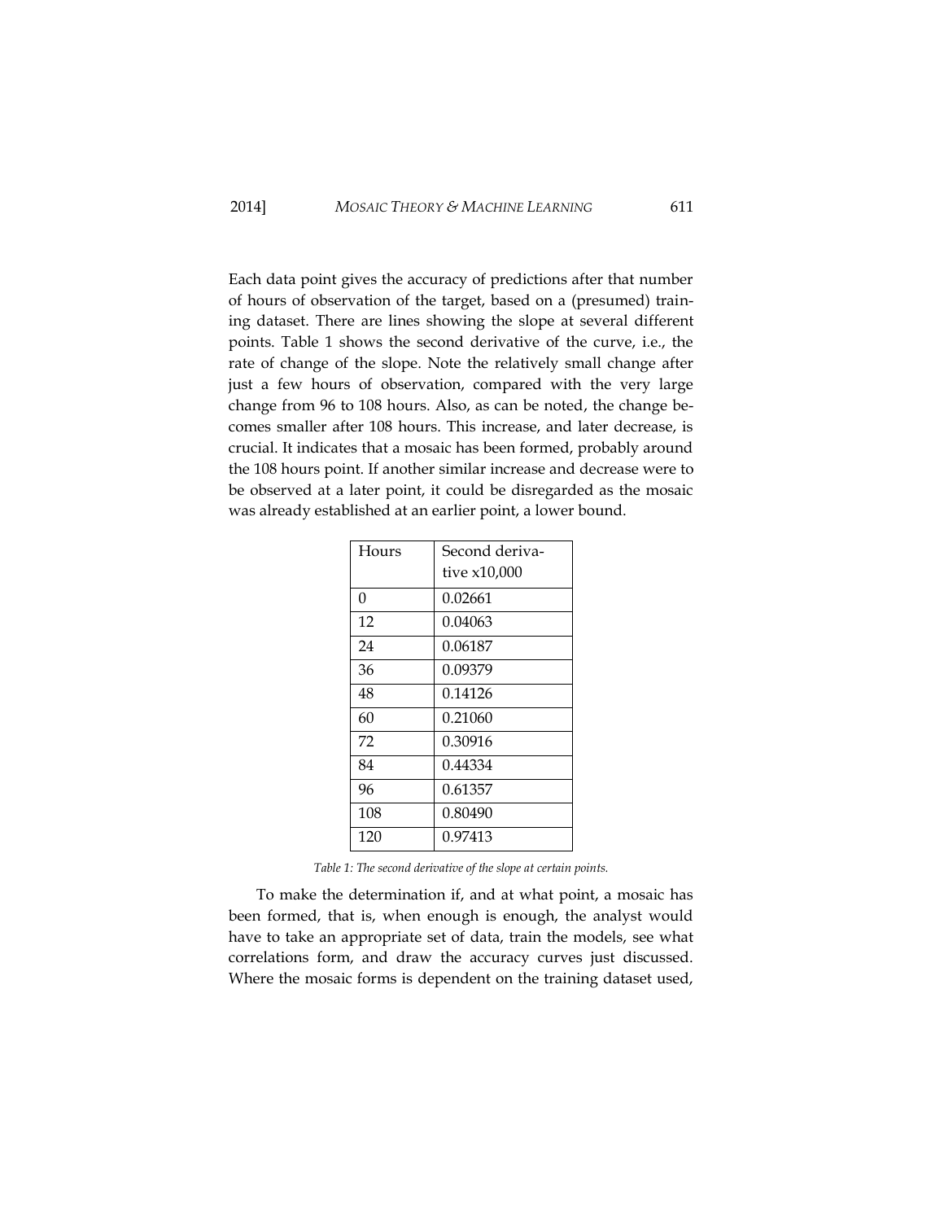Each data point gives the accuracy of predictions after that number of hours of observation of the target, based on a (presumed) training dataset. There are lines showing the slope at several different points. Table 1 shows the second derivative of the curve, i.e., the rate of change of the slope. Note the relatively small change after just a few hours of observation, compared with the very large change from 96 to 108 hours. Also, as can be noted, the change becomes smaller after 108 hours. This increase, and later decrease, is crucial. It indicates that a mosaic has been formed, probably around the 108 hours point. If another similar increase and decrease were to be observed at a later point, it could be disregarded as the mosaic was already established at an earlier point, a lower bound.

| Hours | Second derivative x10,000 |
|---|---|
| 0 | 0.02661 |
| 12 | 0.04063 |
| 24 | 0.06187 |
| 36 | 0.09379 |
| 48 | 0.14126 |
| 60 | 0.21060 |
| 72 | 0.30916 |
| 84 | 0.44334 |
| 96 | 0.61357 |
| 108 | 0.80490 |
| 120 | 0.97413 |

*Table 1: The second derivative of the slope at certain points.*

To make the determination if, and at what point, a mosaic has been formed, that is, when enough is enough, the analyst would have to take an appropriate set of data, train the models, see what correlations form, and draw the accuracy curves just discussed. Where the mosaic forms is dependent on the training dataset used,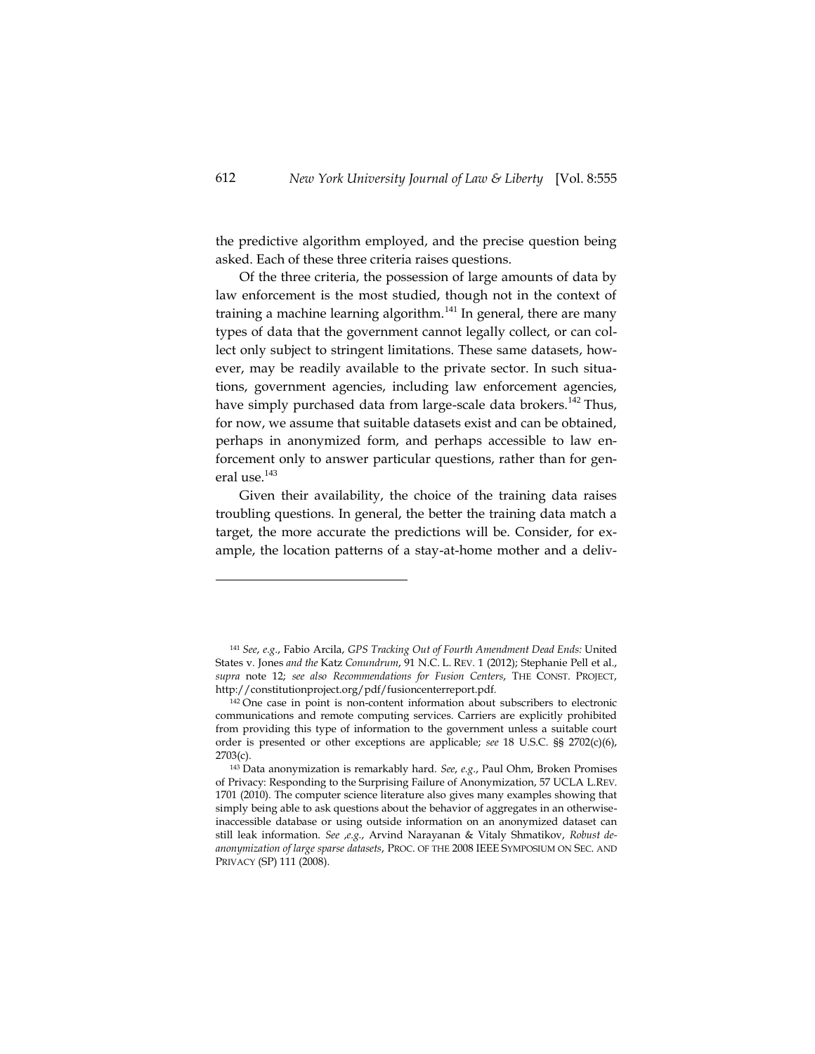the predictive algorithm employed, and the precise question being asked. Each of these three criteria raises questions.

Of the three criteria, the possession of large amounts of data by law enforcement is the most studied, though not in the context of training a machine learning algorithm.[141] In general, there are many types of data that the government cannot legally collect, or can collect only subject to stringent limitations. These same datasets, however, may be readily available to the private sector. In such situations, government agencies, including law enforcement agencies, have simply purchased data from large-scale data brokers.[142] Thus, for now, we assume that suitable datasets exist and can be obtained, perhaps in anonymized form, and perhaps accessible to law enforcement only to answer particular questions, rather than for general use.[143]

Given their availability, the choice of the training data raises troubling questions. In general, the better the training data match a target, the more accurate the predictions will be. Consider, for example, the location patterns of a stay-at-home mother and a deliv-

---

[141] *See*, *e.g.*, Fabio Arcila, *GPS Tracking Out of Fourth Amendment Dead Ends:* United States v. Jones *and the* Katz *Conundrum*, 91 N.C. L. REV. 1 (2012); Stephanie Pell et al., *supra* note 12; *see also Recommendations for Fusion Centers*, THE CONST. PROJECT, http://constitutionproject.org/pdf/fusioncenterreport.pdf.

[142] One case in point is non-content information about subscribers to electronic communications and remote computing services. Carriers are explicitly prohibited from providing this type of information to the government unless a suitable court order is presented or other exceptions are applicable; *see* 18 U.S.C. §§ 2702(c)(6), 2703(c).

[143] Data anonymization is remarkably hard. *See*, *e.g.*, Paul Ohm, Broken Promises of Privacy: Responding to the Surprising Failure of Anonymization, 57 UCLA L.REV. 1701 (2010). The computer science literature also gives many examples showing that simply being able to ask questions about the behavior of aggregates in an otherwise-inaccessible database or using outside information on an anonymized dataset can still leak information. *See ,e.g.*, Arvind Narayanan & Vitaly Shmatikov, *Robust de-anonymization of large sparse datasets*, PROC. OF THE 2008 IEEE SYMPOSIUM ON SEC. AND PRIVACY (SP) 111 (2008).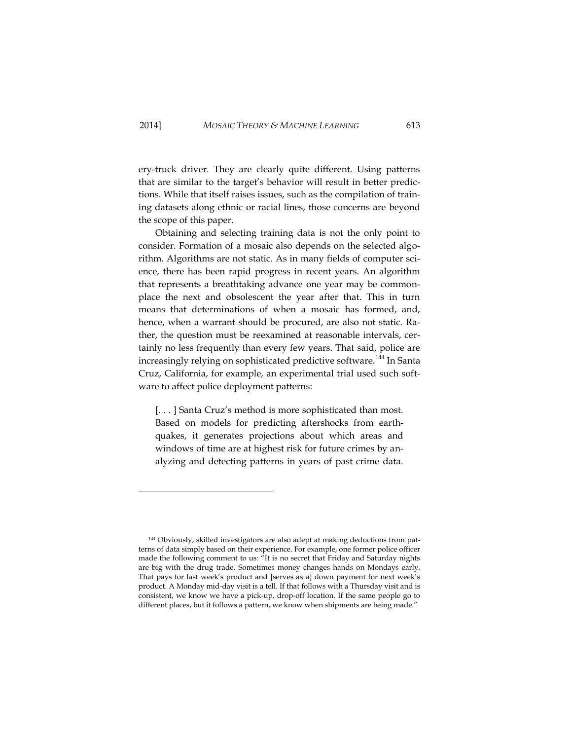ery-truck driver. They are clearly quite different. Using patterns that are similar to the target's behavior will result in better predictions. While that itself raises issues, such as the compilation of training datasets along ethnic or racial lines, those concerns are beyond the scope of this paper.

Obtaining and selecting training data is not the only point to consider. Formation of a mosaic also depends on the selected algorithm. Algorithms are not static. As in many fields of computer science, there has been rapid progress in recent years. An algorithm that represents a breathtaking advance one year may be commonplace the next and obsolescent the year after that. This in turn means that determinations of when a mosaic has formed, and, hence, when a warrant should be procured, are also not static. Rather, the question must be reexamined at reasonable intervals, certainly no less frequently than every few years. That said, police are increasingly relying on sophisticated predictive software.[144] In Santa Cruz, California, for example, an experimental trial used such software to affect police deployment patterns:

> [. . . ] Santa Cruz's method is more sophisticated than most. Based on models for predicting aftershocks from earthquakes, it generates projections about which areas and windows of time are at highest risk for future crimes by analyzing and detecting patterns in years of past crime data.

---

[144] Obviously, skilled investigators are also adept at making deductions from patterns of data simply based on their experience. For example, one former police officer made the following comment to us: "It is no secret that Friday and Saturday nights are big with the drug trade. Sometimes money changes hands on Mondays early. That pays for last week's product and [serves as a] down payment for next week's product. A Monday mid-day visit is a tell. If that follows with a Thursday visit and is consistent, we know we have a pick-up, drop-off location. If the same people go to different places, but it follows a pattern, we know when shipments are being made."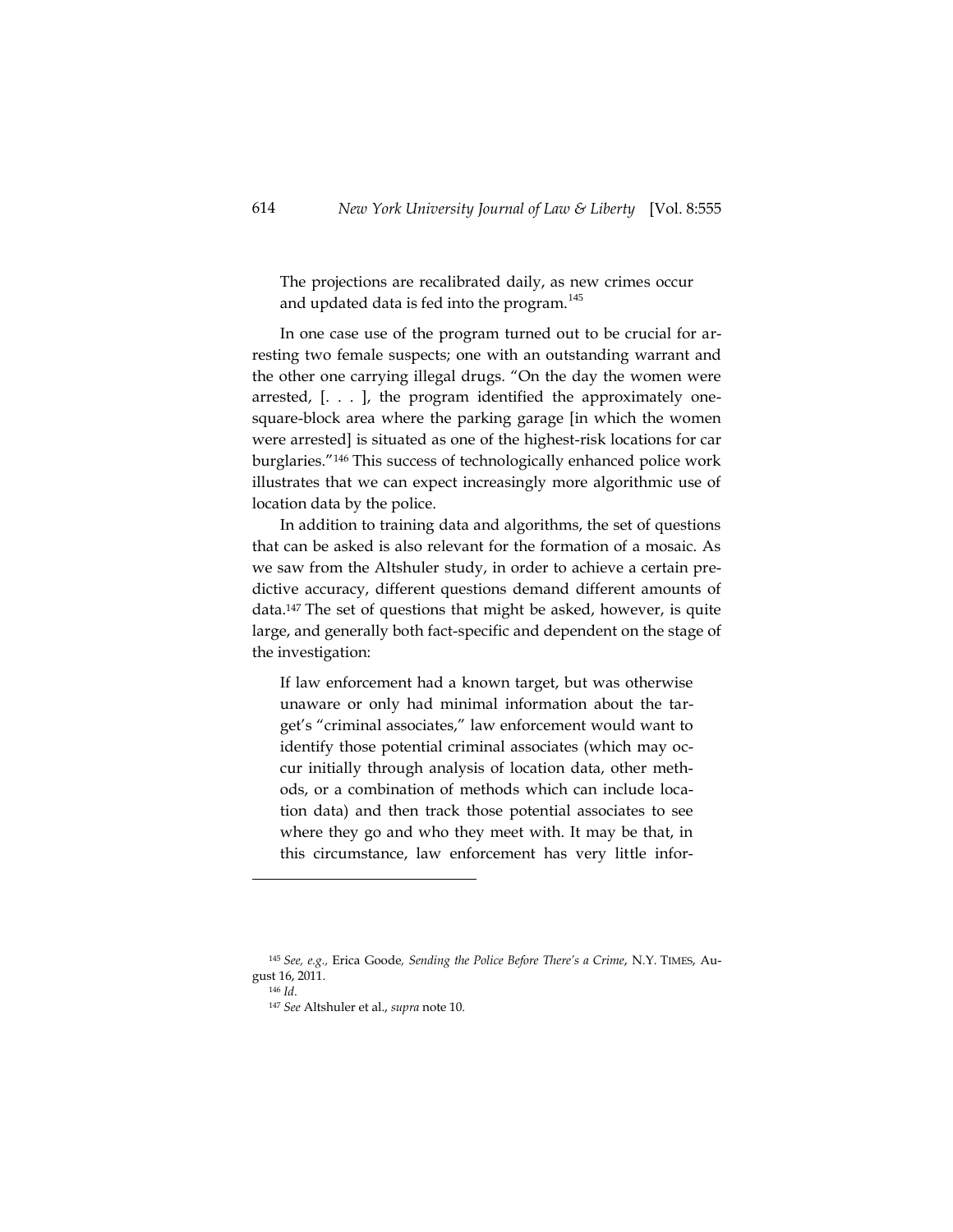> The projections are recalibrated daily, as new crimes occur and updated data is fed into the program.[145]

In one case use of the program turned out to be crucial for arresting two female suspects; one with an outstanding warrant and the other one carrying illegal drugs. "On the day the women were arrested, [. . . ], the program identified the approximately one-square-block area where the parking garage [in which the women were arrested] is situated as one of the highest-risk locations for car burglaries."[146] This success of technologically enhanced police work illustrates that we can expect increasingly more algorithmic use of location data by the police.

In addition to training data and algorithms, the set of questions that can be asked is also relevant for the formation of a mosaic. As we saw from the Altshuler study, in order to achieve a certain predictive accuracy, different questions demand different amounts of data.[147] The set of questions that might be asked, however, is quite large, and generally both fact-specific and dependent on the stage of the investigation:

> If law enforcement had a known target, but was otherwise unaware or only had minimal information about the target's "criminal associates," law enforcement would want to identify those potential criminal associates (which may occur initially through analysis of location data, other methods, or a combination of methods which can include location data) and then track those potential associates to see where they go and who they meet with. It may be that, in this circumstance, law enforcement has very little infor-

---

[145] *See, e.g.,* Erica Goode*, Sending the Police Before There's a Crime*, N.Y. TIMES, August 16, 2011.

[146] *Id*.

[147] *See* Altshuler et al., *supra* note 10.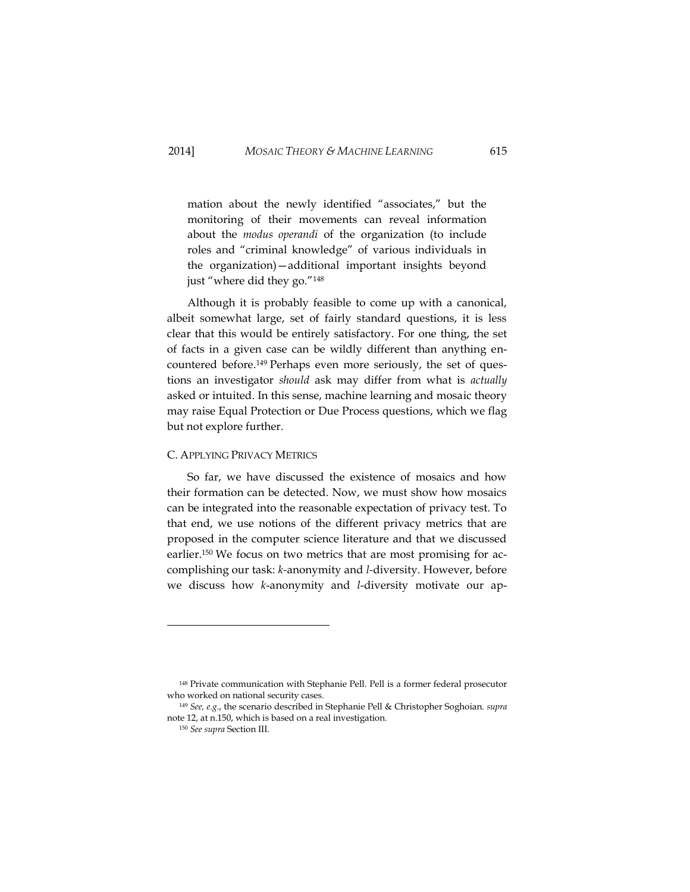mation about the newly identified "associates," but the monitoring of their movements can reveal information about the *modus operandi* of the organization (to include roles and "criminal knowledge" of various individuals in the organization)—additional important insights beyond just "where did they go."[148]

Although it is probably feasible to come up with a canonical, albeit somewhat large, set of fairly standard questions, it is less clear that this would be entirely satisfactory. For one thing, the set of facts in a given case can be wildly different than anything encountered before.[149] Perhaps even more seriously, the set of questions an investigator *should* ask may differ from what is *actually* asked or intuited. In this sense, machine learning and mosaic theory may raise Equal Protection or Due Process questions, which we flag but not explore further.

### C. Applying Privacy Metrics

So far, we have discussed the existence of mosaics and how their formation can be detected. Now, we must show how mosaics can be integrated into the reasonable expectation of privacy test. To that end, we use notions of the different privacy metrics that are proposed in the computer science literature and that we discussed earlier.[150] We focus on two metrics that are most promising for accomplishing our task: *k*-anonymity and *l*-diversity. However, before we discuss how *k*-anonymity and *l*-diversity motivate our ap-

---

[148] Private communication with Stephanie Pell. Pell is a former federal prosecutor who worked on national security cases.

[149] *See, e.g.*, the scenario described in Stephanie Pell & Christopher Soghoian. *supra* note 12, at n.150, which is based on a real investigation.

[150] *See supra* Section III.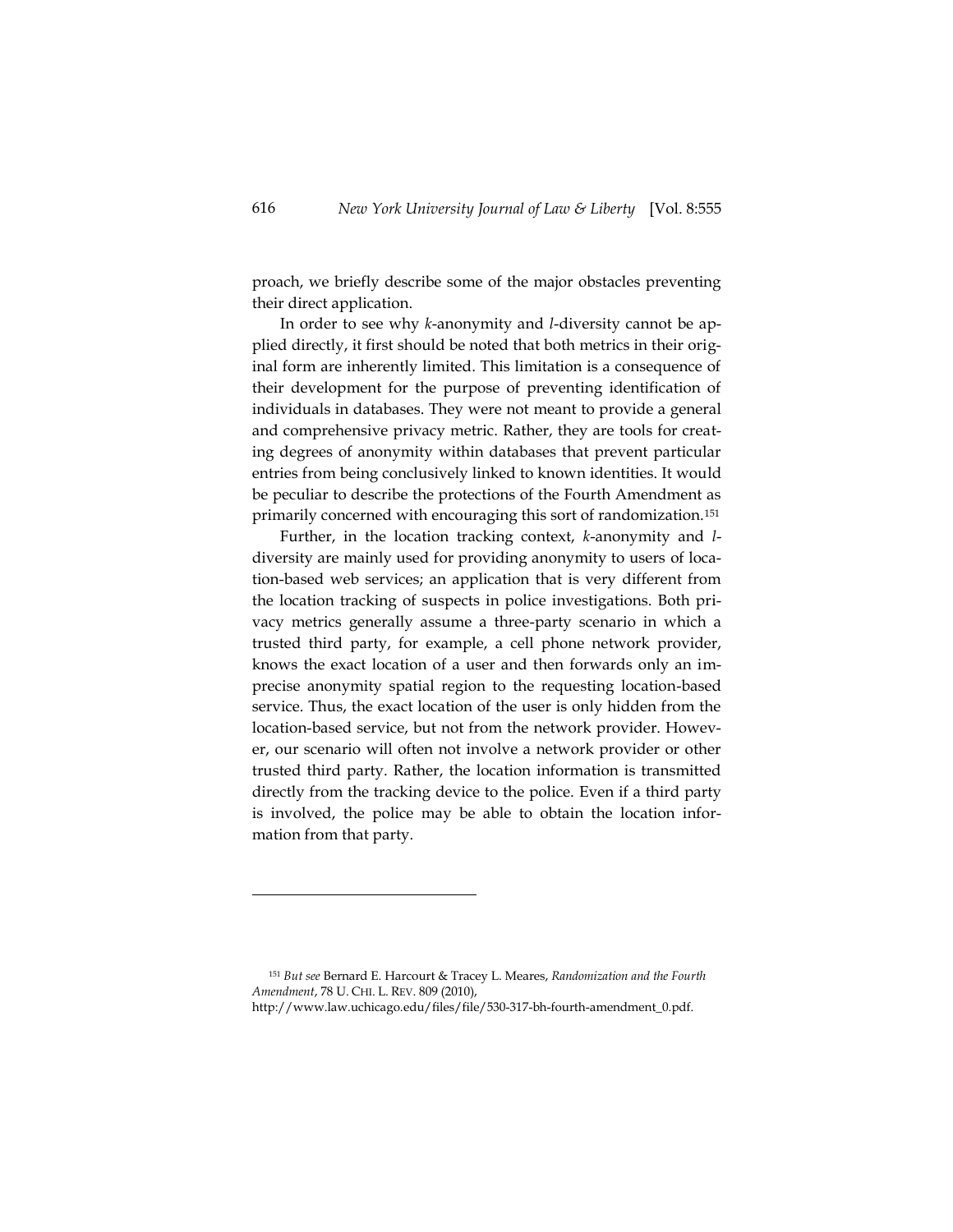proach, we briefly describe some of the major obstacles preventing their direct application.

In order to see why *k*-anonymity and *l*-diversity cannot be applied directly, it first should be noted that both metrics in their original form are inherently limited. This limitation is a consequence of their development for the purpose of preventing identification of individuals in databases. They were not meant to provide a general and comprehensive privacy metric. Rather, they are tools for creating degrees of anonymity within databases that prevent particular entries from being conclusively linked to known identities. It would be peculiar to describe the protections of the Fourth Amendment as primarily concerned with encouraging this sort of randomization.[151]

Further, in the location tracking context, *k*-anonymity and *l*-diversity are mainly used for providing anonymity to users of location-based web services; an application that is very different from the location tracking of suspects in police investigations. Both privacy metrics generally assume a three-party scenario in which a trusted third party, for example, a cell phone network provider, knows the exact location of a user and then forwards only an imprecise anonymity spatial region to the requesting location-based service. Thus, the exact location of the user is only hidden from the location-based service, but not from the network provider. However, our scenario will often not involve a network provider or other trusted third party. Rather, the location information is transmitted directly from the tracking device to the police. Even if a third party is involved, the police may be able to obtain the location information from that party.

---

[151] *But see* Bernard E. Harcourt & Tracey L. Meares, *Randomization and the Fourth Amendment*, 78 U. CHI. L. REV. 809 (2010), http://www.law.uchicago.edu/files/file/530-317-bh-fourth-amendment_0.pdf.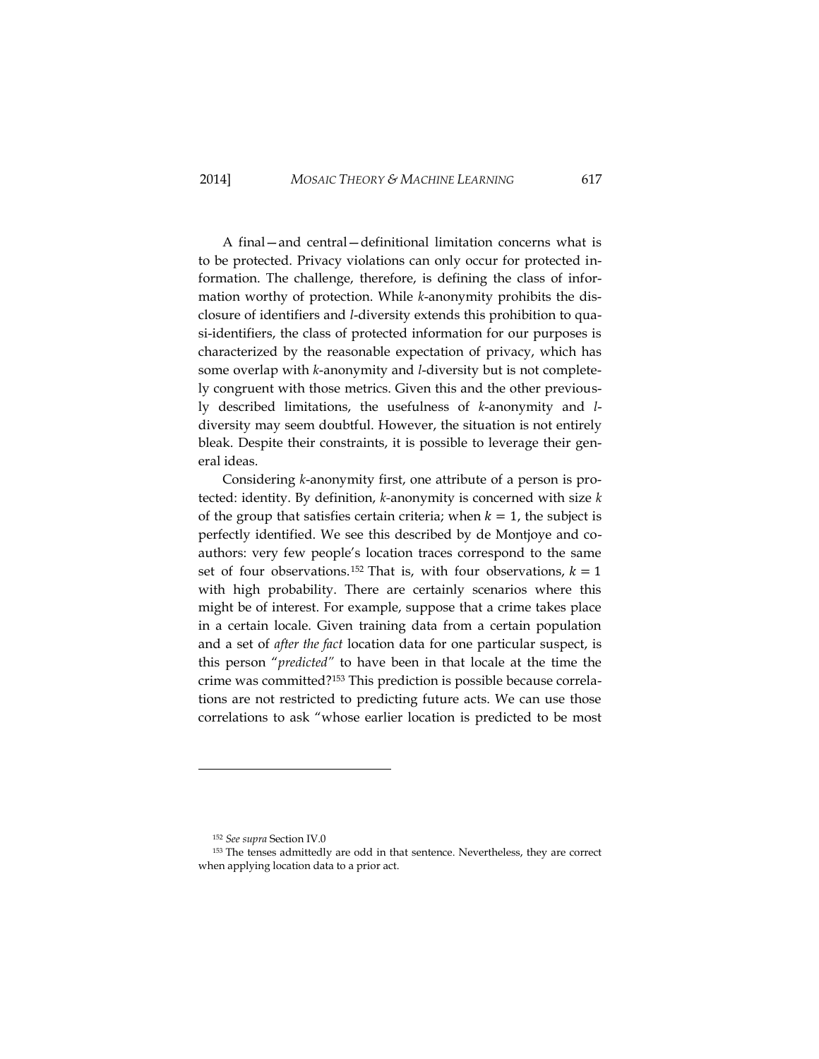A final—and central—definitional limitation concerns what is to be protected. Privacy violations can only occur for protected information. The challenge, therefore, is defining the class of information worthy of protection. While *k*-anonymity prohibits the disclosure of identifiers and *l*-diversity extends this prohibition to quasi-identifiers, the class of protected information for our purposes is characterized by the reasonable expectation of privacy, which has some overlap with *k*-anonymity and *l*-diversity but is not completely congruent with those metrics. Given this and the other previously described limitations, the usefulness of *k*-anonymity and *l*-diversity may seem doubtful. However, the situation is not entirely bleak. Despite their constraints, it is possible to leverage their general ideas.

Considering *k*-anonymity first, one attribute of a person is protected: identity. By definition, *k*-anonymity is concerned with size $k$ of the group that satisfies certain criteria; when $k = 1$, the subject is perfectly identified. We see this described by de Montjoye and coauthors: very few people's location traces correspond to the same set of four observations.[152] That is, with four observations, $k = 1$ with high probability. There are certainly scenarios where this might be of interest. For example, suppose that a crime takes place in a certain locale. Given training data from a certain population and a set of *after the fact* location data for one particular suspect, is this person "*predicted*" to have been in that locale at the time the crime was committed?[153] This prediction is possible because correlations are not restricted to predicting future acts. We can use those correlations to ask "whose earlier location is predicted to be most

---

[152] *See supra* Section IV.0

[153] The tenses admittedly are odd in that sentence. Nevertheless, they are correct when applying location data to a prior act.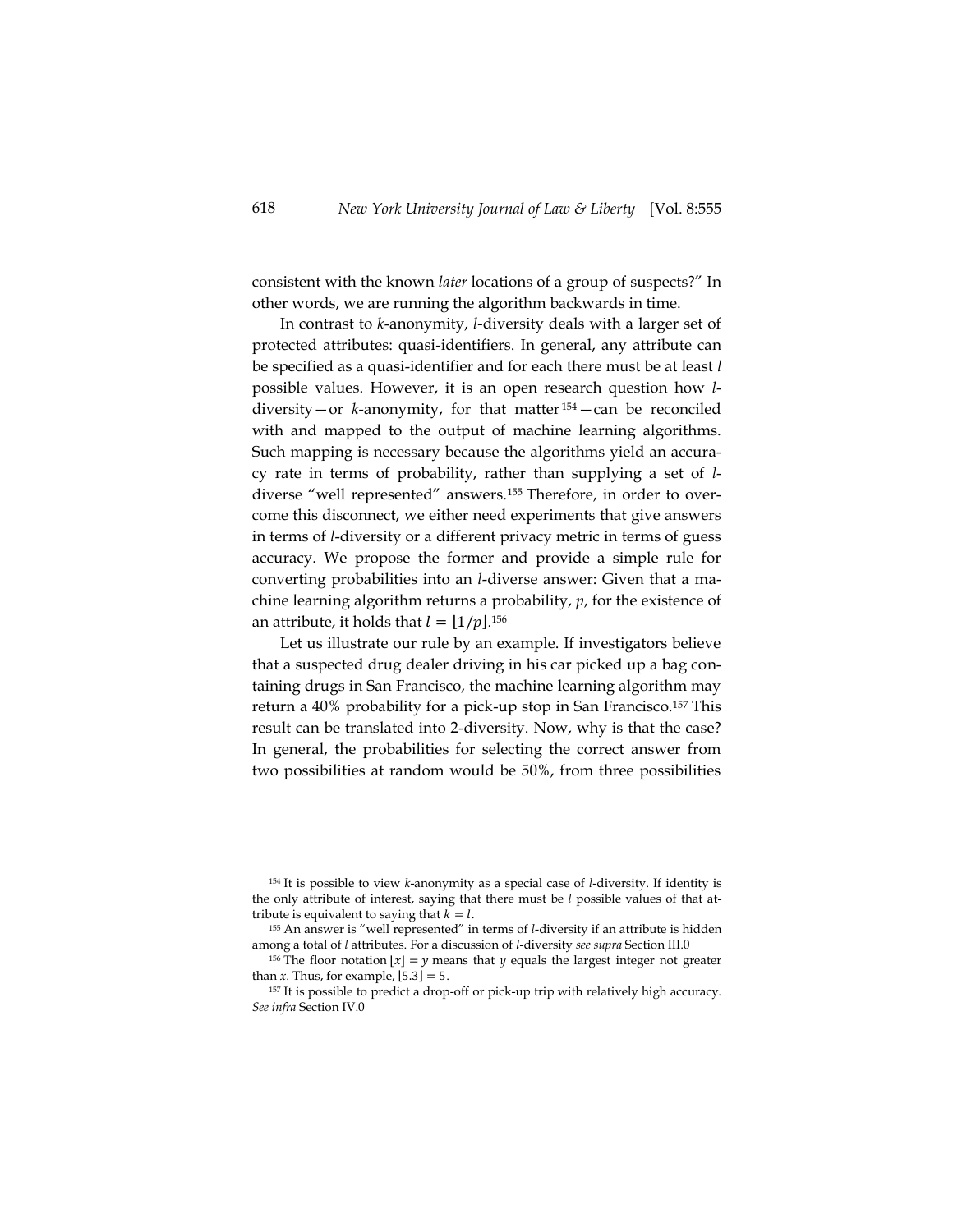consistent with the known *later* locations of a group of suspects?" In other words, we are running the algorithm backwards in time.

In contrast to *k*-anonymity, *l*-diversity deals with a larger set of protected attributes: quasi-identifiers. In general, any attribute can be specified as a quasi-identifier and for each there must be at least *l* possible values. However, it is an open research question how *l*-diversity—or *k*-anonymity, for that matter[154]—can be reconciled with and mapped to the output of machine learning algorithms. Such mapping is necessary because the algorithms yield an accuracy rate in terms of probability, rather than supplying a set of *l*-diverse "well represented" answers.[155] Therefore, in order to overcome this disconnect, we either need experiments that give answers in terms of *l*-diversity or a different privacy metric in terms of guess accuracy. We propose the former and provide a simple rule for converting probabilities into an *l*-diverse answer: Given that a machine learning algorithm returns a probability, $p$, for the existence of an attribute, it holds that $l = \lfloor 1/p \rfloor$.[156]

Let us illustrate our rule by an example. If investigators believe that a suspected drug dealer driving in his car picked up a bag containing drugs in San Francisco, the machine learning algorithm may return a 40% probability for a pick-up stop in San Francisco.[157] This result can be translated into 2-diversity. Now, why is that the case? In general, the probabilities for selecting the correct answer from two possibilities at random would be 50%, from three possibilities

---

[154] It is possible to view *k*-anonymity as a special case of *l*-diversity. If identity is the only attribute of interest, saying that there must be *l* possible values of that attribute is equivalent to saying that $k = l$.

[155] An answer is "well represented" in terms of *l*-diversity if an attribute is hidden among a total of *l* attributes. For a discussion of *l*-diversity *see supra* Section III.0

[156] The floor notation $\lfloor x \rfloor = y$ means that $y$ equals the largest integer not greater than $x$. Thus, for example, $\lfloor 5.3 \rfloor = 5$.

[157] It is possible to predict a drop-off or pick-up trip with relatively high accuracy. *See infra* Section IV.0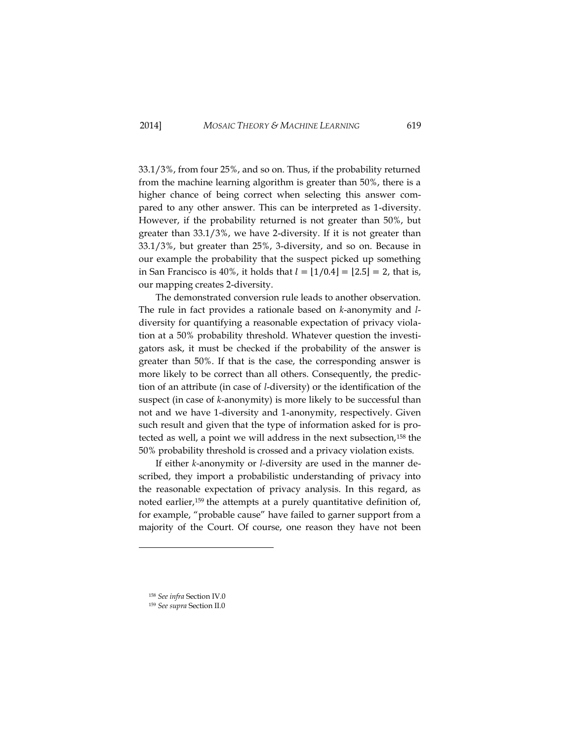33.1/3%, from four 25%, and so on. Thus, if the probability returned from the machine learning algorithm is greater than 50%, there is a higher chance of being correct when selecting this answer compared to any other answer. This can be interpreted as 1-diversity. However, if the probability returned is not greater than 50%, but greater than 33.1/3%, we have 2-diversity. If it is not greater than 33.1/3%, but greater than 25%, 3-diversity, and so on. Because in our example the probability that the suspect picked up something in San Francisco is 40%, it holds that $l = \lfloor 1/0.4 \rfloor = \lfloor 2.5 \rfloor = 2$, that is, our mapping creates 2-diversity.

The demonstrated conversion rule leads to another observation. The rule in fact provides a rationale based on *k*-anonymity and *l*-diversity for quantifying a reasonable expectation of privacy violation at a 50% probability threshold. Whatever question the investigators ask, it must be checked if the probability of the answer is greater than 50%. If that is the case, the corresponding answer is more likely to be correct than all others. Consequently, the prediction of an attribute (in case of *l*-diversity) or the identification of the suspect (in case of *k*-anonymity) is more likely to be successful than not and we have 1-diversity and 1-anonymity, respectively. Given such result and given that the type of information asked for is protected as well, a point we will address in the next subsection,[158] the 50% probability threshold is crossed and a privacy violation exists.

If either *k*-anonymity or *l*-diversity are used in the manner described, they import a probabilistic understanding of privacy into the reasonable expectation of privacy analysis. In this regard, as noted earlier,[159] the attempts at a purely quantitative definition of, for example, "probable cause" have failed to garner support from a majority of the Court. Of course, one reason they have not been

---

[158] *See infra* Section IV.0

[159] *See supra* Section II.0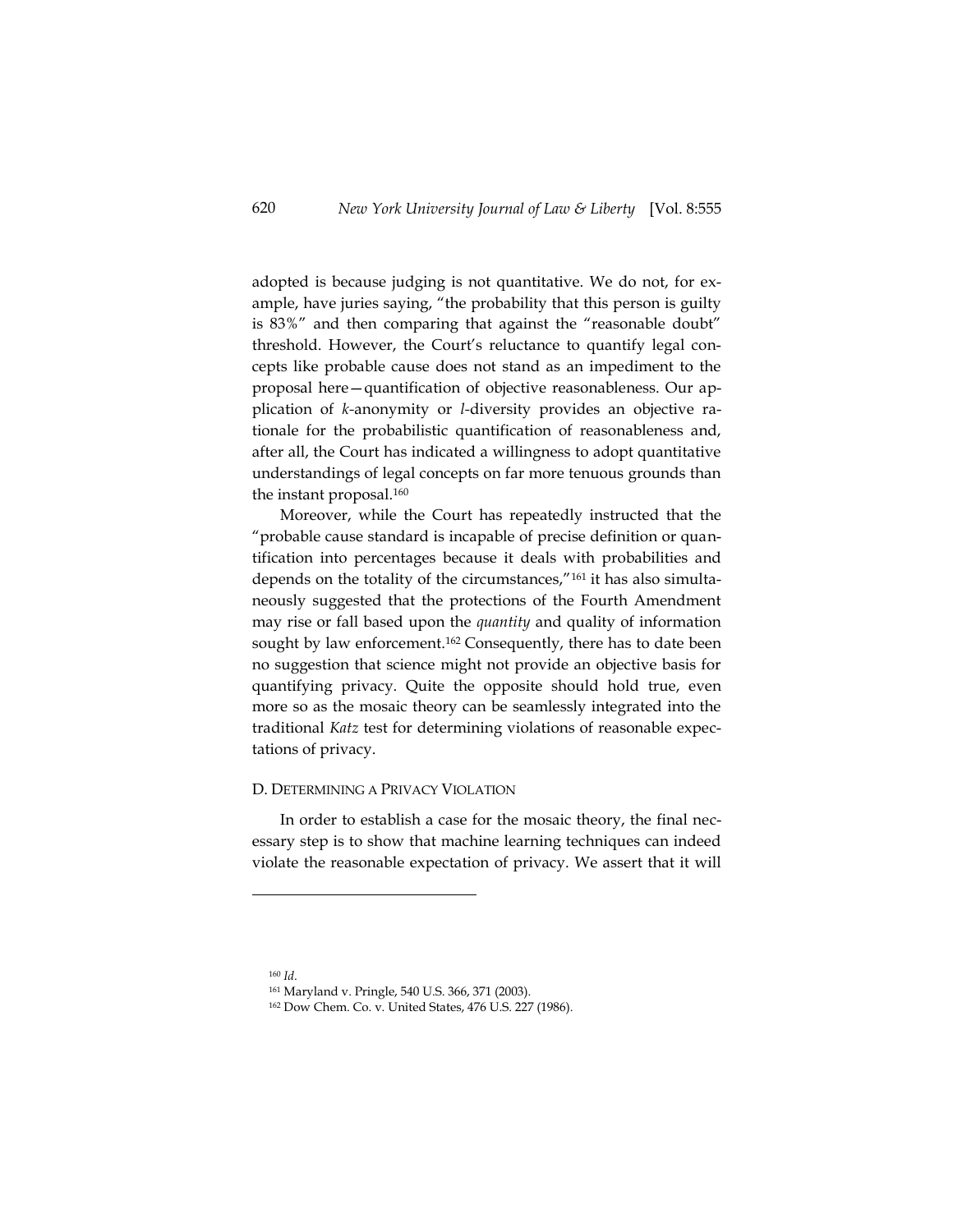adopted is because judging is not quantitative. We do not, for example, have juries saying, "the probability that this person is guilty is 83%" and then comparing that against the "reasonable doubt" threshold. However, the Court's reluctance to quantify legal concepts like probable cause does not stand as an impediment to the proposal here—quantification of objective reasonableness. Our application of *k*-anonymity or *l*-diversity provides an objective rationale for the probabilistic quantification of reasonableness and, after all, the Court has indicated a willingness to adopt quantitative understandings of legal concepts on far more tenuous grounds than the instant proposal.[160]

Moreover, while the Court has repeatedly instructed that the "probable cause standard is incapable of precise definition or quantification into percentages because it deals with probabilities and depends on the totality of the circumstances,"[161] it has also simultaneously suggested that the protections of the Fourth Amendment may rise or fall based upon the *quantity* and quality of information sought by law enforcement.[162] Consequently, there has to date been no suggestion that science might not provide an objective basis for quantifying privacy. Quite the opposite should hold true, even more so as the mosaic theory can be seamlessly integrated into the traditional *Katz* test for determining violations of reasonable expectations of privacy.

### D. Determining a Privacy Violation

In order to establish a case for the mosaic theory, the final necessary step is to show that machine learning techniques can indeed violate the reasonable expectation of privacy. We assert that it will

---

[160] *Id.*

[161] Maryland v. Pringle, 540 U.S. 366, 371 (2003).

[162] Dow Chem. Co. v. United States, 476 U.S. 227 (1986).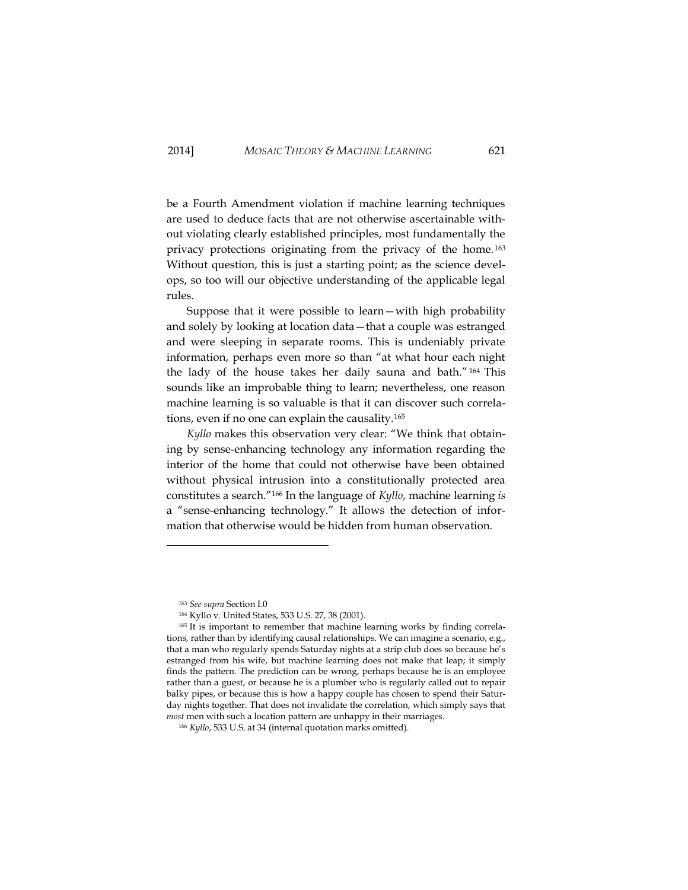be a Fourth Amendment violation if machine learning techniques are used to deduce facts that are not otherwise ascertainable without violating clearly established principles, most fundamentally the privacy protections originating from the privacy of the home.[163] Without question, this is just a starting point; as the science develops, so too will our objective understanding of the applicable legal rules.

Suppose that it were possible to learn—with high probability and solely by looking at location data—that a couple was estranged and were sleeping in separate rooms. This is undeniably private information, perhaps even more so than "at what hour each night the lady of the house takes her daily sauna and bath."[164] This sounds like an improbable thing to learn; nevertheless, one reason machine learning is so valuable is that it can discover such correlations, even if no one can explain the causality.[165]

*Kyllo* makes this observation very clear: "We think that obtaining by sense-enhancing technology any information regarding the interior of the home that could not otherwise have been obtained without physical intrusion into a constitutionally protected area constitutes a search."[166] In the language of *Kyllo*, machine learning *is* a "sense-enhancing technology." It allows the detection of information that otherwise would be hidden from human observation.

---

[163] *See supra* Section I.0

[164] Kyllo v. United States, 533 U.S. 27, 38 (2001).

[165] It is important to remember that machine learning works by finding correlations, rather than by identifying causal relationships. We can imagine a scenario, e.g., that a man who regularly spends Saturday nights at a strip club does so because he's estranged from his wife, but machine learning does not make that leap; it simply finds the pattern. The prediction can be wrong, perhaps because he is an employee rather than a guest, or because he is a plumber who is regularly called out to repair balky pipes, or because this is how a happy couple has chosen to spend their Saturday nights together. That does not invalidate the correlation, which simply says that *most* men with such a location pattern are unhappy in their marriages.

[166] *Kyllo*, 533 U.S. at 34 (internal quotation marks omitted).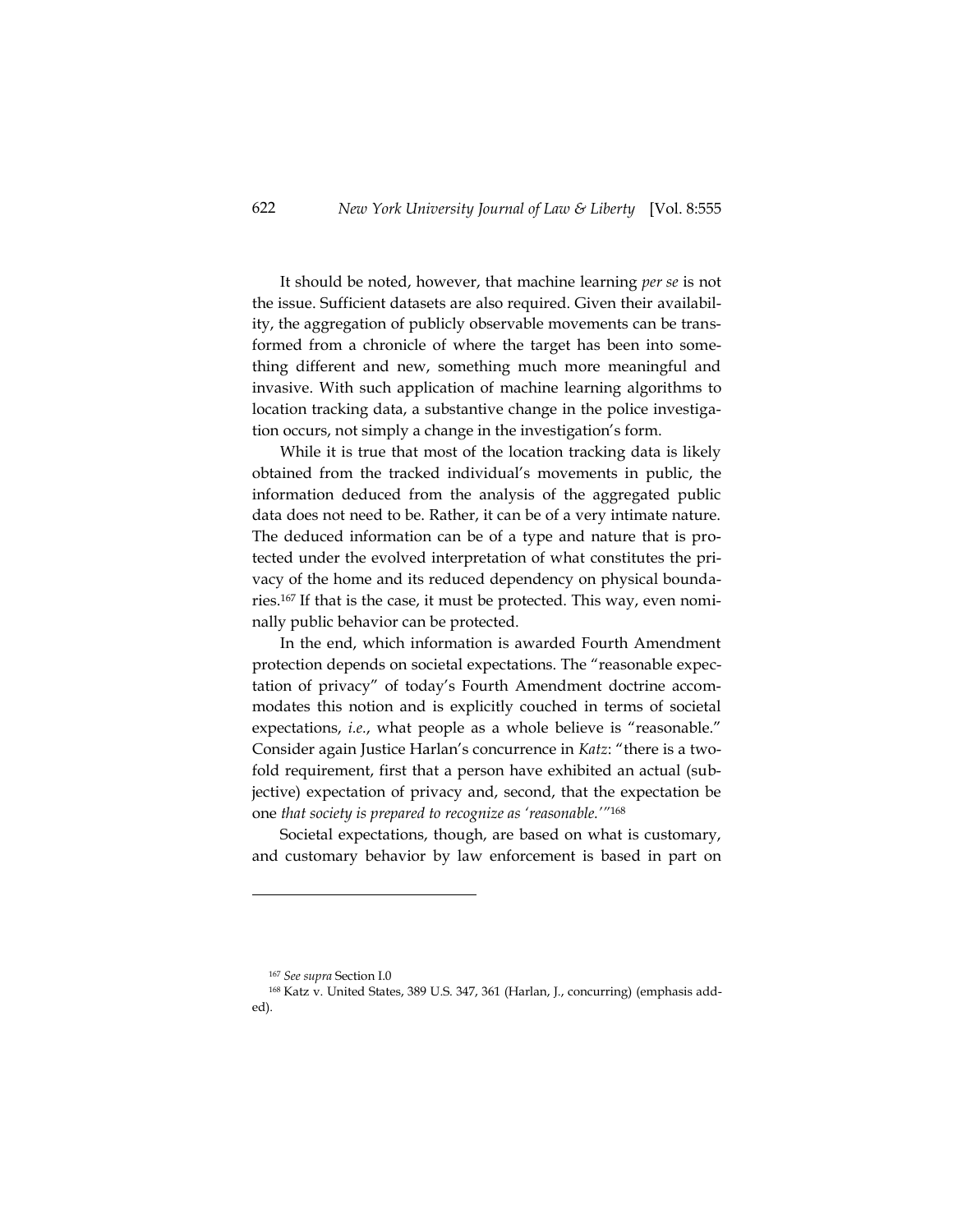It should be noted, however, that machine learning *per se* is not the issue. Sufficient datasets are also required. Given their availability, the aggregation of publicly observable movements can be transformed from a chronicle of where the target has been into something different and new, something much more meaningful and invasive. With such application of machine learning algorithms to location tracking data, a substantive change in the police investigation occurs, not simply a change in the investigation's form.

While it is true that most of the location tracking data is likely obtained from the tracked individual's movements in public, the information deduced from the analysis of the aggregated public data does not need to be. Rather, it can be of a very intimate nature. The deduced information can be of a type and nature that is protected under the evolved interpretation of what constitutes the privacy of the home and its reduced dependency on physical boundaries.[167] If that is the case, it must be protected. This way, even nominally public behavior can be protected.

In the end, which information is awarded Fourth Amendment protection depends on societal expectations. The "reasonable expectation of privacy" of today's Fourth Amendment doctrine accommodates this notion and is explicitly couched in terms of societal expectations, *i.e.*, what people as a whole believe is "reasonable." Consider again Justice Harlan's concurrence in *Katz*: "there is a twofold requirement, first that a person have exhibited an actual (subjective) expectation of privacy and, second, that the expectation be one *that society is prepared to recognize as 'reasonable.'*"[168]

Societal expectations, though, are based on what is customary, and customary behavior by law enforcement is based in part on

---

[167] *See supra* Section I.0

[168] Katz v. United States, 389 U.S. 347, 361 (Harlan, J., concurring) (emphasis added).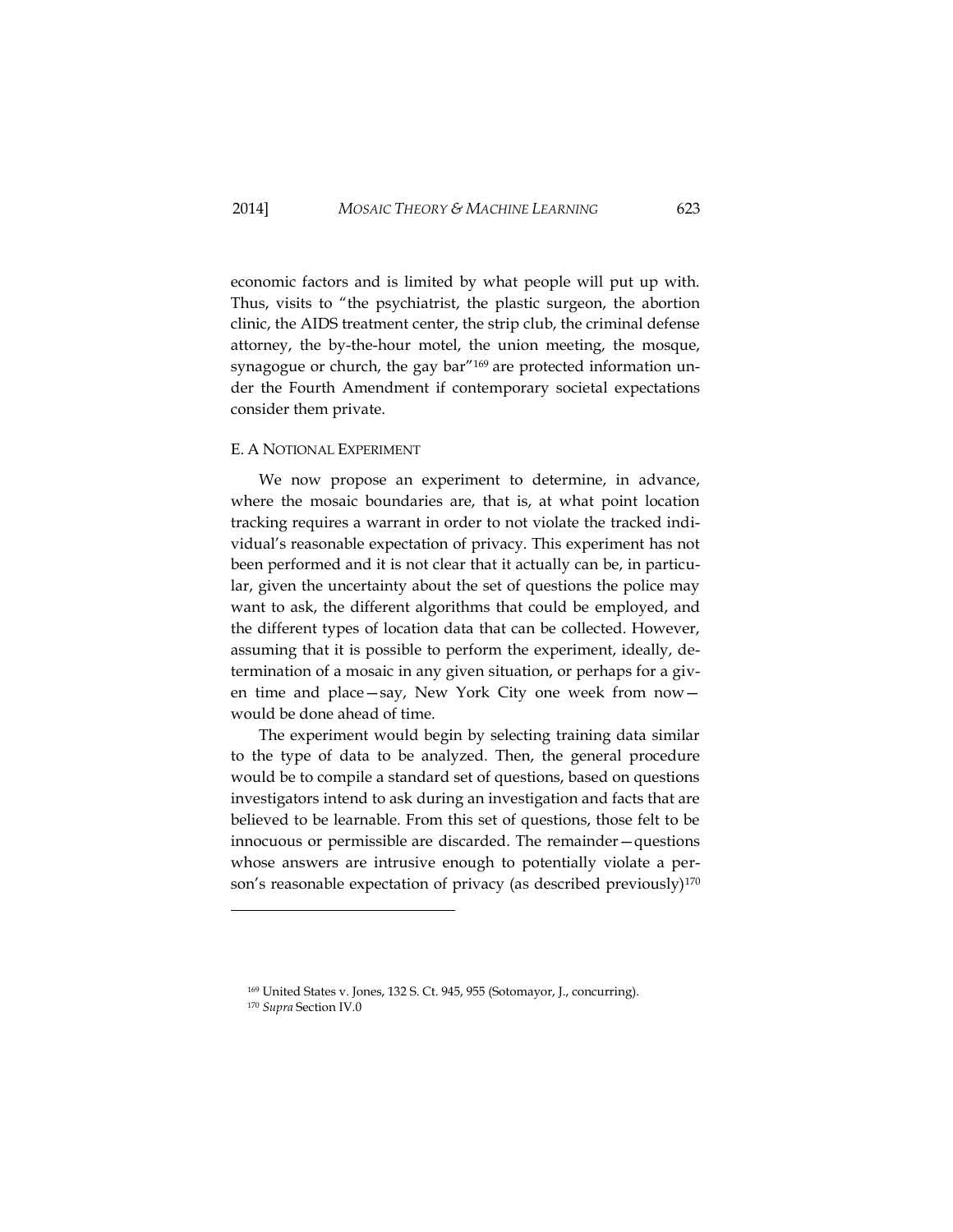economic factors and is limited by what people will put up with. Thus, visits to "the psychiatrist, the plastic surgeon, the abortion clinic, the AIDS treatment center, the strip club, the criminal defense attorney, the by-the-hour motel, the union meeting, the mosque, synagogue or church, the gay bar"[169] are protected information under the Fourth Amendment if contemporary societal expectations consider them private.

### E. A NOTIONAL EXPERIMENT

We now propose an experiment to determine, in advance, where the mosaic boundaries are, that is, at what point location tracking requires a warrant in order to not violate the tracked individual's reasonable expectation of privacy. This experiment has not been performed and it is not clear that it actually can be, in particular, given the uncertainty about the set of questions the police may want to ask, the different algorithms that could be employed, and the different types of location data that can be collected. However, assuming that it is possible to perform the experiment, ideally, determination of a mosaic in any given situation, or perhaps for a given time and place—say, New York City one week from now—would be done ahead of time.

The experiment would begin by selecting training data similar to the type of data to be analyzed. Then, the general procedure would be to compile a standard set of questions, based on questions investigators intend to ask during an investigation and facts that are believed to be learnable. From this set of questions, those felt to be innocuous or permissible are discarded. The remainder—questions whose answers are intrusive enough to potentially violate a person's reasonable expectation of privacy (as described previously)[170]

---

[169] United States v. Jones, 132 S. Ct. 945, 955 (Sotomayor, J., concurring).

[170] *Supra* Section IV.0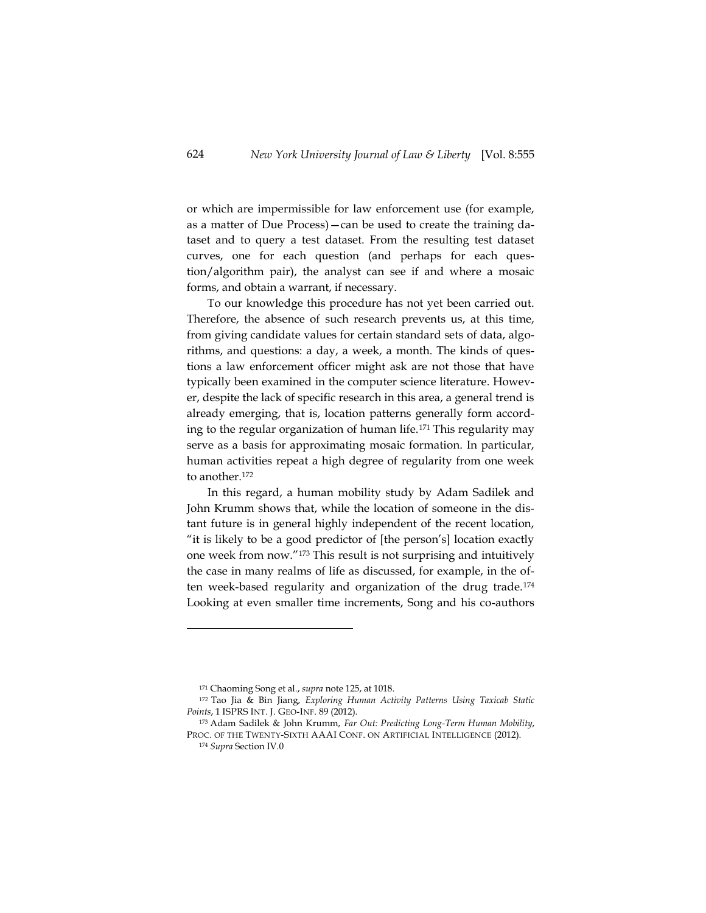or which are impermissible for law enforcement use (for example, as a matter of Due Process)—can be used to create the training dataset and to query a test dataset. From the resulting test dataset curves, one for each question (and perhaps for each question/algorithm pair), the analyst can see if and where a mosaic forms, and obtain a warrant, if necessary.

To our knowledge this procedure has not yet been carried out. Therefore, the absence of such research prevents us, at this time, from giving candidate values for certain standard sets of data, algorithms, and questions: a day, a week, a month. The kinds of questions a law enforcement officer might ask are not those that have typically been examined in the computer science literature. However, despite the lack of specific research in this area, a general trend is already emerging, that is, location patterns generally form according to the regular organization of human life.[171] This regularity may serve as a basis for approximating mosaic formation. In particular, human activities repeat a high degree of regularity from one week to another.[172]

In this regard, a human mobility study by Adam Sadilek and John Krumm shows that, while the location of someone in the distant future is in general highly independent of the recent location, "it is likely to be a good predictor of [the person's] location exactly one week from now."[173] This result is not surprising and intuitively the case in many realms of life as discussed, for example, in the often week-based regularity and organization of the drug trade.[174] Looking at even smaller time increments, Song and his co-authors

---

[171] Chaoming Song et al., *supra* note 125, at 1018.

[172] Tao Jia & Bin Jiang, *Exploring Human Activity Patterns Using Taxicab Static Points*, 1 ISPRS INT. J. GEO-INF. 89 (2012).

[173] Adam Sadilek & John Krumm, *Far Out: Predicting Long-Term Human Mobility*, PROC. OF THE TWENTY-SIXTH AAAI CONF. ON ARTIFICIAL INTELLIGENCE (2012).

[174] *Supra* Section IV.0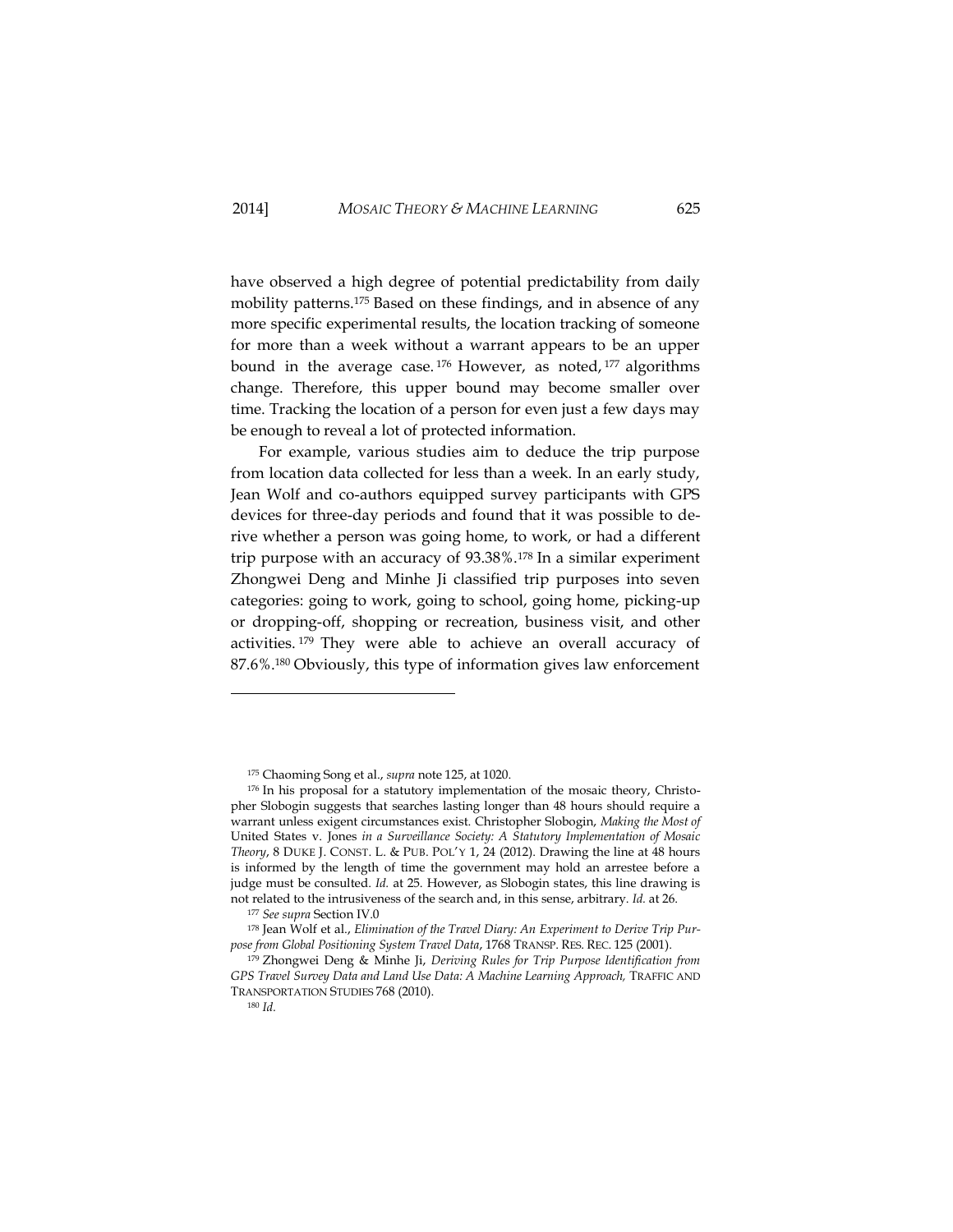have observed a high degree of potential predictability from daily mobility patterns.[175] Based on these findings, and in absence of any more specific experimental results, the location tracking of someone for more than a week without a warrant appears to be an upper bound in the average case.[176] However, as noted,[177] algorithms change. Therefore, this upper bound may become smaller over time. Tracking the location of a person for even just a few days may be enough to reveal a lot of protected information.

For example, various studies aim to deduce the trip purpose from location data collected for less than a week. In an early study, Jean Wolf and co-authors equipped survey participants with GPS devices for three-day periods and found that it was possible to derive whether a person was going home, to work, or had a different trip purpose with an accuracy of 93.38%.[178] In a similar experiment Zhongwei Deng and Minhe Ji classified trip purposes into seven categories: going to work, going to school, going home, picking-up or dropping-off, shopping or recreation, business visit, and other activities.[179] They were able to achieve an overall accuracy of 87.6%.[180] Obviously, this type of information gives law enforcement

---

[175] Chaoming Song et al., *supra* note 125, at 1020.

[176] In his proposal for a statutory implementation of the mosaic theory, Christopher Slobogin suggests that searches lasting longer than 48 hours should require a warrant unless exigent circumstances exist. Christopher Slobogin, *Making the Most of* United States v. Jones *in a Surveillance Society: A Statutory Implementation of Mosaic Theory*, 8 DUKE J. CONST. L. & PUB. POL'Y 1, 24 (2012). Drawing the line at 48 hours is informed by the length of time the government may hold an arrestee before a judge must be consulted. *Id.* at 25. However, as Slobogin states, this line drawing is not related to the intrusiveness of the search and, in this sense, arbitrary. *Id.* at 26.

[177] *See supra* Section IV.0

[178] Jean Wolf et al., *Elimination of the Travel Diary: An Experiment to Derive Trip Purpose from Global Positioning System Travel Data*, 1768 TRANSP. RES. REC. 125 (2001).

[179] Zhongwei Deng & Minhe Ji, *Deriving Rules for Trip Purpose Identification from GPS Travel Survey Data and Land Use Data: A Machine Learning Approach,* TRAFFIC AND TRANSPORTATION STUDIES 768 (2010).

[180] *Id.*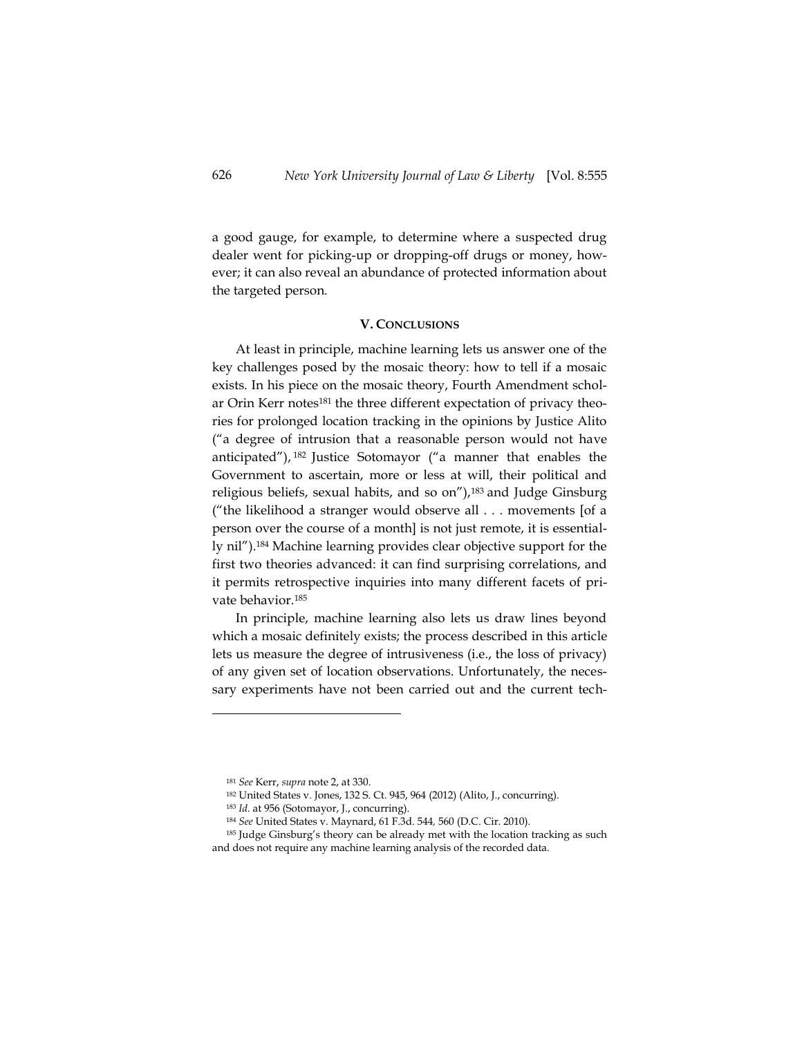a good gauge, for example, to determine where a suspected drug dealer went for picking-up or dropping-off drugs or money, however; it can also reveal an abundance of protected information about the targeted person.

## V. Conclusions

At least in principle, machine learning lets us answer one of the key challenges posed by the mosaic theory: how to tell if a mosaic exists. In his piece on the mosaic theory, Fourth Amendment scholar Orin Kerr notes[181] the three different expectation of privacy theories for prolonged location tracking in the opinions by Justice Alito ("a degree of intrusion that a reasonable person would not have anticipated"),[182] Justice Sotomayor ("a manner that enables the Government to ascertain, more or less at will, their political and religious beliefs, sexual habits, and so on"),[183] and Judge Ginsburg ("the likelihood a stranger would observe all . . . movements [of a person over the course of a month] is not just remote, it is essentially nil").[184] Machine learning provides clear objective support for the first two theories advanced: it can find surprising correlations, and it permits retrospective inquiries into many different facets of private behavior.[185]

In principle, machine learning also lets us draw lines beyond which a mosaic definitely exists; the process described in this article lets us measure the degree of intrusiveness (i.e., the loss of privacy) of any given set of location observations. Unfortunately, the necessary experiments have not been carried out and the current tech-

---

[181] *See* Kerr, *supra* note 2, at 330.

[182] United States v. Jones, 132 S. Ct. 945, 964 (2012) (Alito, J., concurring).

[183] *Id.* at 956 (Sotomayor, J., concurring).

[184] *See* United States v. Maynard, 61 F.3d. 544, 560 (D.C. Cir. 2010).

[185] Judge Ginsburg's theory can be already met with the location tracking as such and does not require any machine learning analysis of the recorded data.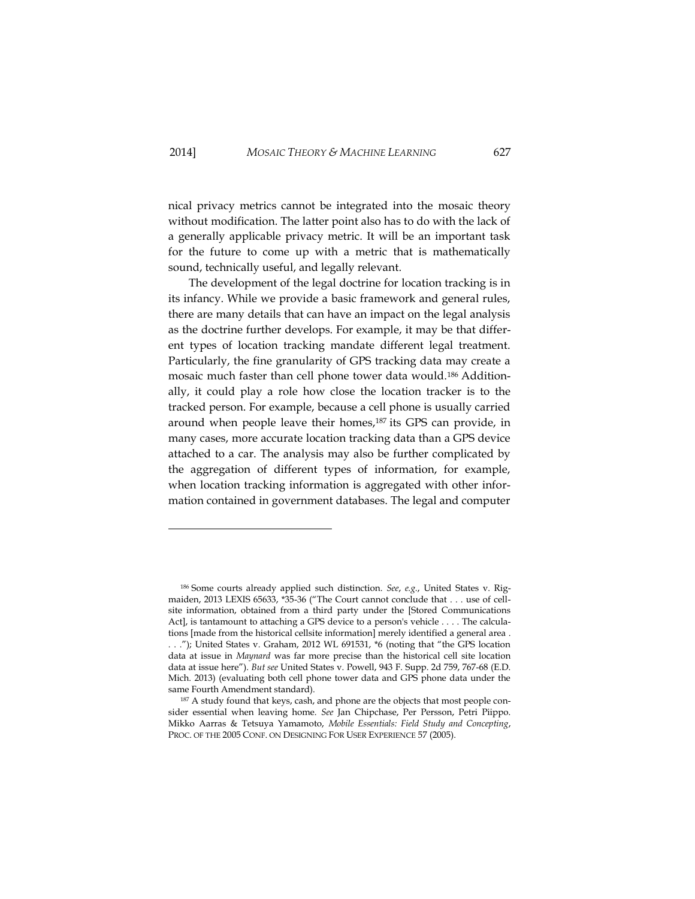nical privacy metrics cannot be integrated into the mosaic theory without modification. The latter point also has to do with the lack of a generally applicable privacy metric. It will be an important task for the future to come up with a metric that is mathematically sound, technically useful, and legally relevant.

The development of the legal doctrine for location tracking is in its infancy. While we provide a basic framework and general rules, there are many details that can have an impact on the legal analysis as the doctrine further develops. For example, it may be that different types of location tracking mandate different legal treatment. Particularly, the fine granularity of GPS tracking data may create a mosaic much faster than cell phone tower data would.[186] Additionally, it could play a role how close the location tracker is to the tracked person. For example, because a cell phone is usually carried around when people leave their homes,[187] its GPS can provide, in many cases, more accurate location tracking data than a GPS device attached to a car. The analysis may also be further complicated by the aggregation of different types of information, for example, when location tracking information is aggregated with other information contained in government databases. The legal and computer

---

[186] Some courts already applied such distinction. *See*, *e.g.*, United States v. Rigmaiden, 2013 LEXIS 65633, *35-36 ("The Court cannot conclude that . . . use of cell-site information, obtained from a third party under the [Stored Communications Act], is tantamount to attaching a GPS device to a person's vehicle . . . . The calculations [made from the historical cellsite information] merely identified a general area . . . ."); United States v. Graham, 2012 WL 691531, *6 (noting that "the GPS location data at issue in *Maynard* was far more precise than the historical cell site location data at issue here"). *But see* United States v. Powell, 943 F. Supp. 2d 759, 767-68 (E.D. Mich. 2013) (evaluating both cell phone tower data and GPS phone data under the same Fourth Amendment standard).

[187] A study found that keys, cash, and phone are the objects that most people consider essential when leaving home. *See* Jan Chipchase, Per Persson, Petri Piippo. Mikko Aarras & Tetsuya Yamamoto, *Mobile Essentials: Field Study and Concepting*, PROC. OF THE 2005 CONF. ON DESIGNING FOR USER EXPERIENCE 57 (2005).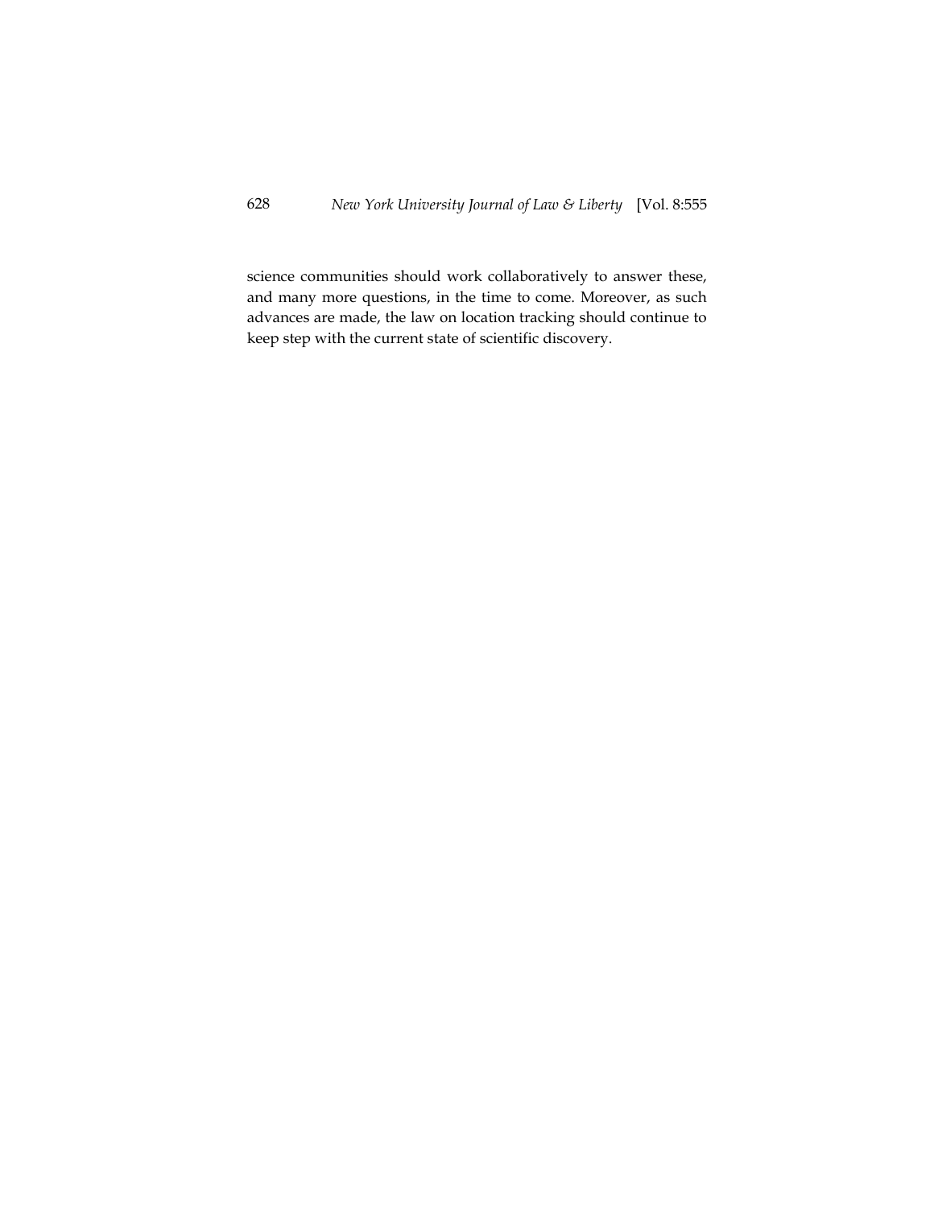science communities should work collaboratively to answer these, and many more questions, in the time to come. Moreover, as such advances are made, the law on location tracking should continue to keep step with the current state of scientific discovery.